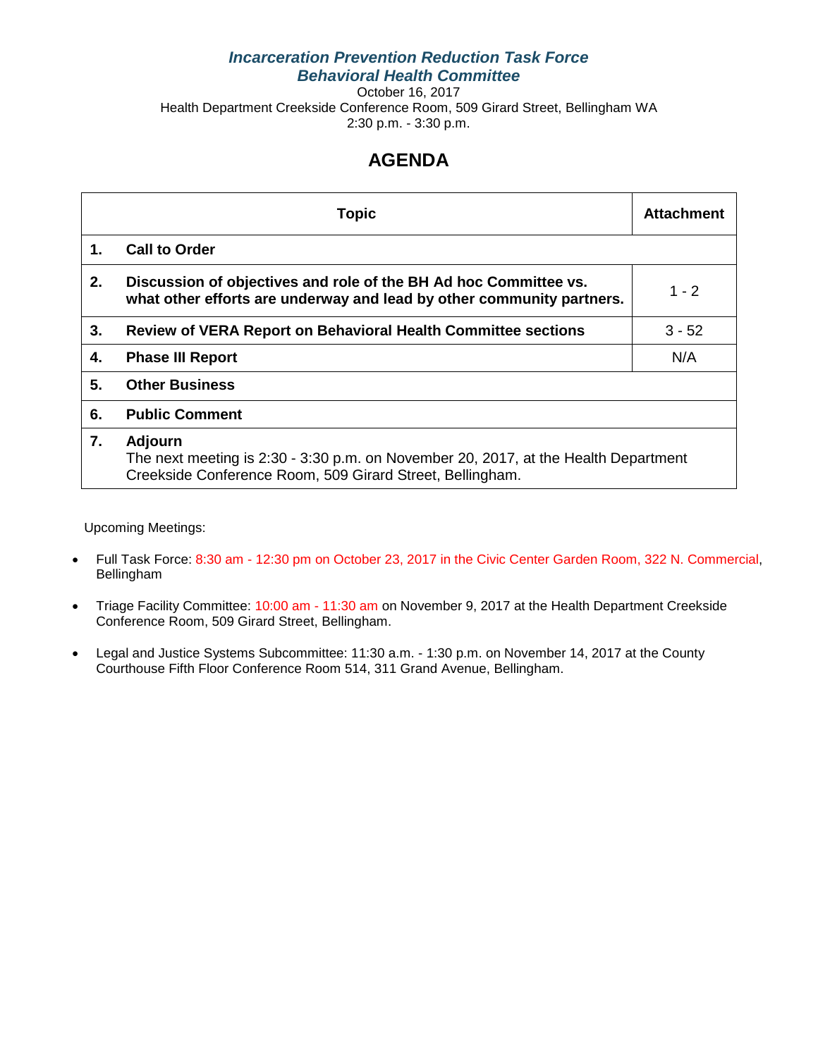***Incarceration Prevention Reduction Task Force***
***Behavioral Health Committee***

October 16, 2017
Health Department Creekside Conference Room, 509 Girard Street, Bellingham WA
2:30 p.m. - 3:30 p.m.

# AGENDA

| | Topic | Attachment |
|---|---|---|
| **1.** | **Call to Order** | |
| **2.** | **Discussion of objectives and role of the BH Ad hoc Committee vs. what other efforts are underway and lead by other community partners.** | 1 - 2 |
| **3.** | **Review of VERA Report on Behavioral Health Committee sections** | 3 - 52 |
| **4.** | **Phase III Report** | N/A |
| **5.** | **Other Business** | |
| **6.** | **Public Comment** | |
| **7.** | **Adjourn**<br>The next meeting is 2:30 - 3:30 p.m. on November 20, 2017, at the Health Department Creekside Conference Room, 509 Girard Street, Bellingham. | |

Upcoming Meetings:

- Full Task Force: 8:30 am - 12:30 pm on October 23, 2017 in the Civic Center Garden Room, 322 N. Commercial, Bellingham
- Triage Facility Committee: 10:00 am - 11:30 am on November 9, 2017 at the Health Department Creekside Conference Room, 509 Girard Street, Bellingham.
- Legal and Justice Systems Subcommittee: 11:30 a.m. - 1:30 p.m. on November 14, 2017 at the County Courthouse Fifth Floor Conference Room 514, 311 Grand Avenue, Bellingham.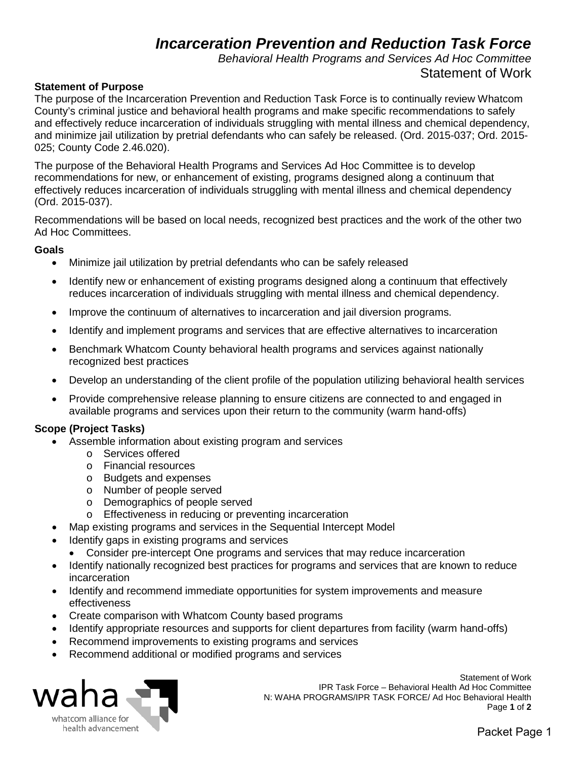# *Incarceration Prevention and Reduction Task Force*

*Behavioral Health Programs and Services Ad Hoc Committee*

Statement of Work

**Statement of Purpose**

The purpose of the Incarceration Prevention and Reduction Task Force is to continually review Whatcom County's criminal justice and behavioral health programs and make specific recommendations to safely and effectively reduce incarceration of individuals struggling with mental illness and chemical dependency, and minimize jail utilization by pretrial defendants who can safely be released. (Ord. 2015-037; Ord. 2015-025; County Code 2.46.020).

The purpose of the Behavioral Health Programs and Services Ad Hoc Committee is to develop recommendations for new, or enhancement of existing, programs designed along a continuum that effectively reduces incarceration of individuals struggling with mental illness and chemical dependency (Ord. 2015-037).

Recommendations will be based on local needs, recognized best practices and the work of the other two Ad Hoc Committees.

**Goals**

- Minimize jail utilization by pretrial defendants who can be safely released
- Identify new or enhancement of existing programs designed along a continuum that effectively reduces incarceration of individuals struggling with mental illness and chemical dependency.
- Improve the continuum of alternatives to incarceration and jail diversion programs.
- Identify and implement programs and services that are effective alternatives to incarceration
- Benchmark Whatcom County behavioral health programs and services against nationally recognized best practices
- Develop an understanding of the client profile of the population utilizing behavioral health services
- Provide comprehensive release planning to ensure citizens are connected to and engaged in available programs and services upon their return to the community (warm hand-offs)

**Scope (Project Tasks)**

- Assemble information about existing program and services
  - Services offered
  - Financial resources
  - Budgets and expenses
  - Number of people served
  - Demographics of people served
  - Effectiveness in reducing or preventing incarceration
- Map existing programs and services in the Sequential Intercept Model
- Identify gaps in existing programs and services
  - Consider pre-intercept One programs and services that may reduce incarceration
- Identify nationally recognized best practices for programs and services that are known to reduce incarceration
- Identify and recommend immediate opportunities for system improvements and measure effectiveness
- Create comparison with Whatcom County based programs
- Identify appropriate resources and supports for client departures from facility (warm hand-offs)
- Recommend improvements to existing programs and services
- Recommend additional or modified programs and services

waha
whatcom alliance for health advancement

Statement of Work
IPR Task Force – Behavioral Health Ad Hoc Committee
N: WAHA PROGRAMS/IPR TASK FORCE/ Ad Hoc Behavioral Health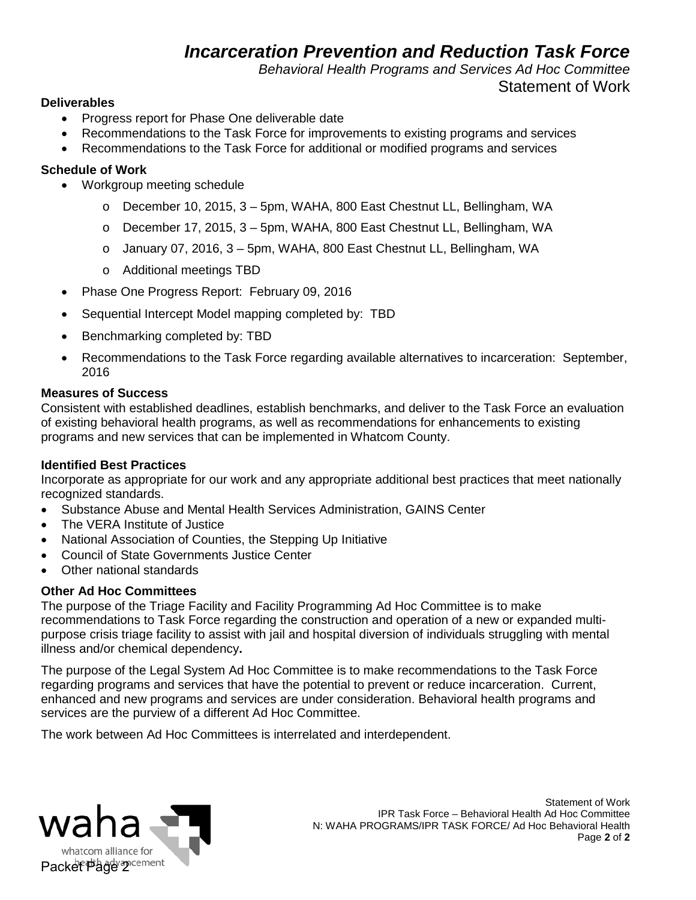# *Incarceration Prevention and Reduction Task Force*

*Behavioral Health Programs and Services Ad Hoc Committee*

Statement of Work

**Deliverables**

- Progress report for Phase One deliverable date
- Recommendations to the Task Force for improvements to existing programs and services
- Recommendations to the Task Force for additional or modified programs and services

**Schedule of Work**

- Workgroup meeting schedule
  - o December 10, 2015, 3 – 5pm, WAHA, 800 East Chestnut LL, Bellingham, WA
  - o December 17, 2015, 3 – 5pm, WAHA, 800 East Chestnut LL, Bellingham, WA
  - o January 07, 2016, 3 – 5pm, WAHA, 800 East Chestnut LL, Bellingham, WA
  - o Additional meetings TBD
- Phase One Progress Report: February 09, 2016
- Sequential Intercept Model mapping completed by: TBD
- Benchmarking completed by: TBD
- Recommendations to the Task Force regarding available alternatives to incarceration: September, 2016

**Measures of Success**

Consistent with established deadlines, establish benchmarks, and deliver to the Task Force an evaluation of existing behavioral health programs, as well as recommendations for enhancements to existing programs and new services that can be implemented in Whatcom County.

**Identified Best Practices**

Incorporate as appropriate for our work and any appropriate additional best practices that meet nationally recognized standards.

- Substance Abuse and Mental Health Services Administration, GAINS Center
- The VERA Institute of Justice
- National Association of Counties, the Stepping Up Initiative
- Council of State Governments Justice Center
- Other national standards

**Other Ad Hoc Committees**

The purpose of the Triage Facility and Facility Programming Ad Hoc Committee is to make recommendations to Task Force regarding the construction and operation of a new or expanded multi-purpose crisis triage facility to assist with jail and hospital diversion of individuals struggling with mental illness and/or chemical dependency**.**

The purpose of the Legal System Ad Hoc Committee is to make recommendations to the Task Force regarding programs and services that have the potential to prevent or reduce incarceration. Current, enhanced and new programs and services are under consideration. Behavioral health programs and services are the purview of a different Ad Hoc Committee.

The work between Ad Hoc Committees is interrelated and interdependent.

waha
whatcom alliance for health advancement

Statement of Work
IPR Task Force – Behavioral Health Ad Hoc Committee
N: WAHA PROGRAMS/IPR TASK FORCE/ Ad Hoc Behavioral Health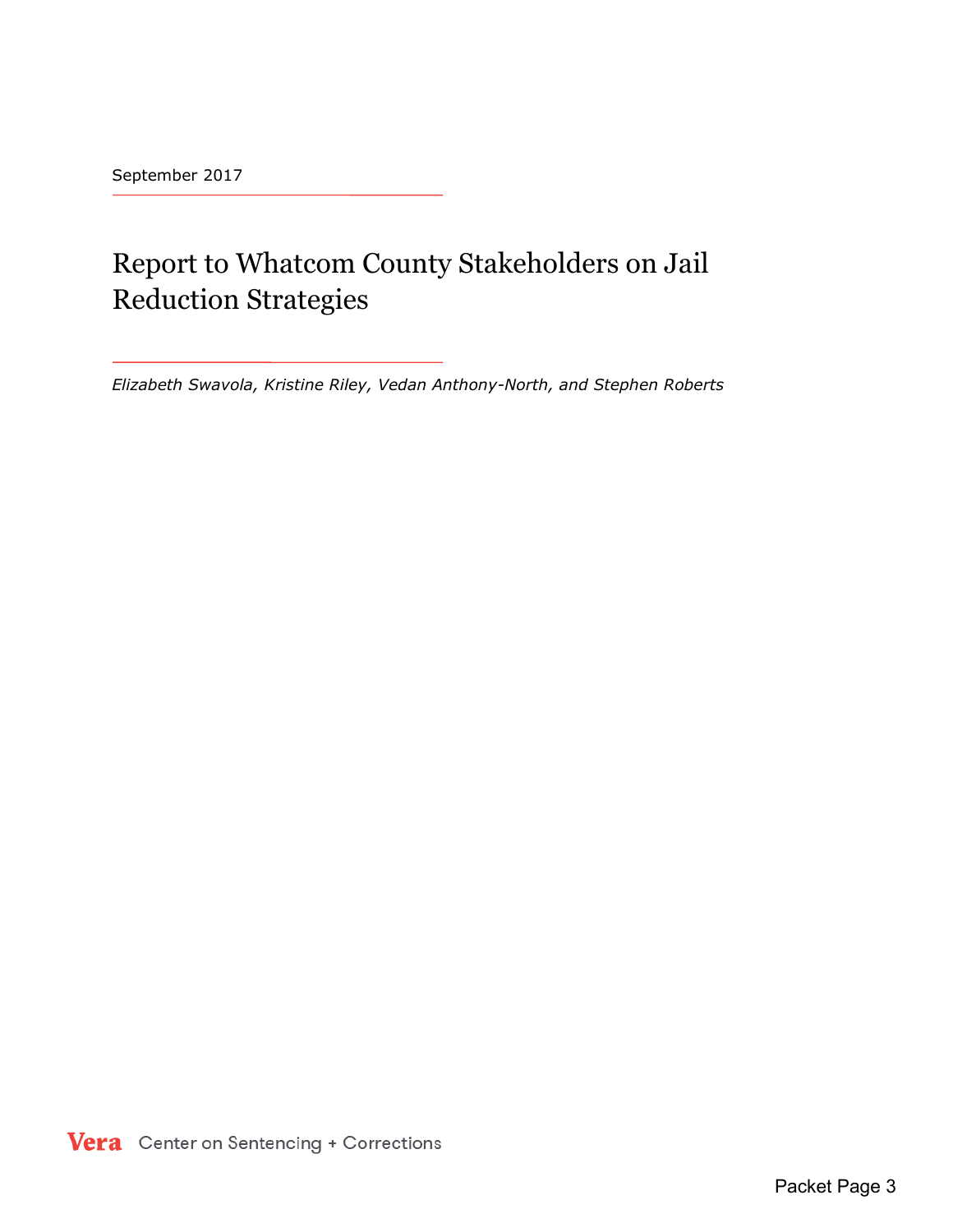September 2017

# Report to Whatcom County Stakeholders on Jail Reduction Strategies

*Elizabeth Swavola, Kristine Riley, Vedan Anthony-North, and Stephen Roberts*

Vera Center on Sentencing + Corrections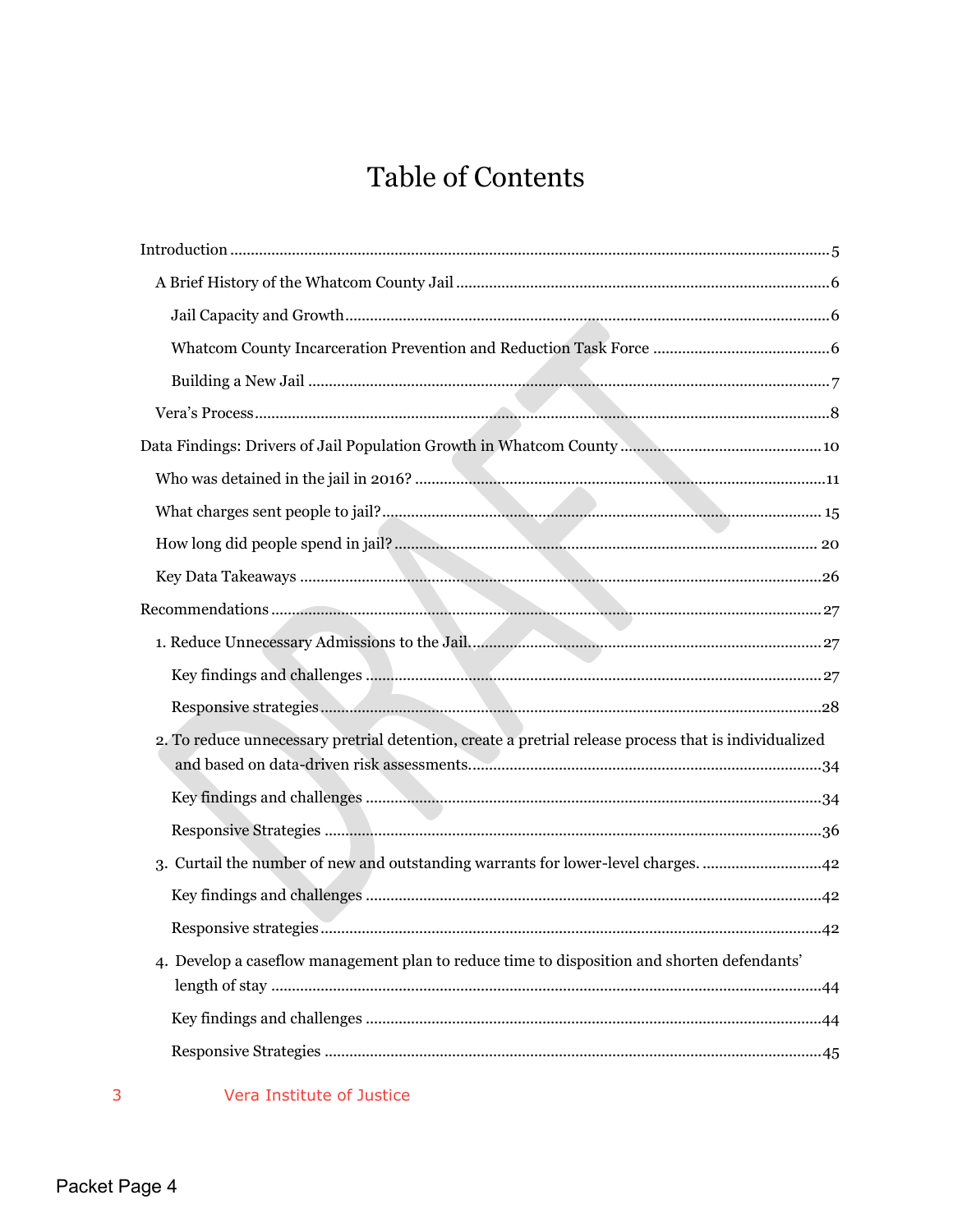# Table of Contents

Introduction ............................................................................................................................. 5

- A Brief History of the Whatcom County Jail ........................................................................ 6
  - Jail Capacity and Growth .................................................................................................. 6
  - Whatcom County Incarceration Prevention and Reduction Task Force ........................... 6
  - Building a New Jail ........................................................................................................... 7
- Vera's Process ....................................................................................................................... 8

Data Findings: Drivers of Jail Population Growth in Whatcom County ................................ 10

- Who was detained in the jail in 2016? ................................................................................ 11
- What charges sent people to jail? ........................................................................................ 15
- How long did people spend in jail? ..................................................................................... 20
- Key Data Takeaways ........................................................................................................... 26

Recommendations ................................................................................................................... 27

- 1. Reduce Unnecessary Admissions to the Jail ................................................................... 27
  - Key findings and challenges ............................................................................................ 27
  - Responsive strategies ...................................................................................................... 28
- 2. To reduce unnecessary pretrial detention, create a pretrial release process that is individualized and based on data-driven risk assessments ................................................................. 34
  - Key findings and challenges ............................................................................................ 34
  - Responsive Strategies ..................................................................................................... 36
- 3. Curtail the number of new and outstanding warrants for lower-level charges. ............ 42
  - Key findings and challenges ............................................................................................ 42
  - Responsive strategies ...................................................................................................... 42
- 4. Develop a caseflow management plan to reduce time to disposition and shorten defendants' length of stay ............................................................................................................... 44
  - Key findings and challenges ............................................................................................ 44
  - Responsive Strategies ..................................................................................................... 45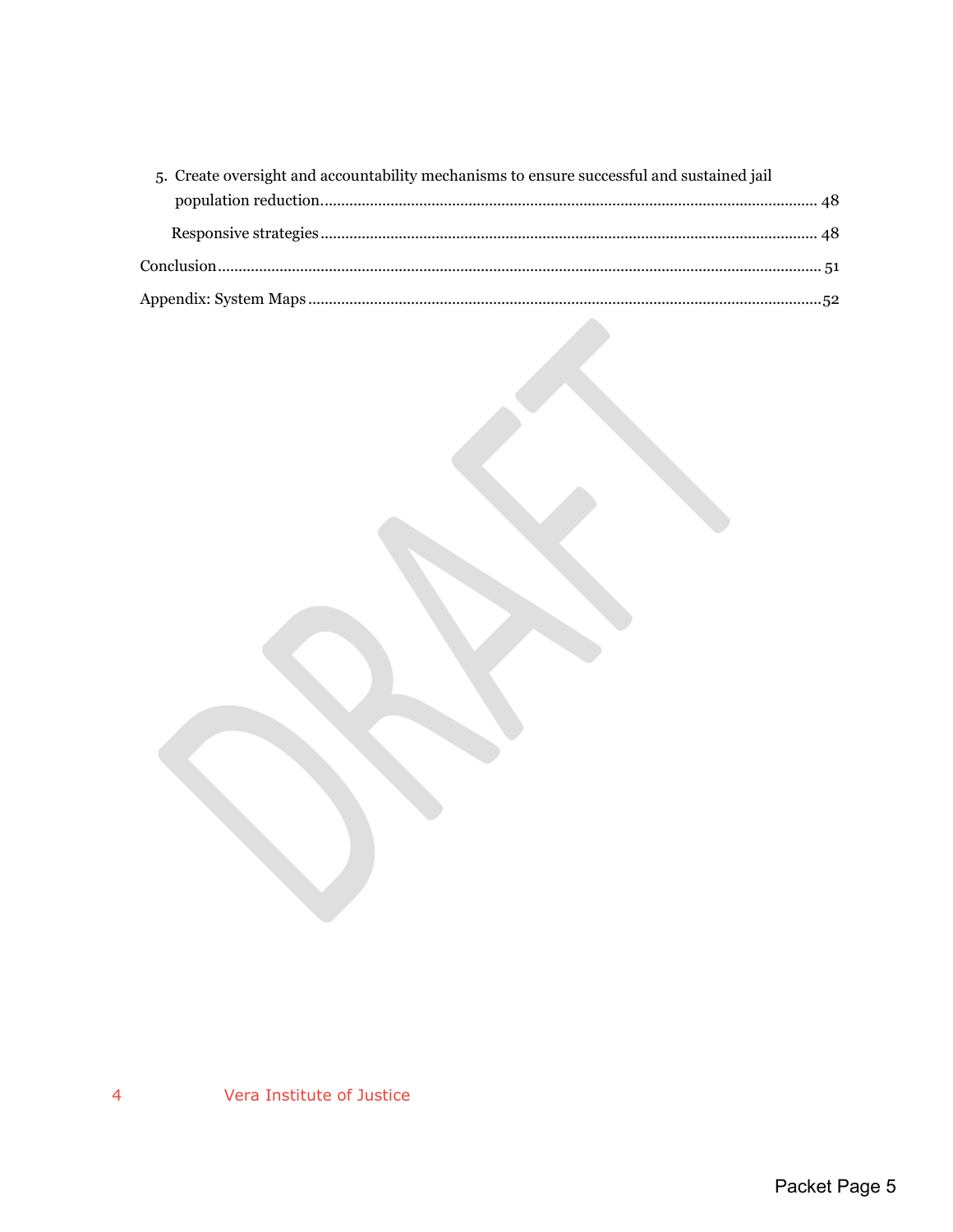5. Create oversight and accountability mechanisms to ensure successful and sustained jail population reduction.......... 48

    Responsive strategies.......... 48

Conclusion.......... 51

Appendix: System Maps.......... 52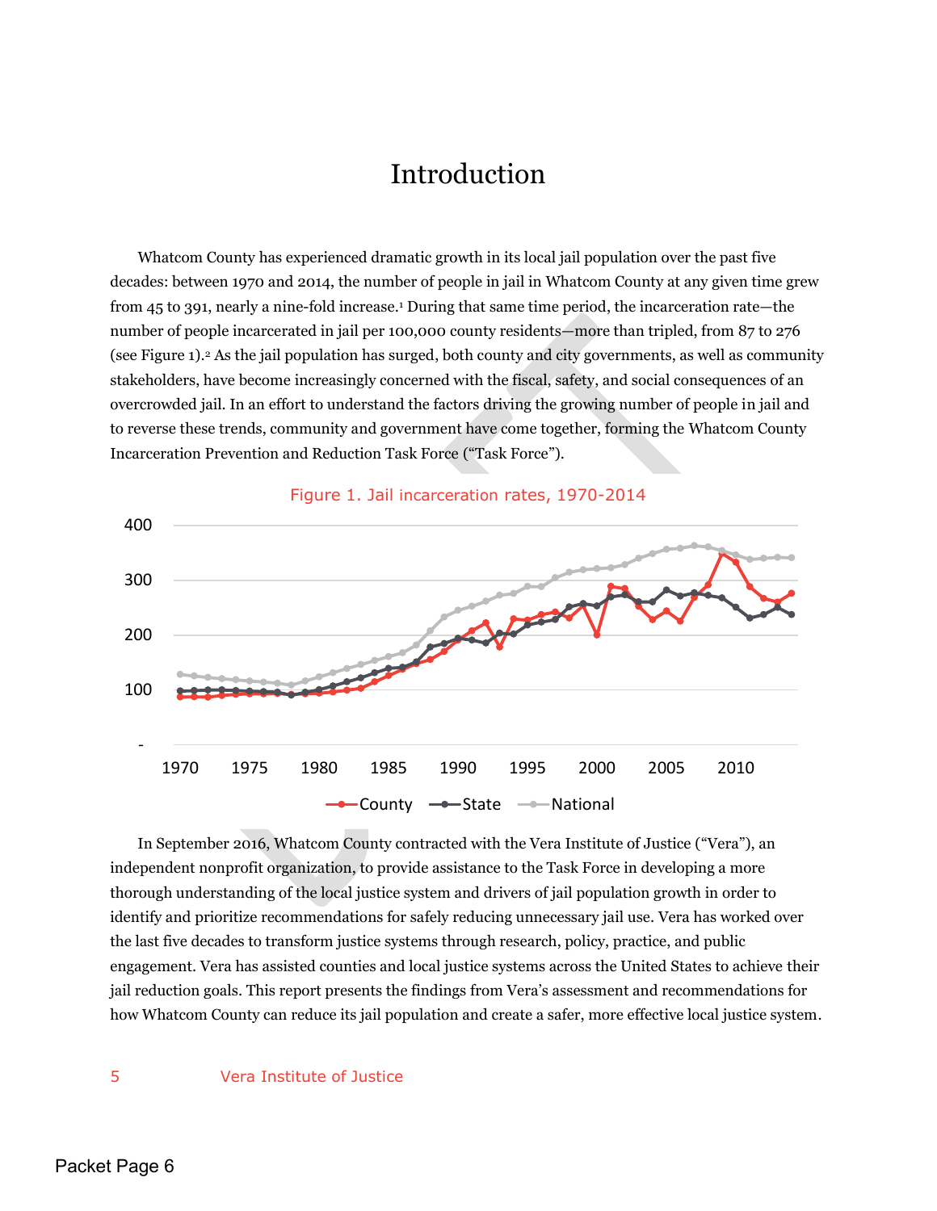# Introduction

Whatcom County has experienced dramatic growth in its local jail population over the past five decades: between 1970 and 2014, the number of people in jail in Whatcom County at any given time grew from 45 to 391, nearly a nine-fold increase.[1] During that same time period, the incarceration rate—the number of people incarcerated in jail per 100,000 county residents—more than tripled, from 87 to 276 (see Figure 1).[2] As the jail population has surged, both county and city governments, as well as community stakeholders, have become increasingly concerned with the fiscal, safety, and social consequences of an overcrowded jail. In an effort to understand the factors driving the growing number of people in jail and to reverse these trends, community and government have come together, forming the Whatcom County Incarceration Prevention and Reduction Task Force ("Task Force").

Figure 1. Jail incarceration rates, 1970-2014

In September 2016, Whatcom County contracted with the Vera Institute of Justice ("Vera"), an independent nonprofit organization, to provide assistance to the Task Force in developing a more thorough understanding of the local justice system and drivers of jail population growth in order to identify and prioritize recommendations for safely reducing unnecessary jail use. Vera has worked over the last five decades to transform justice systems through research, policy, practice, and public engagement. Vera has assisted counties and local justice systems across the United States to achieve their jail reduction goals. This report presents the findings from Vera's assessment and recommendations for how Whatcom County can reduce its jail population and create a safer, more effective local justice system.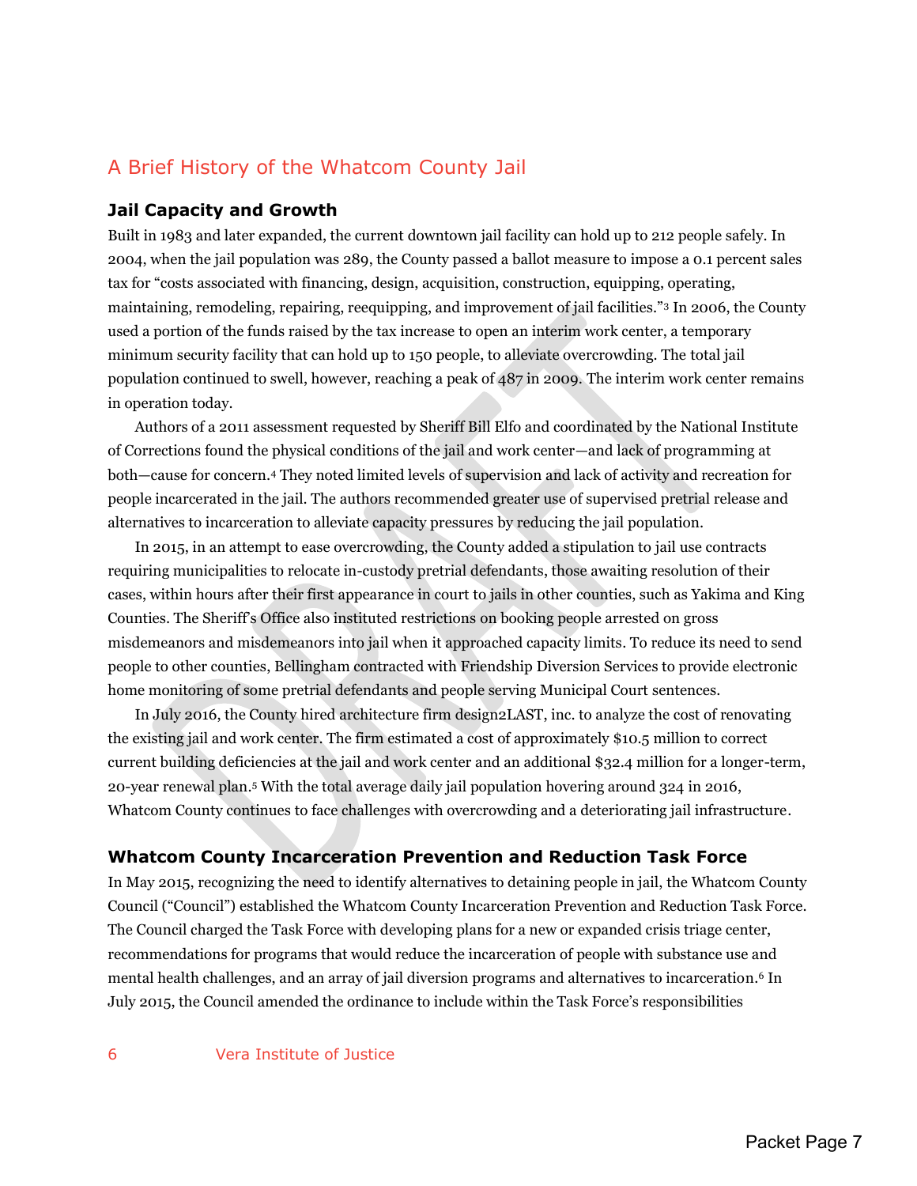## A Brief History of the Whatcom County Jail

### Jail Capacity and Growth

Built in 1983 and later expanded, the current downtown jail facility can hold up to 212 people safely. In 2004, when the jail population was 289, the County passed a ballot measure to impose a 0.1 percent sales tax for "costs associated with financing, design, acquisition, construction, equipping, operating, maintaining, remodeling, repairing, reequipping, and improvement of jail facilities."[3] In 2006, the County used a portion of the funds raised by the tax increase to open an interim work center, a temporary minimum security facility that can hold up to 150 people, to alleviate overcrowding. The total jail population continued to swell, however, reaching a peak of 487 in 2009. The interim work center remains in operation today.

Authors of a 2011 assessment requested by Sheriff Bill Elfo and coordinated by the National Institute of Corrections found the physical conditions of the jail and work center—and lack of programming at both—cause for concern.[4] They noted limited levels of supervision and lack of activity and recreation for people incarcerated in the jail. The authors recommended greater use of supervised pretrial release and alternatives to incarceration to alleviate capacity pressures by reducing the jail population.

In 2015, in an attempt to ease overcrowding, the County added a stipulation to jail use contracts requiring municipalities to relocate in-custody pretrial defendants, those awaiting resolution of their cases, within hours after their first appearance in court to jails in other counties, such as Yakima and King Counties. The Sheriff's Office also instituted restrictions on booking people arrested on gross misdemeanors and misdemeanors into jail when it approached capacity limits. To reduce its need to send people to other counties, Bellingham contracted with Friendship Diversion Services to provide electronic home monitoring of some pretrial defendants and people serving Municipal Court sentences.

In July 2016, the County hired architecture firm design2LAST, inc. to analyze the cost of renovating the existing jail and work center. The firm estimated a cost of approximately $10.5 million to correct current building deficiencies at the jail and work center and an additional $32.4 million for a longer-term, 20-year renewal plan.[5] With the total average daily jail population hovering around 324 in 2016, Whatcom County continues to face challenges with overcrowding and a deteriorating jail infrastructure.

### Whatcom County Incarceration Prevention and Reduction Task Force

In May 2015, recognizing the need to identify alternatives to detaining people in jail, the Whatcom County Council ("Council") established the Whatcom County Incarceration Prevention and Reduction Task Force. The Council charged the Task Force with developing plans for a new or expanded crisis triage center, recommendations for programs that would reduce the incarceration of people with substance use and mental health challenges, and an array of jail diversion programs and alternatives to incarceration.[6] In July 2015, the Council amended the ordinance to include within the Task Force's responsibilities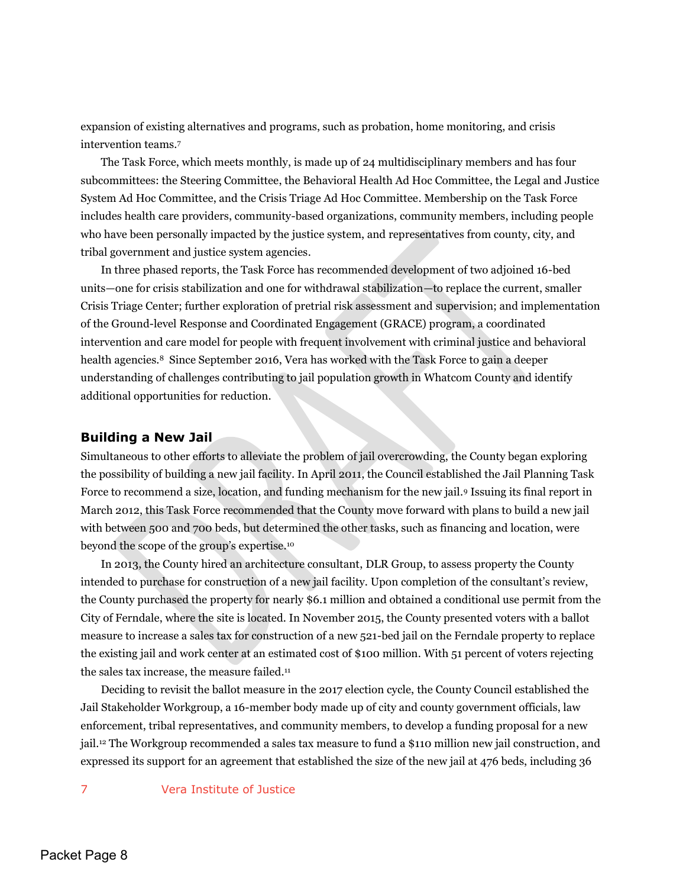expansion of existing alternatives and programs, such as probation, home monitoring, and crisis intervention teams.[7]

The Task Force, which meets monthly, is made up of 24 multidisciplinary members and has four subcommittees: the Steering Committee, the Behavioral Health Ad Hoc Committee, the Legal and Justice System Ad Hoc Committee, and the Crisis Triage Ad Hoc Committee. Membership on the Task Force includes health care providers, community-based organizations, community members, including people who have been personally impacted by the justice system, and representatives from county, city, and tribal government and justice system agencies.

In three phased reports, the Task Force has recommended development of two adjoined 16-bed units—one for crisis stabilization and one for withdrawal stabilization—to replace the current, smaller Crisis Triage Center; further exploration of pretrial risk assessment and supervision; and implementation of the Ground-level Response and Coordinated Engagement (GRACE) program, a coordinated intervention and care model for people with frequent involvement with criminal justice and behavioral health agencies.[8] Since September 2016, Vera has worked with the Task Force to gain a deeper understanding of challenges contributing to jail population growth in Whatcom County and identify additional opportunities for reduction.

### Building a New Jail

Simultaneous to other efforts to alleviate the problem of jail overcrowding, the County began exploring the possibility of building a new jail facility. In April 2011, the Council established the Jail Planning Task Force to recommend a size, location, and funding mechanism for the new jail.[9] Issuing its final report in March 2012, this Task Force recommended that the County move forward with plans to build a new jail with between 500 and 700 beds, but determined the other tasks, such as financing and location, were beyond the scope of the group's expertise.[10]

In 2013, the County hired an architecture consultant, DLR Group, to assess property the County intended to purchase for construction of a new jail facility. Upon completion of the consultant's review, the County purchased the property for nearly $6.1 million and obtained a conditional use permit from the City of Ferndale, where the site is located. In November 2015, the County presented voters with a ballot measure to increase a sales tax for construction of a new 521-bed jail on the Ferndale property to replace the existing jail and work center at an estimated cost of $100 million. With 51 percent of voters rejecting the sales tax increase, the measure failed.[11]

Deciding to revisit the ballot measure in the 2017 election cycle, the County Council established the Jail Stakeholder Workgroup, a 16-member body made up of city and county government officials, law enforcement, tribal representatives, and community members, to develop a funding proposal for a new jail.[12] The Workgroup recommended a sales tax measure to fund a $110 million new jail construction, and expressed its support for an agreement that established the size of the new jail at 476 beds, including 36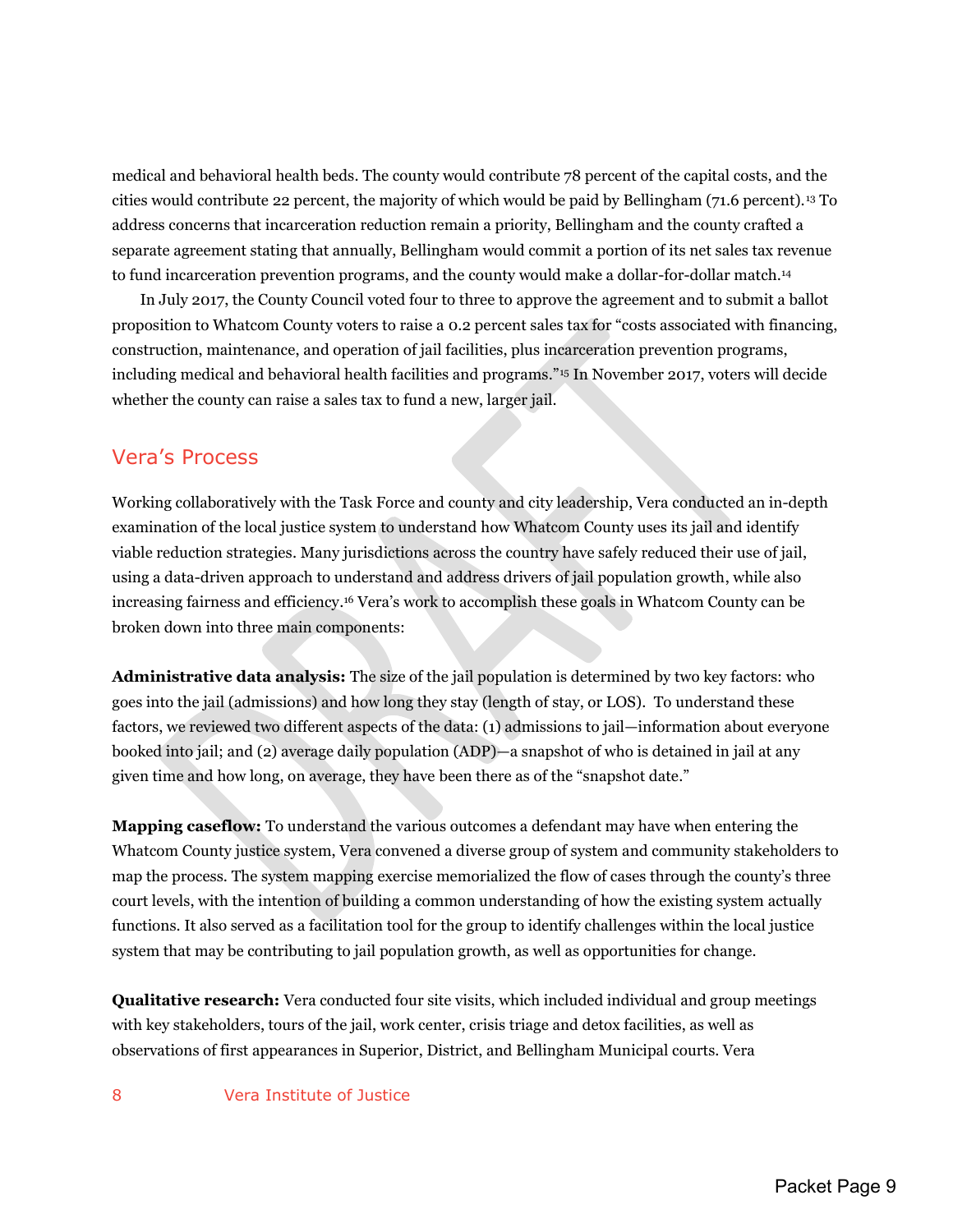medical and behavioral health beds. The county would contribute 78 percent of the capital costs, and the cities would contribute 22 percent, the majority of which would be paid by Bellingham (71.6 percent).[13] To address concerns that incarceration reduction remain a priority, Bellingham and the county crafted a separate agreement stating that annually, Bellingham would commit a portion of its net sales tax revenue to fund incarceration prevention programs, and the county would make a dollar-for-dollar match.[14]

In July 2017, the County Council voted four to three to approve the agreement and to submit a ballot proposition to Whatcom County voters to raise a 0.2 percent sales tax for "costs associated with financing, construction, maintenance, and operation of jail facilities, plus incarceration prevention programs, including medical and behavioral health facilities and programs."[15] In November 2017, voters will decide whether the county can raise a sales tax to fund a new, larger jail.

## Vera's Process

Working collaboratively with the Task Force and county and city leadership, Vera conducted an in-depth examination of the local justice system to understand how Whatcom County uses its jail and identify viable reduction strategies. Many jurisdictions across the country have safely reduced their use of jail, using a data-driven approach to understand and address drivers of jail population growth, while also increasing fairness and efficiency.[16] Vera's work to accomplish these goals in Whatcom County can be broken down into three main components:

**Administrative data analysis:** The size of the jail population is determined by two key factors: who goes into the jail (admissions) and how long they stay (length of stay, or LOS). To understand these factors, we reviewed two different aspects of the data: (1) admissions to jail—information about everyone booked into jail; and (2) average daily population (ADP)—a snapshot of who is detained in jail at any given time and how long, on average, they have been there as of the "snapshot date."

**Mapping caseflow:** To understand the various outcomes a defendant may have when entering the Whatcom County justice system, Vera convened a diverse group of system and community stakeholders to map the process. The system mapping exercise memorialized the flow of cases through the county's three court levels, with the intention of building a common understanding of how the existing system actually functions. It also served as a facilitation tool for the group to identify challenges within the local justice system that may be contributing to jail population growth, as well as opportunities for change.

**Qualitative research:** Vera conducted four site visits, which included individual and group meetings with key stakeholders, tours of the jail, work center, crisis triage and detox facilities, as well as observations of first appearances in Superior, District, and Bellingham Municipal courts. Vera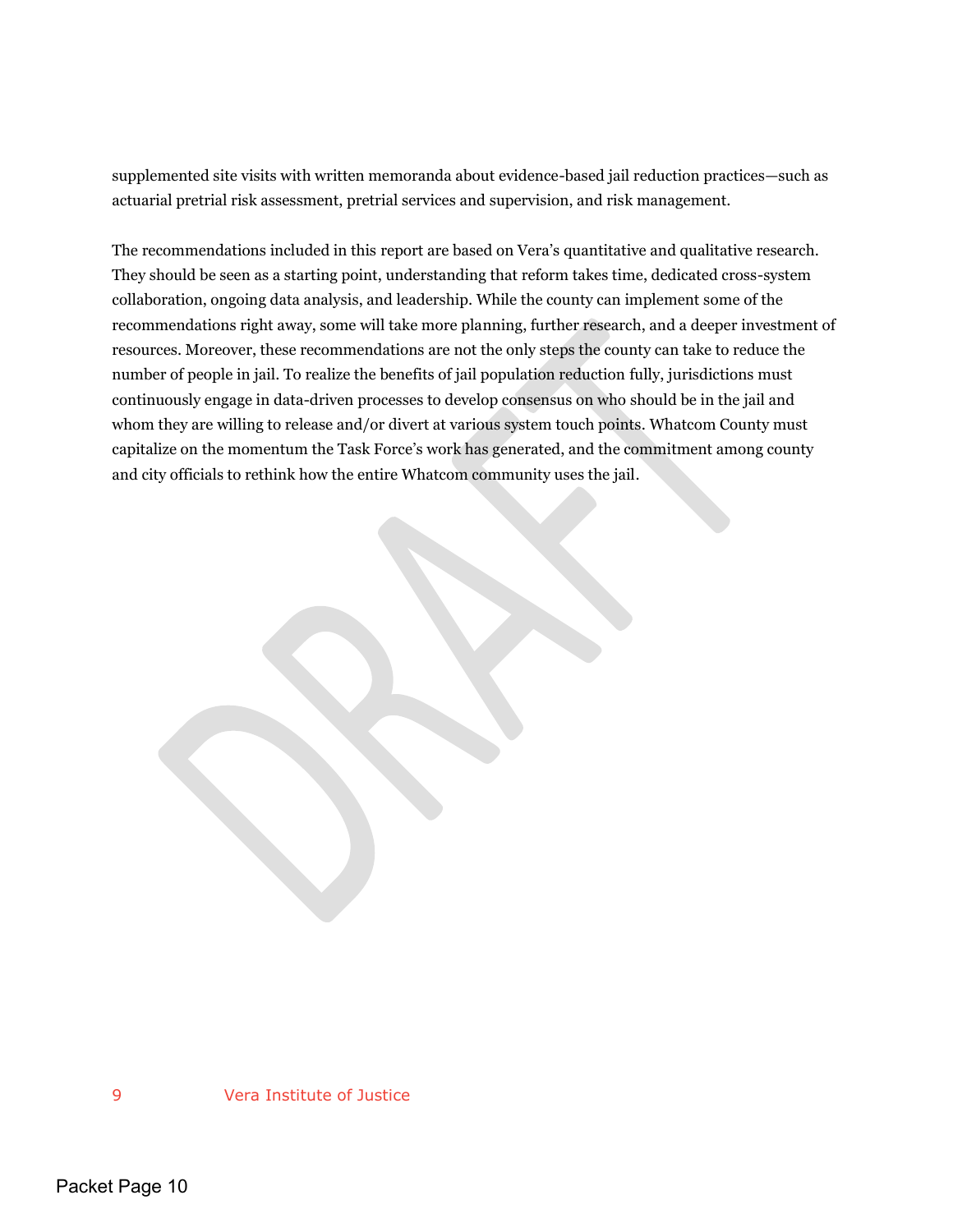supplemented site visits with written memoranda about evidence-based jail reduction practices—such as actuarial pretrial risk assessment, pretrial services and supervision, and risk management.

The recommendations included in this report are based on Vera's quantitative and qualitative research. They should be seen as a starting point, understanding that reform takes time, dedicated cross-system collaboration, ongoing data analysis, and leadership. While the county can implement some of the recommendations right away, some will take more planning, further research, and a deeper investment of resources. Moreover, these recommendations are not the only steps the county can take to reduce the number of people in jail. To realize the benefits of jail population reduction fully, jurisdictions must continuously engage in data-driven processes to develop consensus on who should be in the jail and whom they are willing to release and/or divert at various system touch points. Whatcom County must capitalize on the momentum the Task Force's work has generated, and the commitment among county and city officials to rethink how the entire Whatcom community uses the jail.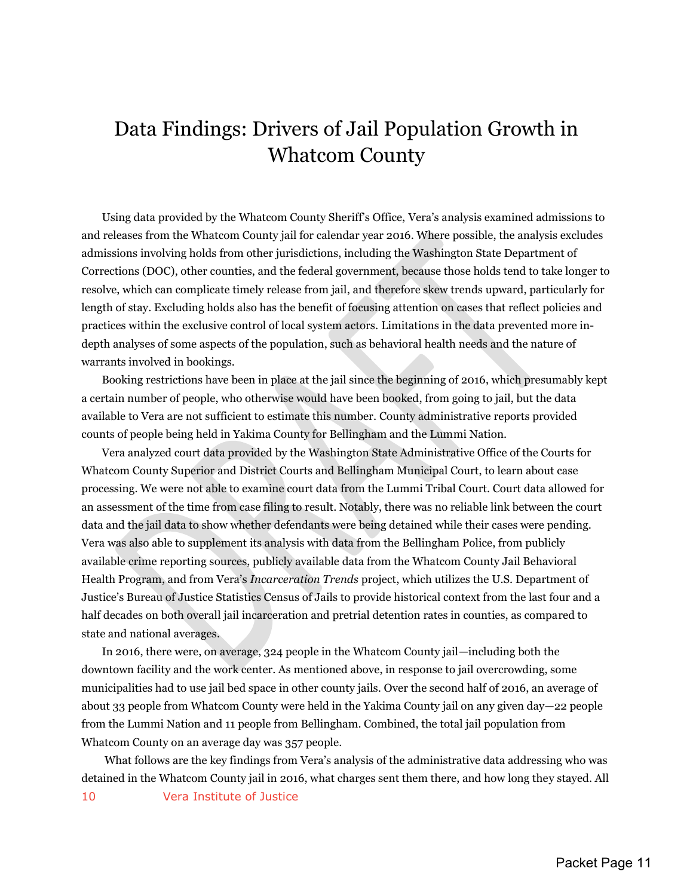# Data Findings: Drivers of Jail Population Growth in Whatcom County

Using data provided by the Whatcom County Sheriff's Office, Vera's analysis examined admissions to and releases from the Whatcom County jail for calendar year 2016. Where possible, the analysis excludes admissions involving holds from other jurisdictions, including the Washington State Department of Corrections (DOC), other counties, and the federal government, because those holds tend to take longer to resolve, which can complicate timely release from jail, and therefore skew trends upward, particularly for length of stay. Excluding holds also has the benefit of focusing attention on cases that reflect policies and practices within the exclusive control of local system actors. Limitations in the data prevented more in-depth analyses of some aspects of the population, such as behavioral health needs and the nature of warrants involved in bookings.

Booking restrictions have been in place at the jail since the beginning of 2016, which presumably kept a certain number of people, who otherwise would have been booked, from going to jail, but the data available to Vera are not sufficient to estimate this number. County administrative reports provided counts of people being held in Yakima County for Bellingham and the Lummi Nation.

Vera analyzed court data provided by the Washington State Administrative Office of the Courts for Whatcom County Superior and District Courts and Bellingham Municipal Court, to learn about case processing. We were not able to examine court data from the Lummi Tribal Court. Court data allowed for an assessment of the time from case filing to result. Notably, there was no reliable link between the court data and the jail data to show whether defendants were being detained while their cases were pending. Vera was also able to supplement its analysis with data from the Bellingham Police, from publicly available crime reporting sources, publicly available data from the Whatcom County Jail Behavioral Health Program, and from Vera's *Incarceration Trends* project, which utilizes the U.S. Department of Justice's Bureau of Justice Statistics Census of Jails to provide historical context from the last four and a half decades on both overall jail incarceration and pretrial detention rates in counties, as compared to state and national averages.

In 2016, there were, on average, 324 people in the Whatcom County jail—including both the downtown facility and the work center. As mentioned above, in response to jail overcrowding, some municipalities had to use jail bed space in other county jails. Over the second half of 2016, an average of about 33 people from Whatcom County were held in the Yakima County jail on any given day—22 people from the Lummi Nation and 11 people from Bellingham. Combined, the total jail population from Whatcom County on an average day was 357 people.

What follows are the key findings from Vera's analysis of the administrative data addressing who was detained in the Whatcom County jail in 2016, what charges sent them there, and how long they stayed. All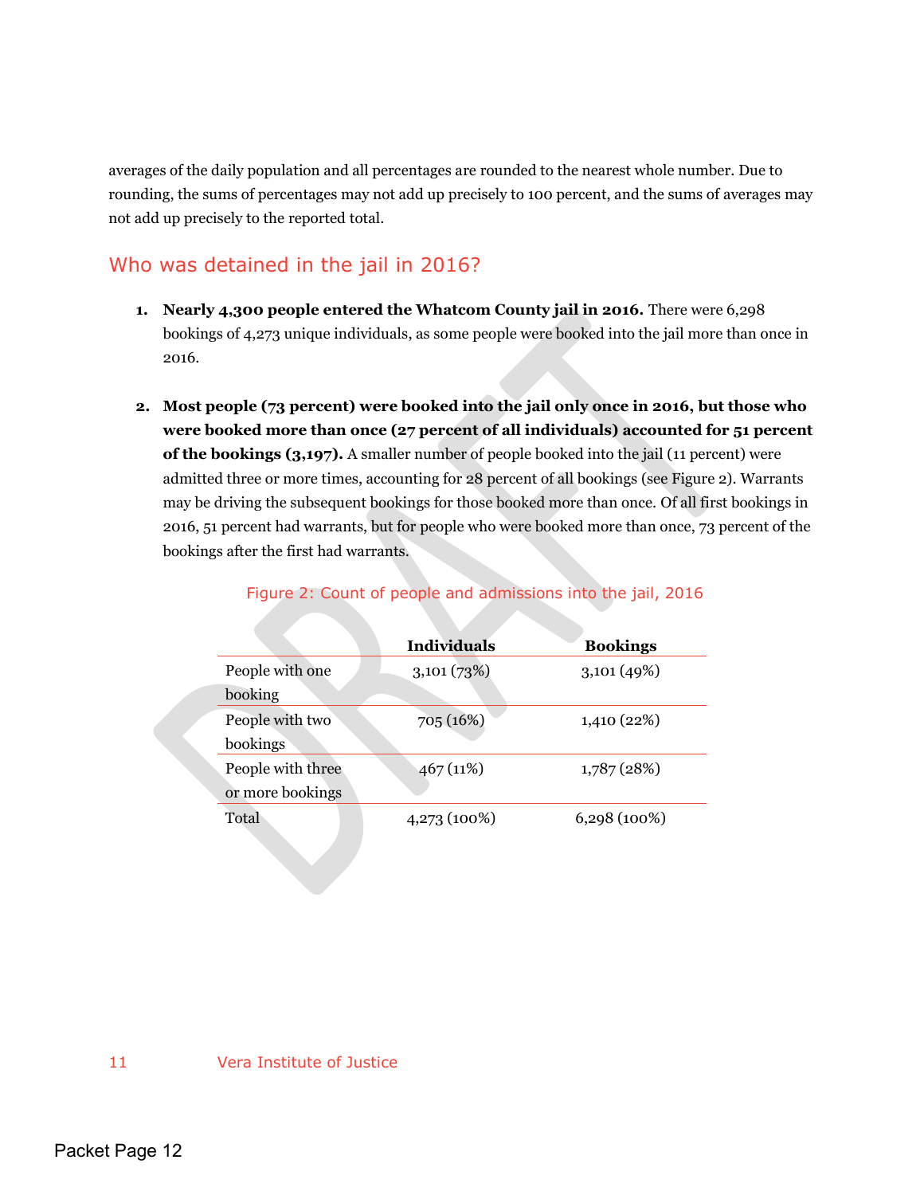averages of the daily population and all percentages are rounded to the nearest whole number. Due to rounding, the sums of percentages may not add up precisely to 100 percent, and the sums of averages may not add up precisely to the reported total.

## Who was detained in the jail in 2016?

1. **Nearly 4,300 people entered the Whatcom County jail in 2016.** There were 6,298 bookings of 4,273 unique individuals, as some people were booked into the jail more than once in 2016.

2. **Most people (73 percent) were booked into the jail only once in 2016, but those who were booked more than once (27 percent of all individuals) accounted for 51 percent of the bookings (3,197).** A smaller number of people booked into the jail (11 percent) were admitted three or more times, accounting for 28 percent of all bookings (see Figure 2). Warrants may be driving the subsequent bookings for those booked more than once. Of all first bookings in 2016, 51 percent had warrants, but for people who were booked more than once, 73 percent of the bookings after the first had warrants.

Figure 2: Count of people and admissions into the jail, 2016

| | Individuals | Bookings |
|---|---|---|
| People with one booking | 3,101 (73%) | 3,101 (49%) |
| People with two bookings | 705 (16%) | 1,410 (22%) |
| People with three or more bookings | 467 (11%) | 1,787 (28%) |
| Total | 4,273 (100%) | 6,298 (100%) |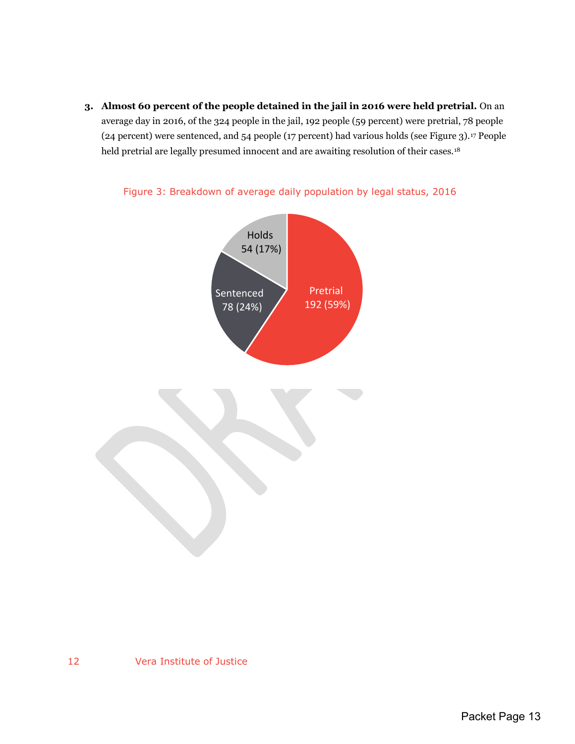3. **Almost 60 percent of the people detained in the jail in 2016 were held pretrial.** On an average day in 2016, of the 324 people in the jail, 192 people (59 percent) were pretrial, 78 people (24 percent) were sentenced, and 54 people (17 percent) had various holds (see Figure 3).[17] People held pretrial are legally presumed innocent and are awaiting resolution of their cases.[18]

Figure 3: Breakdown of average daily population by legal status, 2016

| Legal status | Number | Percent |
|---|---|---|
| Pretrial | 192 | 59% |
| Sentenced | 78 | 24% |
| Holds | 54 | 17% |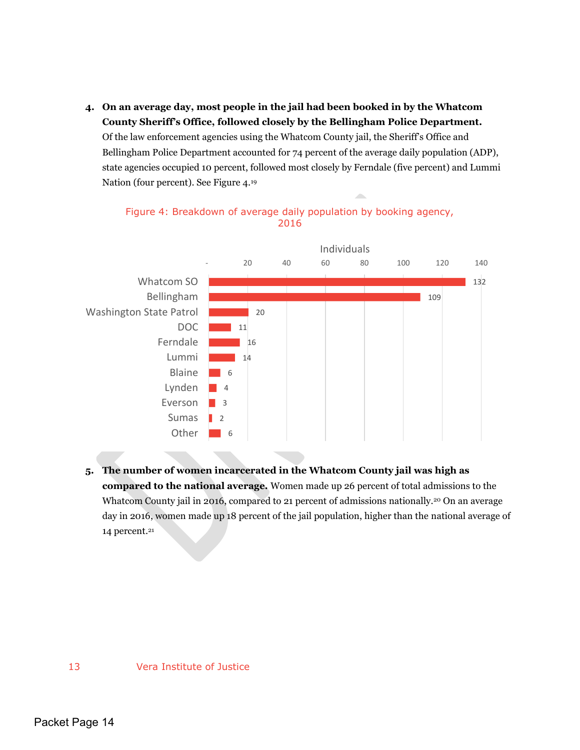4. **On an average day, most people in the jail had been booked in by the Whatcom County Sheriff's Office, followed closely by the Bellingham Police Department.** Of the law enforcement agencies using the Whatcom County jail, the Sheriff's Office and Bellingham Police Department accounted for 74 percent of the average daily population (ADP), state agencies occupied 10 percent, followed most closely by Ferndale (five percent) and Lummi Nation (four percent). See Figure 4.[19]

Figure 4: Breakdown of average daily population by booking agency, 2016

| Booking agency | Individuals |
|---|---|
| Whatcom SO | 132 |
| Bellingham | 109 |
| Washington State Patrol | 20 |
| DOC | 11 |
| Ferndale | 16 |
| Lummi | 14 |
| Blaine | 6 |
| Lynden | 4 |
| Everson | 3 |
| Sumas | 2 |
| Other | 6 |

5. **The number of women incarcerated in the Whatcom County jail was high as compared to the national average.** Women made up 26 percent of total admissions to the Whatcom County jail in 2016, compared to 21 percent of admissions nationally.[20] On an average day in 2016, women made up 18 percent of the jail population, higher than the national average of 14 percent.[21]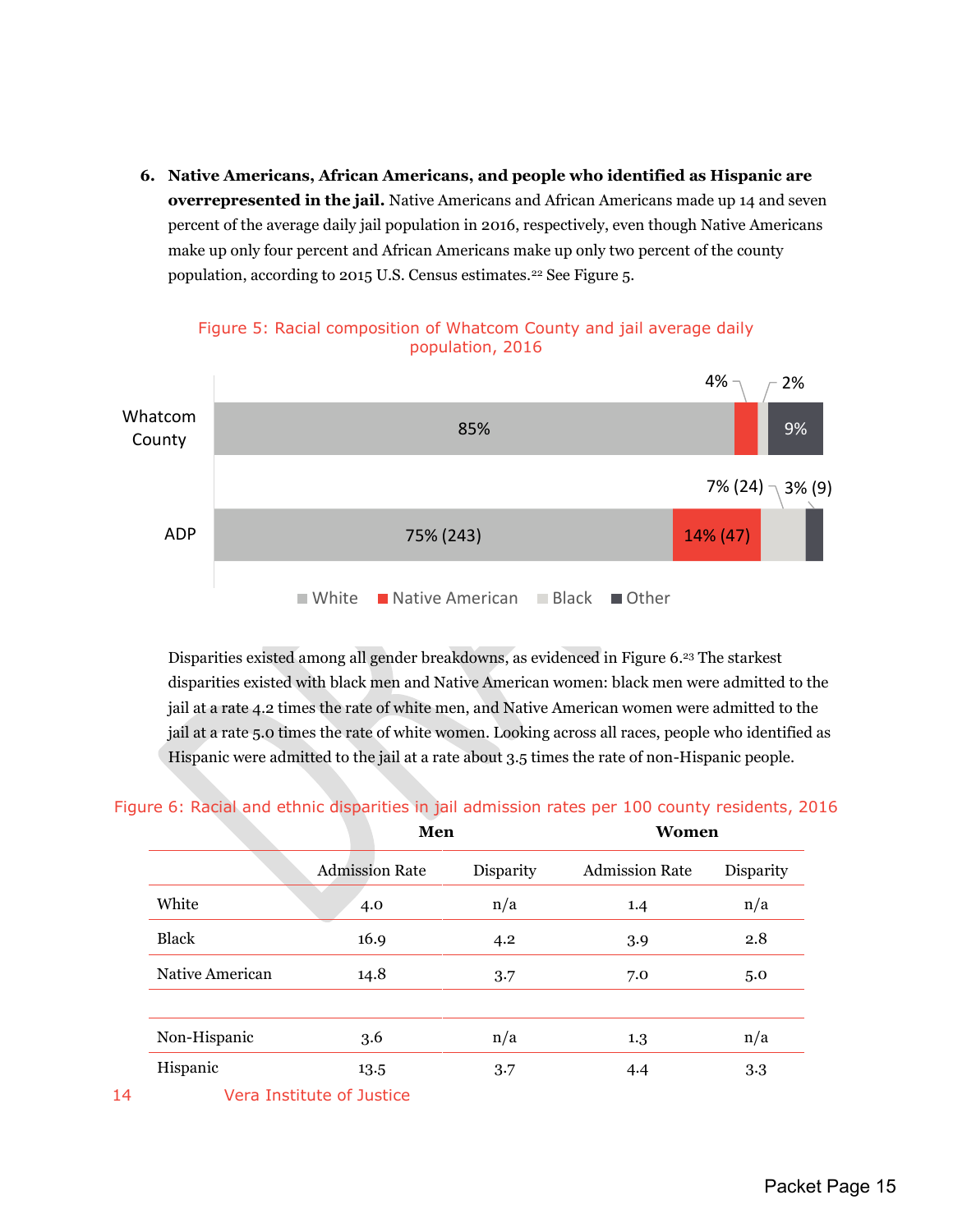6. **Native Americans, African Americans, and people who identified as Hispanic are overrepresented in the jail.** Native Americans and African Americans made up 14 and seven percent of the average daily jail population in 2016, respectively, even though Native Americans make up only four percent and African Americans make up only two percent of the county population, according to 2015 U.S. Census estimates.[22] See Figure 5.

Figure 5: Racial composition of Whatcom County and jail average daily population, 2016

| | White | Native American | Black | Other |
|---|---|---|---|---|
| Whatcom County | 85% | 4% | 2% | 9% |
| ADP | 75% (243) | 14% (47) | 7% (24) | 3% (9) |

Disparities existed among all gender breakdowns, as evidenced in Figure 6.[23] The starkest disparities existed with black men and Native American women: black men were admitted to the jail at a rate 4.2 times the rate of white men, and Native American women were admitted to the jail at a rate 5.0 times the rate of white women. Looking across all races, people who identified as Hispanic were admitted to the jail at a rate about 3.5 times the rate of non-Hispanic people.

Figure 6: Racial and ethnic disparities in jail admission rates per 100 county residents, 2016

| | Men | | Women | |
|---|---|---|---|---|
| | Admission Rate | Disparity | Admission Rate | Disparity |
| White | 4.0 | n/a | 1.4 | n/a |
| Black | 16.9 | 4.2 | 3.9 | 2.8 |
| Native American | 14.8 | 3.7 | 7.0 | 5.0 |
| | | | | |
| Non-Hispanic | 3.6 | n/a | 1.3 | n/a |
| Hispanic | 13.5 | 3.7 | 4.4 | 3.3 |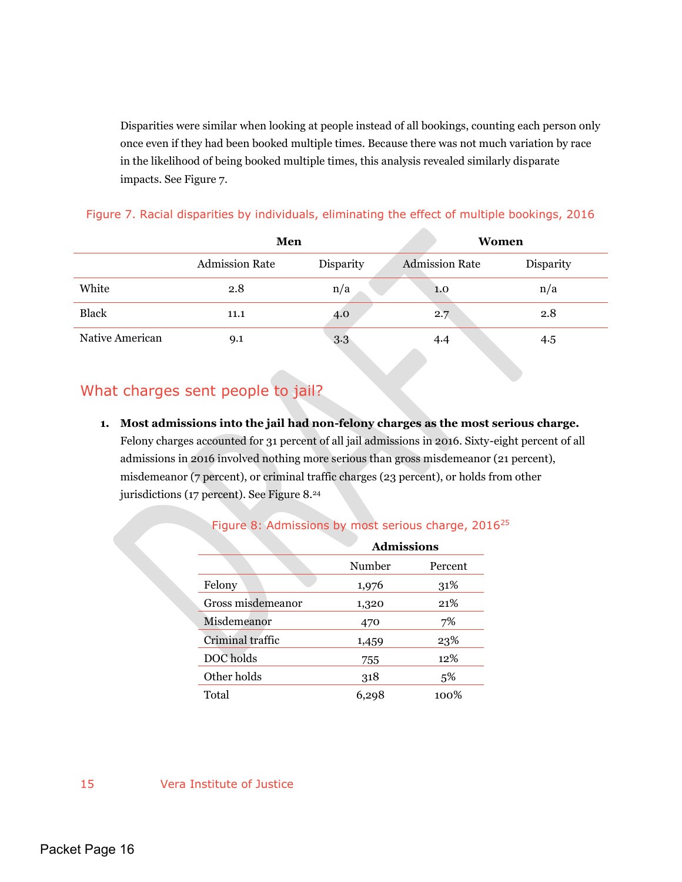Disparities were similar when looking at people instead of all bookings, counting each person only once even if they had been booked multiple times. Because there was not much variation by race in the likelihood of being booked multiple times, this analysis revealed similarly disparate impacts. See Figure 7.

Figure 7. Racial disparities by individuals, eliminating the effect of multiple bookings, 2016

| | Men | | Women | |
|---|---|---|---|---|
| | Admission Rate | Disparity | Admission Rate | Disparity |
| White | 2.8 | n/a | 1.0 | n/a |
| Black | 11.1 | 4.0 | 2.7 | 2.8 |
| Native American | 9.1 | 3.3 | 4.4 | 4.5 |

## What charges sent people to jail?

1. **Most admissions into the jail had non-felony charges as the most serious charge.** Felony charges accounted for 31 percent of all jail admissions in 2016. Sixty-eight percent of all admissions in 2016 involved nothing more serious than gross misdemeanor (21 percent), misdemeanor (7 percent), or criminal traffic charges (23 percent), or holds from other jurisdictions (17 percent). See Figure 8.[24]

Figure 8: Admissions by most serious charge, 2016[25]

| | Admissions | |
|---|---|---|
| | Number | Percent |
| Felony | 1,976 | 31% |
| Gross misdemeanor | 1,320 | 21% |
| Misdemeanor | 470 | 7% |
| Criminal traffic | 1,459 | 23% |
| DOC holds | 755 | 12% |
| Other holds | 318 | 5% |
| Total | 6,298 | 100% |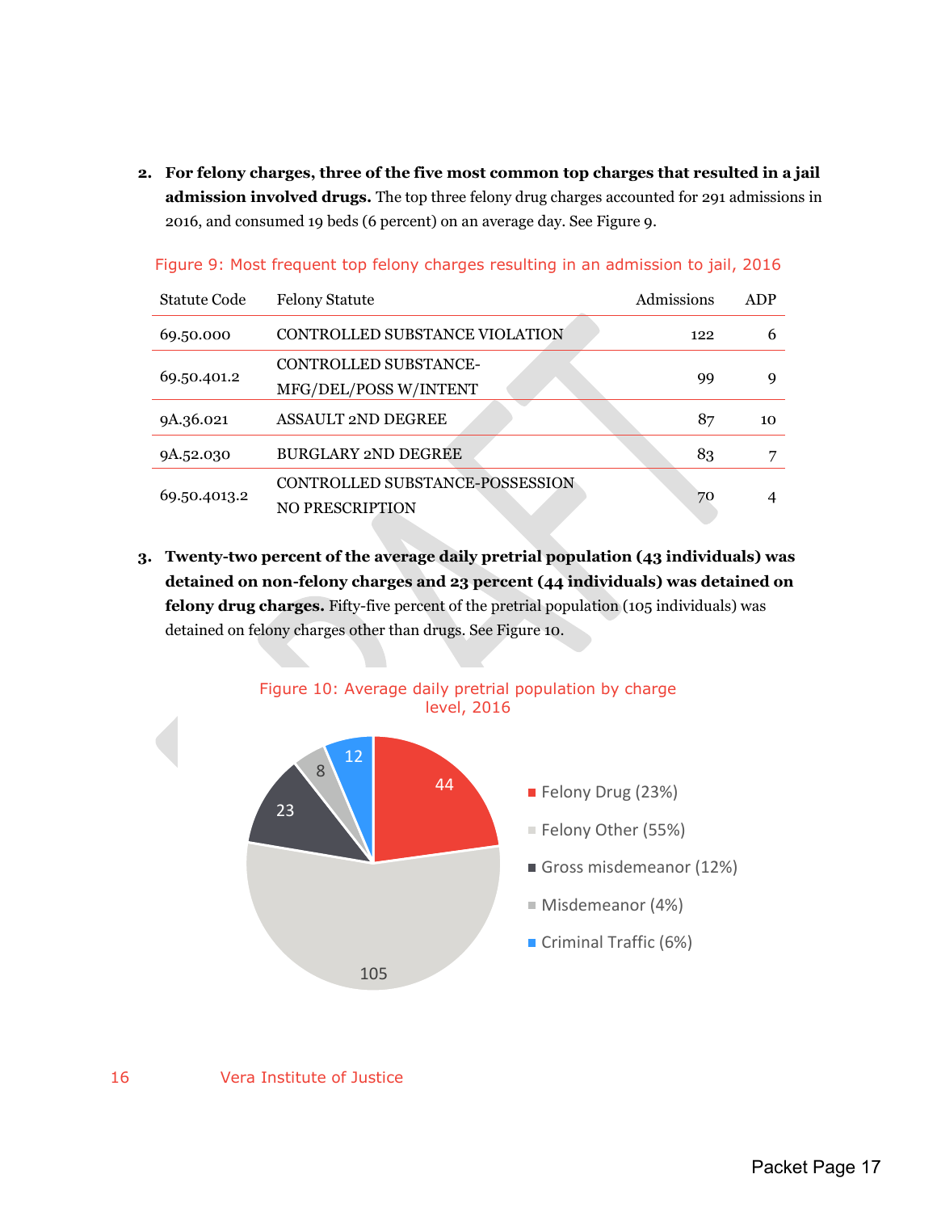2. **For felony charges, three of the five most common top charges that resulted in a jail admission involved drugs.** The top three felony drug charges accounted for 291 admissions in 2016, and consumed 19 beds (6 percent) on an average day. See Figure 9.

Figure 9: Most frequent top felony charges resulting in an admission to jail, 2016

| Statute Code | Felony Statute | Admissions | ADP |
|---|---|---|---|
| 69.50.000 | CONTROLLED SUBSTANCE VIOLATION | 122 | 6 |
| 69.50.401.2 | CONTROLLED SUBSTANCE-MFG/DEL/POSS W/INTENT | 99 | 9 |
| 9A.36.021 | ASSAULT 2ND DEGREE | 87 | 10 |
| 9A.52.030 | BURGLARY 2ND DEGREE | 83 | 7 |
| 69.50.4013.2 | CONTROLLED SUBSTANCE-POSSESSION NO PRESCRIPTION | 70 | 4 |

3. **Twenty-two percent of the average daily pretrial population (43 individuals) was detained on non-felony charges and 23 percent (44 individuals) was detained on felony drug charges.** Fifty-five percent of the pretrial population (105 individuals) was detained on felony charges other than drugs. See Figure 10.

Figure 10: Average daily pretrial population by charge level, 2016

| Charge level | ADP |
|---|---|
| Felony Drug (23%) | 44 |
| Felony Other (55%) | 105 |
| Gross misdemeanor (12%) | 23 |
| Misdemeanor (4%) | 8 |
| Criminal Traffic (6%) | 12 |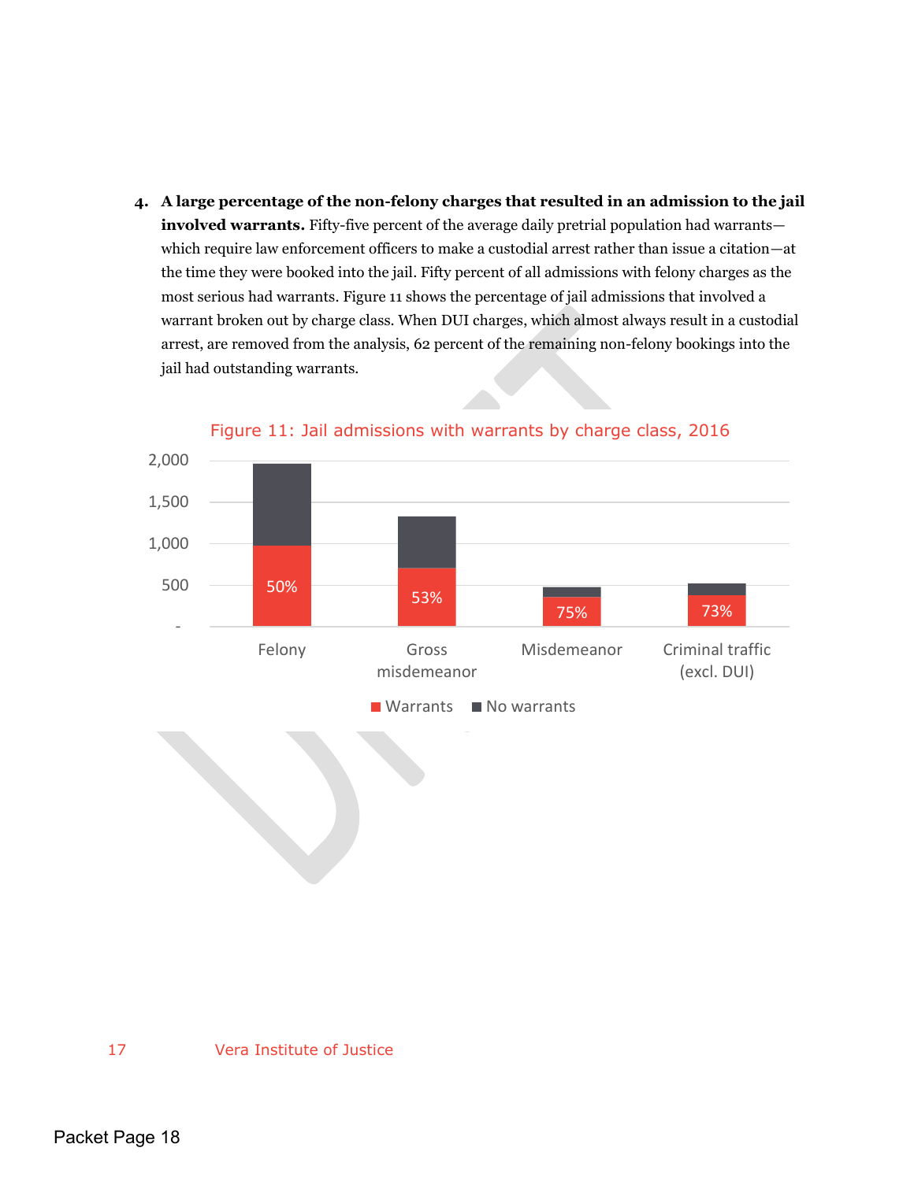4. **A large percentage of the non-felony charges that resulted in an admission to the jail involved warrants.** Fifty-five percent of the average daily pretrial population had warrants—which require law enforcement officers to make a custodial arrest rather than issue a citation—at the time they were booked into the jail. Fifty percent of all admissions with felony charges as the most serious had warrants. Figure 11 shows the percentage of jail admissions that involved a warrant broken out by charge class. When DUI charges, which almost always result in a custodial arrest, are removed from the analysis, 62 percent of the remaining non-felony bookings into the jail had outstanding warrants.

Figure 11: Jail admissions with warrants by charge class, 2016

| Charge class | Warrants (%) |
|---|---|
| Felony | 50% |
| Gross misdemeanor | 53% |
| Misdemeanor | 75% |
| Criminal traffic (excl. DUI) | 73% |

Legend: Warrants; No warrants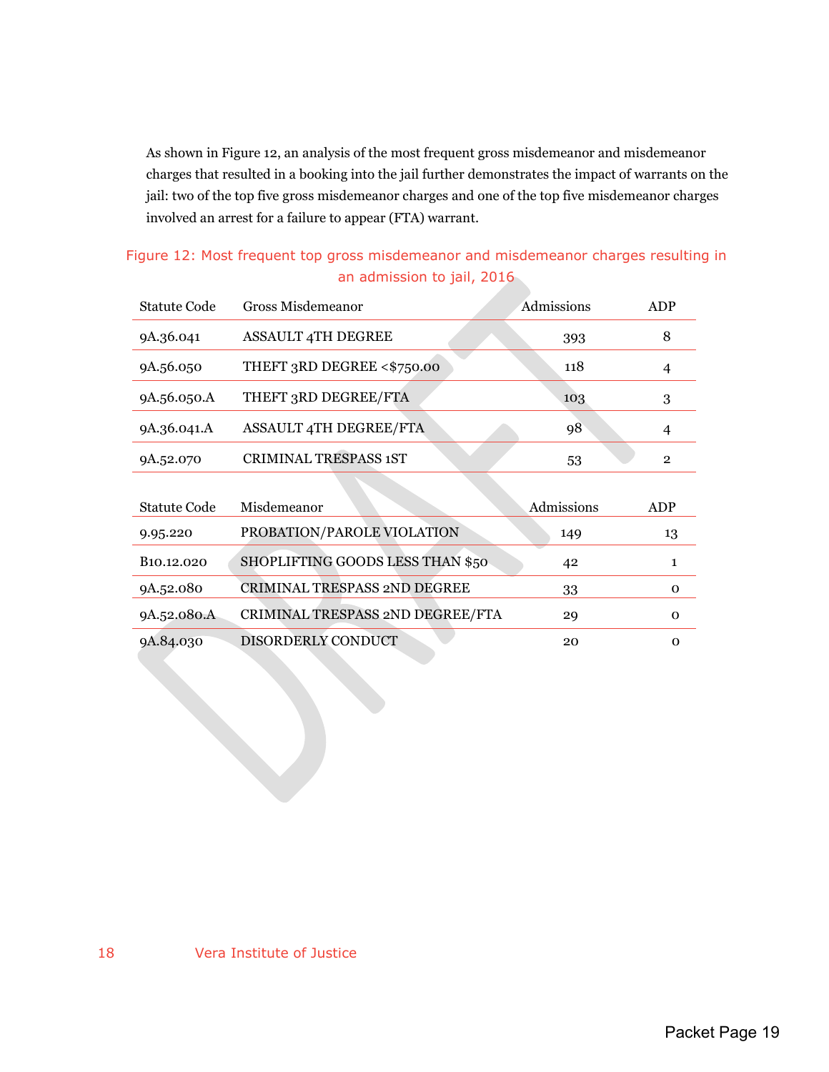As shown in Figure 12, an analysis of the most frequent gross misdemeanor and misdemeanor charges that resulted in a booking into the jail further demonstrates the impact of warrants on the jail: two of the top five gross misdemeanor charges and one of the top five misdemeanor charges involved an arrest for a failure to appear (FTA) warrant.

Figure 12: Most frequent top gross misdemeanor and misdemeanor charges resulting in an admission to jail, 2016

| Statute Code | Gross Misdemeanor | Admissions | ADP |
| --- | --- | --- | --- |
| 9A.36.041 | ASSAULT 4TH DEGREE | 393 | 8 |
| 9A.56.050 | THEFT 3RD DEGREE <$750.00 | 118 | 4 |
| 9A.56.050.A | THEFT 3RD DEGREE/FTA | 103 | 3 |
| 9A.36.041.A | ASSAULT 4TH DEGREE/FTA | 98 | 4 |
| 9A.52.070 | CRIMINAL TRESPASS 1ST | 53 | 2 |

| Statute Code | Misdemeanor | Admissions | ADP |
| --- | --- | --- | --- |
| 9.95.220 | PROBATION/PAROLE VIOLATION | 149 | 13 |
| B10.12.020 | SHOPLIFTING GOODS LESS THAN $50 | 42 | 1 |
| 9A.52.080 | CRIMINAL TRESPASS 2ND DEGREE | 33 | 0 |
| 9A.52.080.A | CRIMINAL TRESPASS 2ND DEGREE/FTA | 29 | 0 |
| 9A.84.030 | DISORDERLY CONDUCT | 20 | 0 |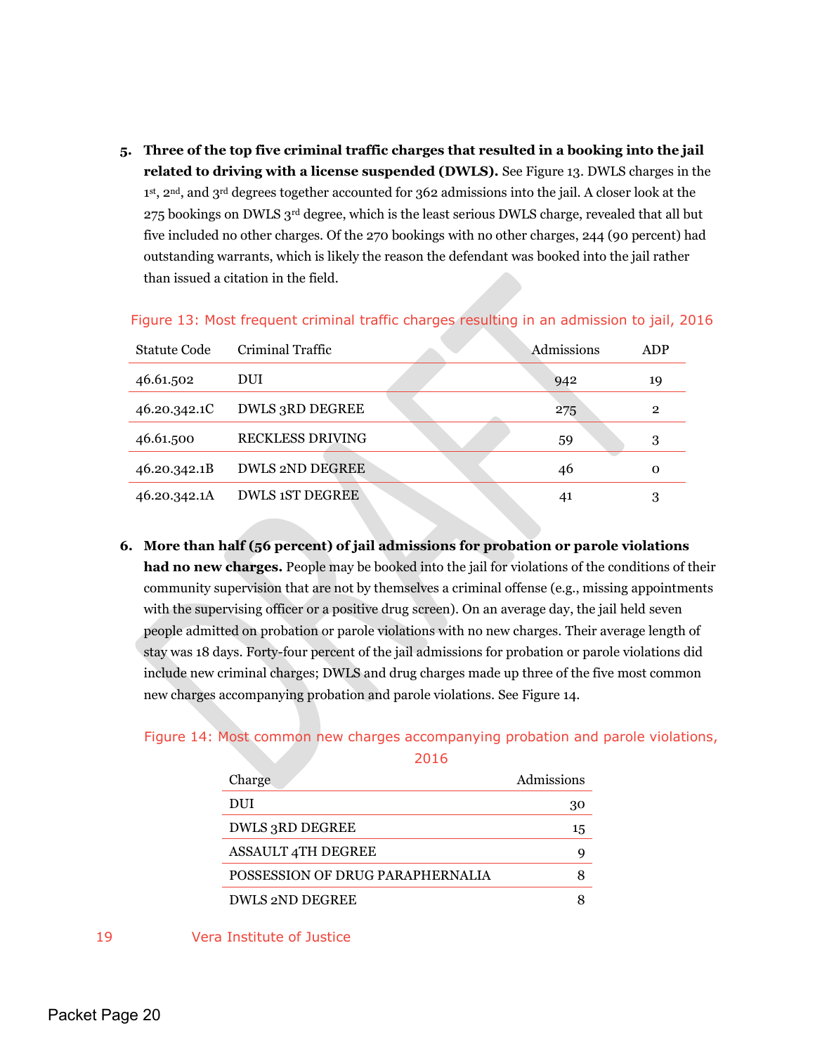5. **Three of the top five criminal traffic charges that resulted in a booking into the jail related to driving with a license suspended (DWLS).** See Figure 13. DWLS charges in the 1st, 2nd, and 3rd degrees together accounted for 362 admissions into the jail. A closer look at the 275 bookings on DWLS 3rd degree, which is the least serious DWLS charge, revealed that all but five included no other charges. Of the 270 bookings with no other charges, 244 (90 percent) had outstanding warrants, which is likely the reason the defendant was booked into the jail rather than issued a citation in the field.

Figure 13: Most frequent criminal traffic charges resulting in an admission to jail, 2016

| Statute Code | Criminal Traffic | Admissions | ADP |
|---|---|---|---|
| 46.61.502 | DUI | 942 | 19 |
| 46.20.342.1C | DWLS 3RD DEGREE | 275 | 2 |
| 46.61.500 | RECKLESS DRIVING | 59 | 3 |
| 46.20.342.1B | DWLS 2ND DEGREE | 46 | 0 |
| 46.20.342.1A | DWLS 1ST DEGREE | 41 | 3 |

6. **More than half (56 percent) of jail admissions for probation or parole violations had no new charges.** People may be booked into the jail for violations of the conditions of their community supervision that are not by themselves a criminal offense (e.g., missing appointments with the supervising officer or a positive drug screen). On an average day, the jail held seven people admitted on probation or parole violations with no new charges. Their average length of stay was 18 days. Forty-four percent of the jail admissions for probation or parole violations did include new criminal charges; DWLS and drug charges made up three of the five most common new charges accompanying probation and parole violations. See Figure 14.

Figure 14: Most common new charges accompanying probation and parole violations, 2016

| Charge | Admissions |
|---|---|
| DUI | 30 |
| DWLS 3RD DEGREE | 15 |
| ASSAULT 4TH DEGREE | 9 |
| POSSESSION OF DRUG PARAPHERNALIA | 8 |
| DWLS 2ND DEGREE | 8 |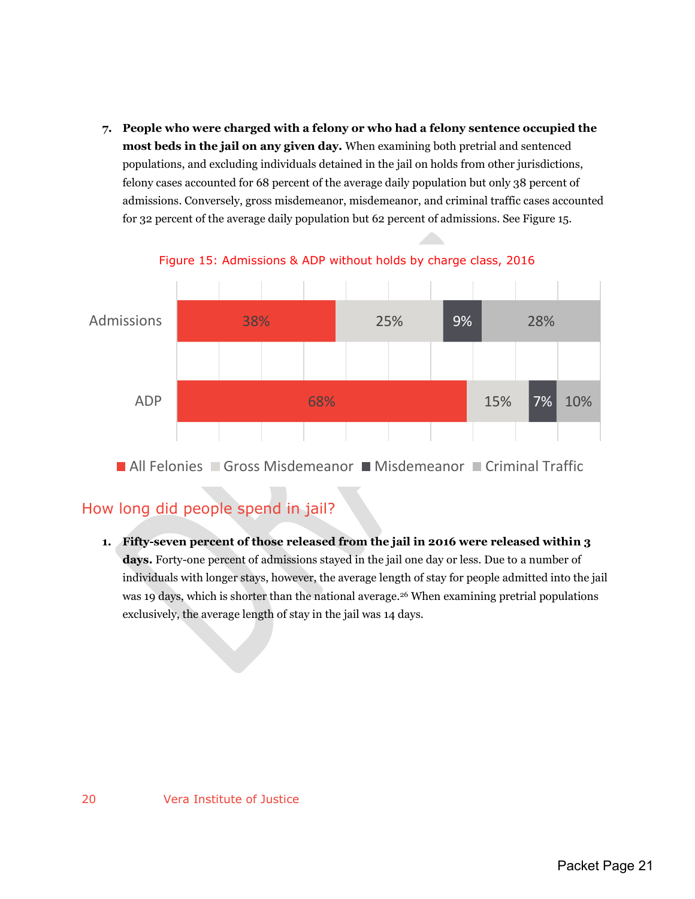7. **People who were charged with a felony or who had a felony sentence occupied the most beds in the jail on any given day.** When examining both pretrial and sentenced populations, and excluding individuals detained in the jail on holds from other jurisdictions, felony cases accounted for 68 percent of the average daily population but only 38 percent of admissions. Conversely, gross misdemeanor, misdemeanor, and criminal traffic cases accounted for 32 percent of the average daily population but 62 percent of admissions. See Figure 15.

Figure 15: Admissions & ADP without holds by charge class, 2016

| | All Felonies | Gross Misdemeanor | Misdemeanor | Criminal Traffic |
|---|---|---|---|---|
| Admissions | 38% | 25% | 9% | 28% |
| ADP | 68% | 15% | 7% | 10% |

## How long did people spend in jail?

1. **Fifty-seven percent of those released from the jail in 2016 were released within 3 days.** Forty-one percent of admissions stayed in the jail one day or less. Due to a number of individuals with longer stays, however, the average length of stay for people admitted into the jail was 19 days, which is shorter than the national average.[26] When examining pretrial populations exclusively, the average length of stay in the jail was 14 days.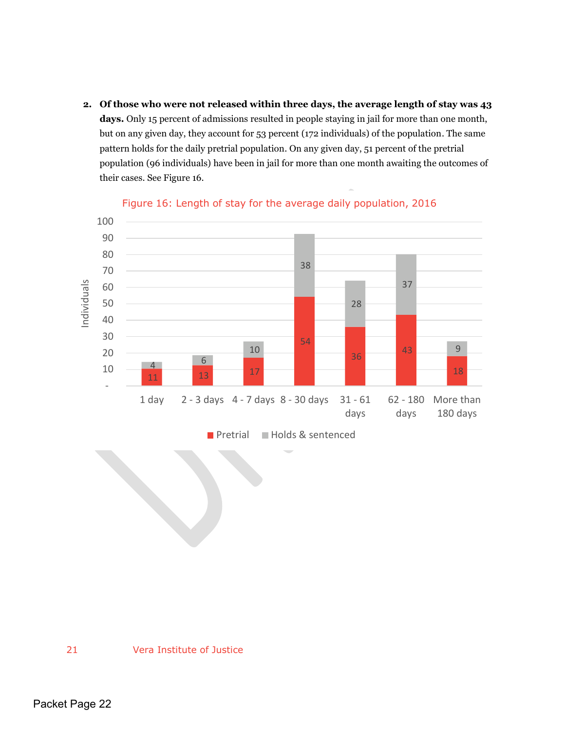2. **Of those who were not released within three days, the average length of stay was 43 days.** Only 15 percent of admissions resulted in people staying in jail for more than one month, but on any given day, they account for 53 percent (172 individuals) of the population. The same pattern holds for the daily pretrial population. On any given day, 51 percent of the pretrial population (96 individuals) have been in jail for more than one month awaiting the outcomes of their cases. See Figure 16.

Figure 16: Length of stay for the average daily population, 2016

| Length of stay | Pretrial | Holds & sentenced |
|---|---|---|
| 1 day | 11 | 4 |
| 2 - 3 days | 13 | 6 |
| 4 - 7 days | 17 | 10 |
| 8 - 30 days | 54 | 38 |
| 31 - 61 days | 36 | 28 |
| 62 - 180 days | 43 | 37 |
| More than 180 days | 18 | 9 |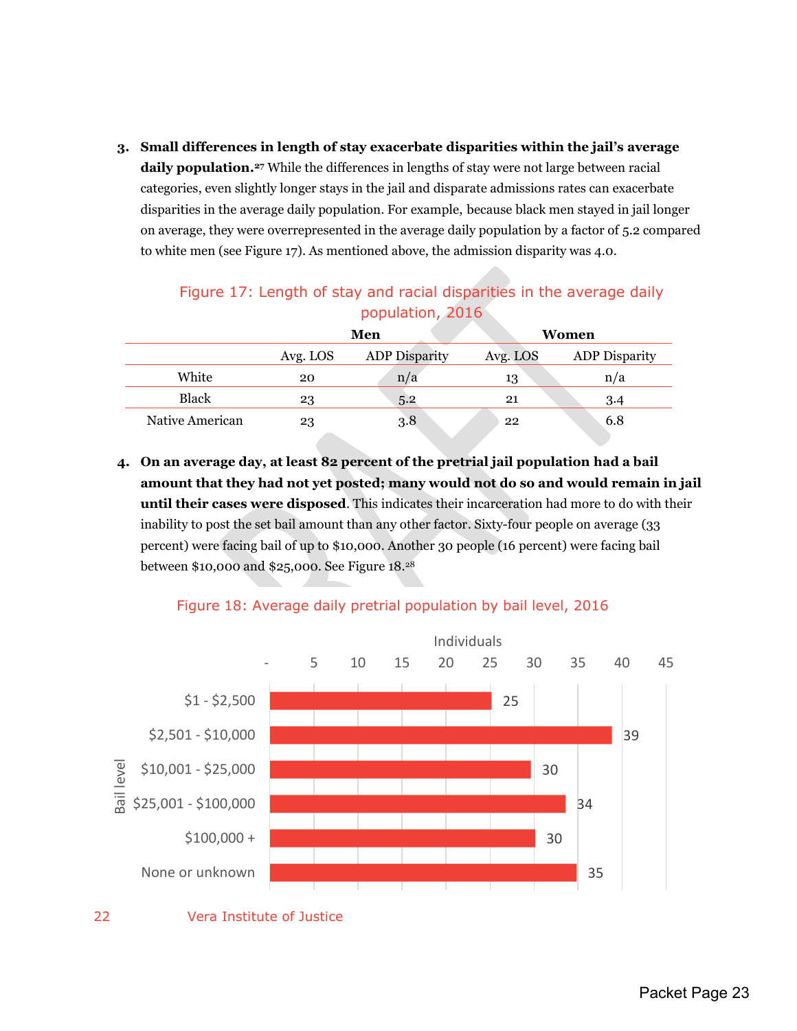3. **Small differences in length of stay exacerbate disparities within the jail's average daily population.**[27] While the differences in lengths of stay were not large between racial categories, even slightly longer stays in the jail and disparate admissions rates can exacerbate disparities in the average daily population. For example, because black men stayed in jail longer on average, they were overrepresented in the average daily population by a factor of 5.2 compared to white men (see Figure 17). As mentioned above, the admission disparity was 4.0.

Figure 17: Length of stay and racial disparities in the average daily population, 2016

| | Men | | Women | |
|---|---|---|---|---|
| | Avg. LOS | ADP Disparity | Avg. LOS | ADP Disparity |
| White | 20 | n/a | 13 | n/a |
| Black | 23 | 5.2 | 21 | 3.4 |
| Native American | 23 | 3.8 | 22 | 6.8 |

4. **On an average day, at least 82 percent of the pretrial jail population had a bail amount that they had not yet posted; many would not do so and would remain in jail until their cases were disposed**. This indicates their incarceration had more to do with their inability to post the set bail amount than any other factor. Sixty-four people on average (33 percent) were facing bail of up to $10,000. Another 30 people (16 percent) were facing bail between $10,000 and $25,000. See Figure 18.[28]

Figure 18: Average daily pretrial population by bail level, 2016

| Bail level | Individuals |
|---|---|
| $1 - $2,500 | 25 |
| $2,501 - $10,000 | 39 |
| $10,001 - $25,000 | 30 |
| $25,001 - $100,000 | 34 |
| $100,000 + | 30 |
| None or unknown | 35 |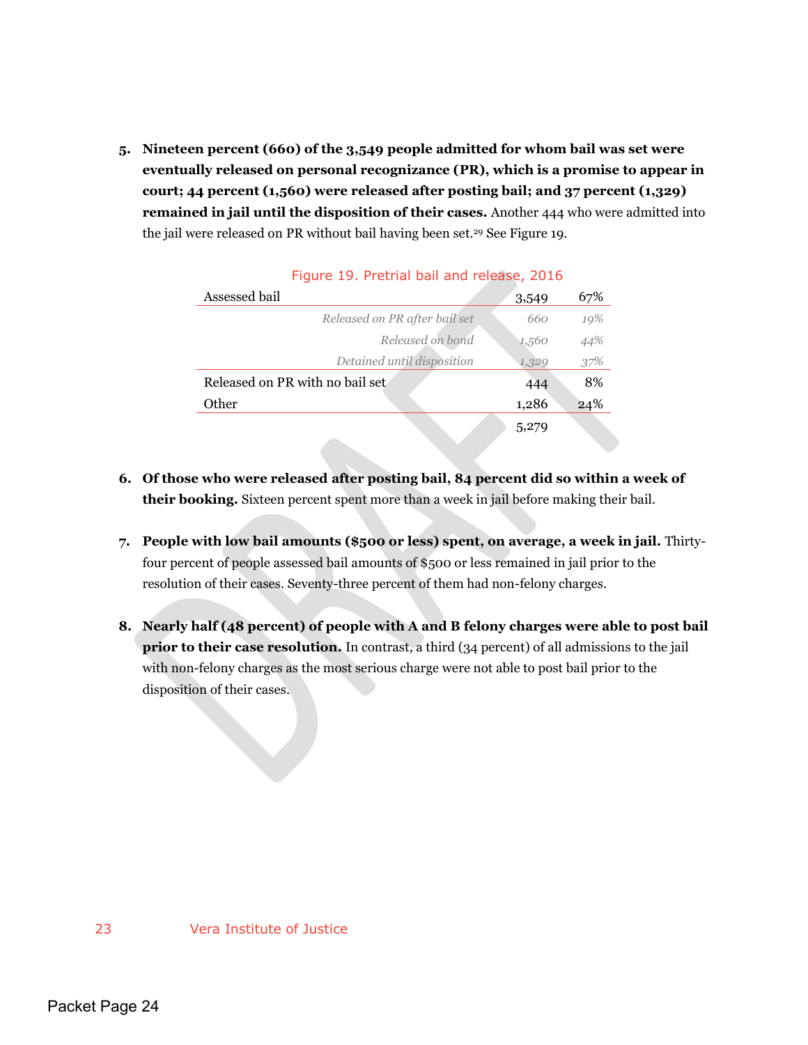5. **Nineteen percent (660) of the 3,549 people admitted for whom bail was set were eventually released on personal recognizance (PR), which is a promise to appear in court; 44 percent (1,560) were released after posting bail; and 37 percent (1,329) remained in jail until the disposition of their cases.** Another 444 who were admitted into the jail were released on PR without bail having been set.[29] See Figure 19.

Figure 19. Pretrial bail and release, 2016

| | | |
|---|---|---|
| Assessed bail | 3,549 | 67% |
| *Released on PR after bail set* | *660* | *19%* |
| *Released on bond* | *1,560* | *44%* |
| *Detained until disposition* | *1,329* | *37%* |
| Released on PR with no bail set | 444 | 8% |
| Other | 1,286 | 24% |
| | 5,279 | |

6. **Of those who were released after posting bail, 84 percent did so within a week of their booking.** Sixteen percent spent more than a week in jail before making their bail.

7. **People with low bail amounts ($500 or less) spent, on average, a week in jail.** Thirty-four percent of people assessed bail amounts of $500 or less remained in jail prior to the resolution of their cases. Seventy-three percent of them had non-felony charges.

8. **Nearly half (48 percent) of people with A and B felony charges were able to post bail prior to their case resolution.** In contrast, a third (34 percent) of all admissions to the jail with non-felony charges as the most serious charge were not able to post bail prior to the disposition of their cases.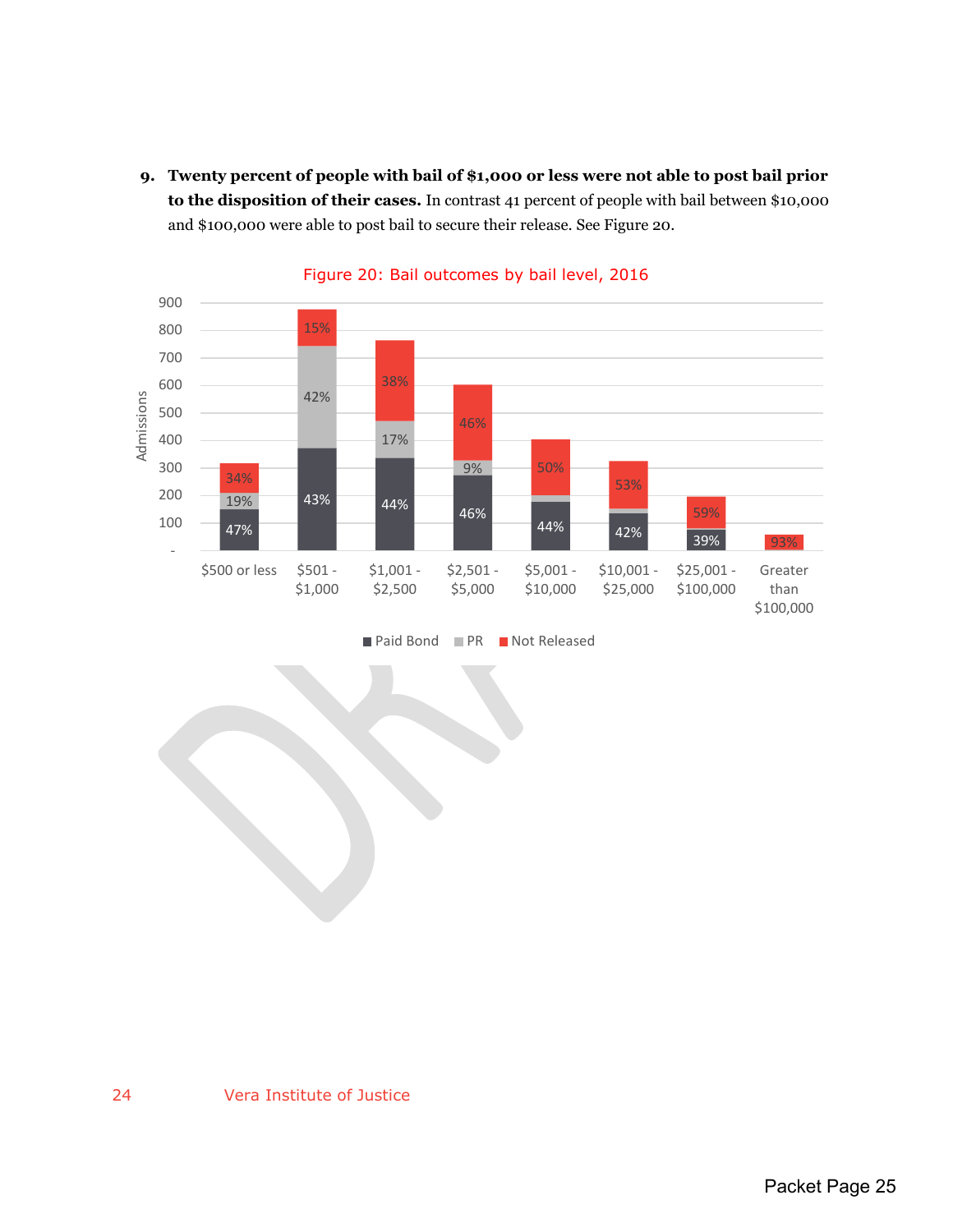9. **Twenty percent of people with bail of $1,000 or less were not able to post bail prior to the disposition of their cases.** In contrast 41 percent of people with bail between $10,000 and $100,000 were able to post bail to secure their release. See Figure 20.

Figure 20: Bail outcomes by bail level, 2016

| Bail level | Paid Bond | PR | Not Released |
|---|---|---|---|
| $500 or less | 47% | 19% | 34% |
| $501 - $1,000 | 43% | 42% | 15% |
| $1,001 - $2,500 | 44% | 17% | 38% |
| $2,501 - $5,000 | 46% | 9% | 46% |
| $5,001 - $10,000 | 44% | | 50% |
| $10,001 - $25,000 | 42% | | 53% |
| $25,001 - $100,000 | 39% | | 59% |
| Greater than $100,000 | | | 93% |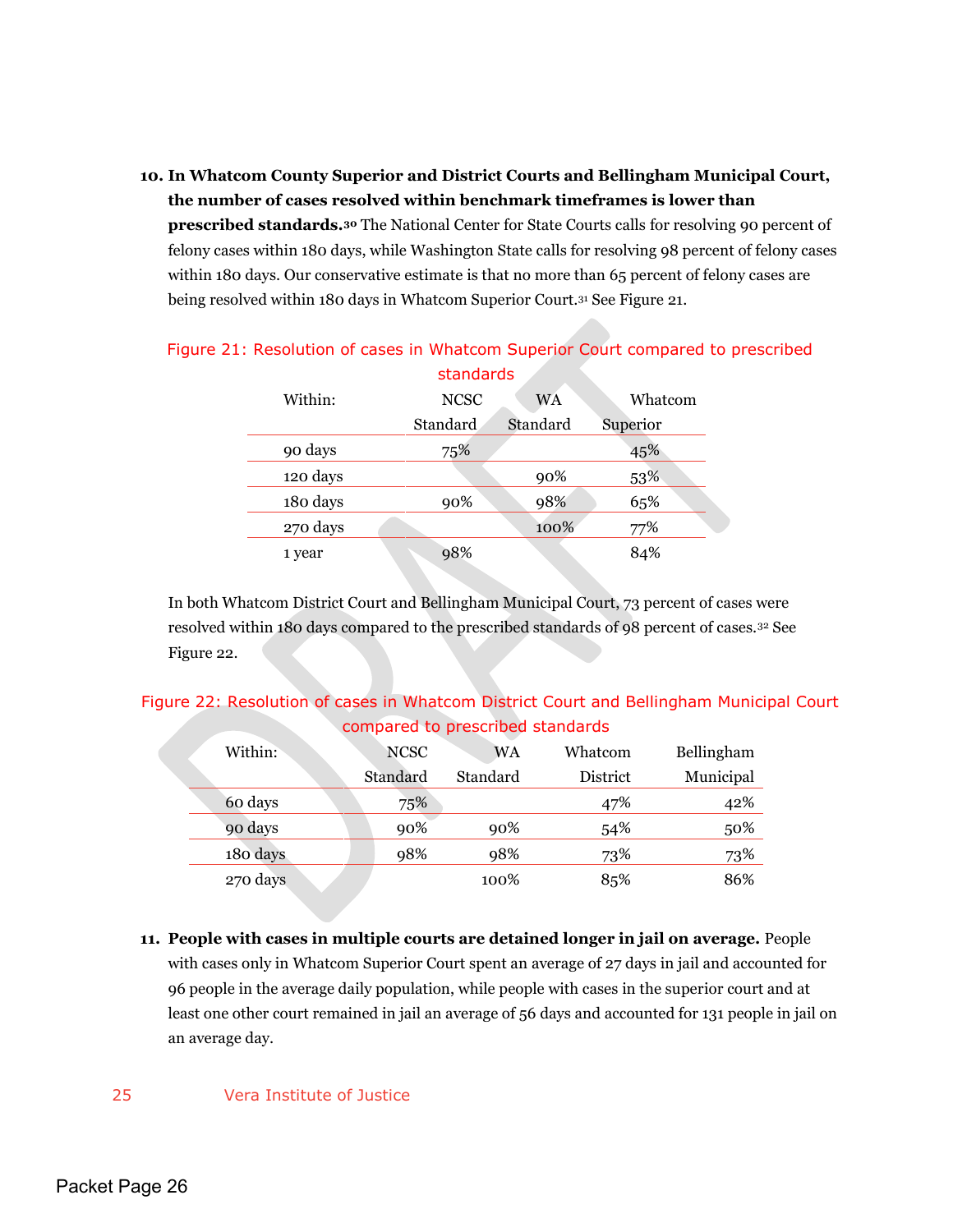10. **In Whatcom County Superior and District Courts and Bellingham Municipal Court, the number of cases resolved within benchmark timeframes is lower than prescribed standards.**[30] The National Center for State Courts calls for resolving 90 percent of felony cases within 180 days, while Washington State calls for resolving 98 percent of felony cases within 180 days. Our conservative estimate is that no more than 65 percent of felony cases are being resolved within 180 days in Whatcom Superior Court.[31] See Figure 21.

Figure 21: Resolution of cases in Whatcom Superior Court compared to prescribed standards

| Within: | NCSC Standard | WA Standard | Whatcom Superior |
|---|---|---|---|
| 90 days | 75% | | 45% |
| 120 days | | 90% | 53% |
| 180 days | 90% | 98% | 65% |
| 270 days | | 100% | 77% |
| 1 year | 98% | | 84% |

In both Whatcom District Court and Bellingham Municipal Court, 73 percent of cases were resolved within 180 days compared to the prescribed standards of 98 percent of cases.[32] See Figure 22.

Figure 22: Resolution of cases in Whatcom District Court and Bellingham Municipal Court compared to prescribed standards

| Within: | NCSC Standard | WA Standard | Whatcom District | Bellingham Municipal |
|---|---|---|---|---|
| 60 days | 75% | | 47% | 42% |
| 90 days | 90% | 90% | 54% | 50% |
| 180 days | 98% | 98% | 73% | 73% |
| 270 days | | 100% | 85% | 86% |

11. **People with cases in multiple courts are detained longer in jail on average.** People with cases only in Whatcom Superior Court spent an average of 27 days in jail and accounted for 96 people in the average daily population, while people with cases in the superior court and at least one other court remained in jail an average of 56 days and accounted for 131 people in jail on an average day.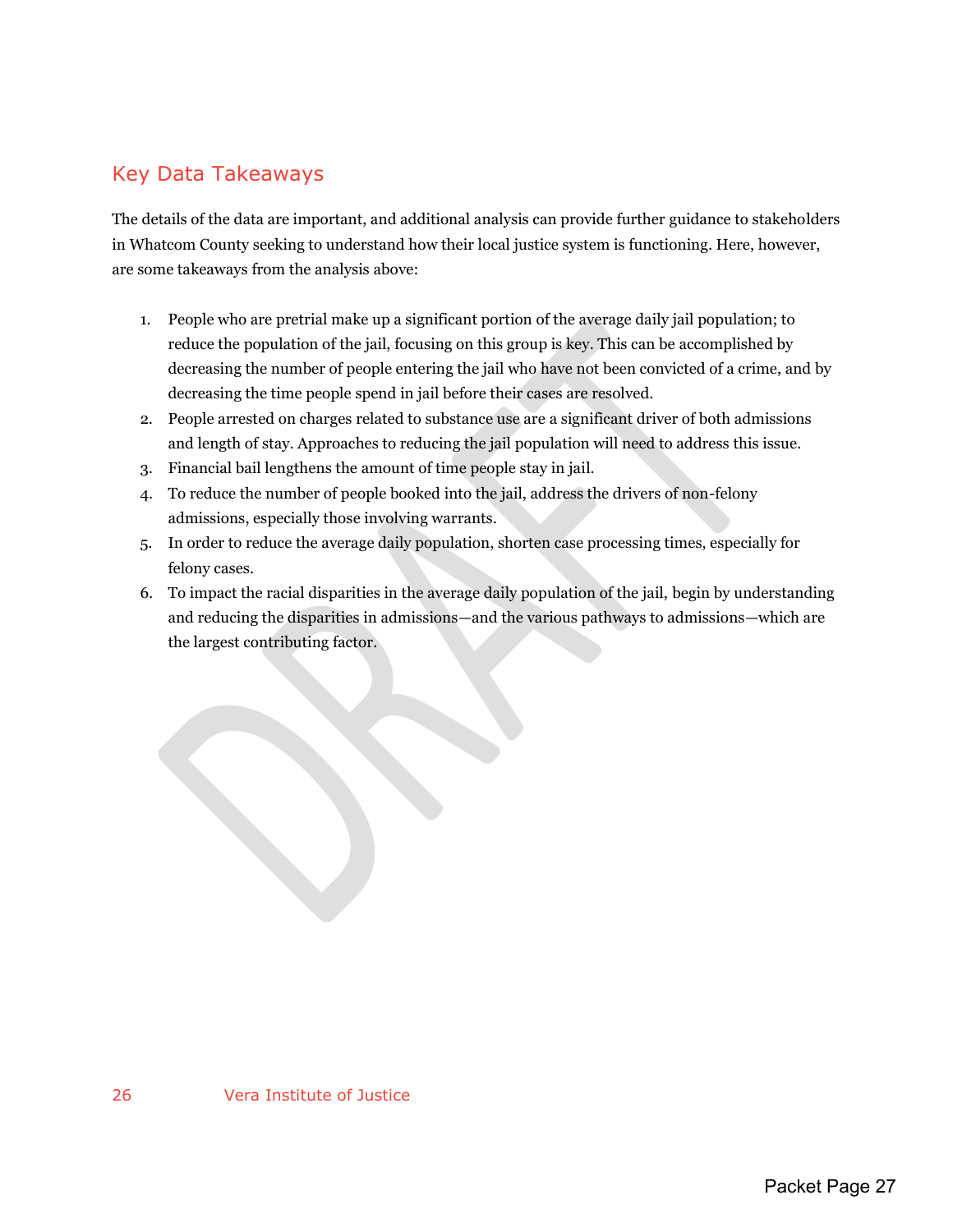## Key Data Takeaways

The details of the data are important, and additional analysis can provide further guidance to stakeholders in Whatcom County seeking to understand how their local justice system is functioning. Here, however, are some takeaways from the analysis above:

1. People who are pretrial make up a significant portion of the average daily jail population; to reduce the population of the jail, focusing on this group is key. This can be accomplished by decreasing the number of people entering the jail who have not been convicted of a crime, and by decreasing the time people spend in jail before their cases are resolved.
2. People arrested on charges related to substance use are a significant driver of both admissions and length of stay. Approaches to reducing the jail population will need to address this issue.
3. Financial bail lengthens the amount of time people stay in jail.
4. To reduce the number of people booked into the jail, address the drivers of non-felony admissions, especially those involving warrants.
5. In order to reduce the average daily population, shorten case processing times, especially for felony cases.
6. To impact the racial disparities in the average daily population of the jail, begin by understanding and reducing the disparities in admissions—and the various pathways to admissions—which are the largest contributing factor.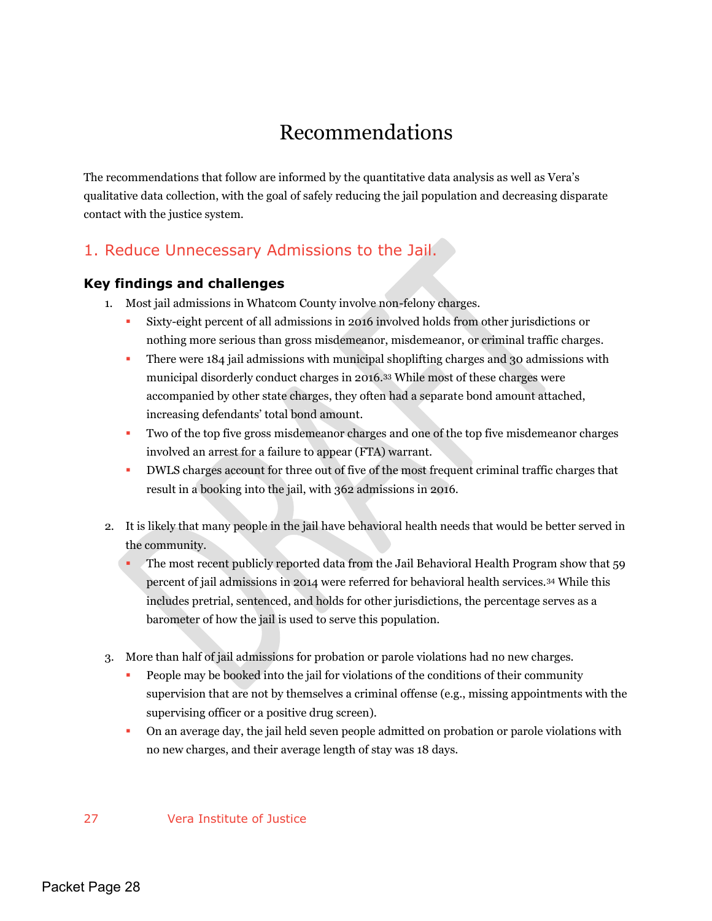# Recommendations

The recommendations that follow are informed by the quantitative data analysis as well as Vera's qualitative data collection, with the goal of safely reducing the jail population and decreasing disparate contact with the justice system.

## 1. Reduce Unnecessary Admissions to the Jail.

### Key findings and challenges

1. Most jail admissions in Whatcom County involve non-felony charges.
   - Sixty-eight percent of all admissions in 2016 involved holds from other jurisdictions or nothing more serious than gross misdemeanor, misdemeanor, or criminal traffic charges.
   - There were 184 jail admissions with municipal shoplifting charges and 30 admissions with municipal disorderly conduct charges in 2016.[33] While most of these charges were accompanied by other state charges, they often had a separate bond amount attached, increasing defendants' total bond amount.
   - Two of the top five gross misdemeanor charges and one of the top five misdemeanor charges involved an arrest for a failure to appear (FTA) warrant.
   - DWLS charges account for three out of five of the most frequent criminal traffic charges that result in a booking into the jail, with 362 admissions in 2016.

2. It is likely that many people in the jail have behavioral health needs that would be better served in the community.
   - The most recent publicly reported data from the Jail Behavioral Health Program show that 59 percent of jail admissions in 2014 were referred for behavioral health services.[34] While this includes pretrial, sentenced, and holds for other jurisdictions, the percentage serves as a barometer of how the jail is used to serve this population.

3. More than half of jail admissions for probation or parole violations had no new charges.
   - People may be booked into the jail for violations of the conditions of their community supervision that are not by themselves a criminal offense (e.g., missing appointments with the supervising officer or a positive drug screen).
   - On an average day, the jail held seven people admitted on probation or parole violations with no new charges, and their average length of stay was 18 days.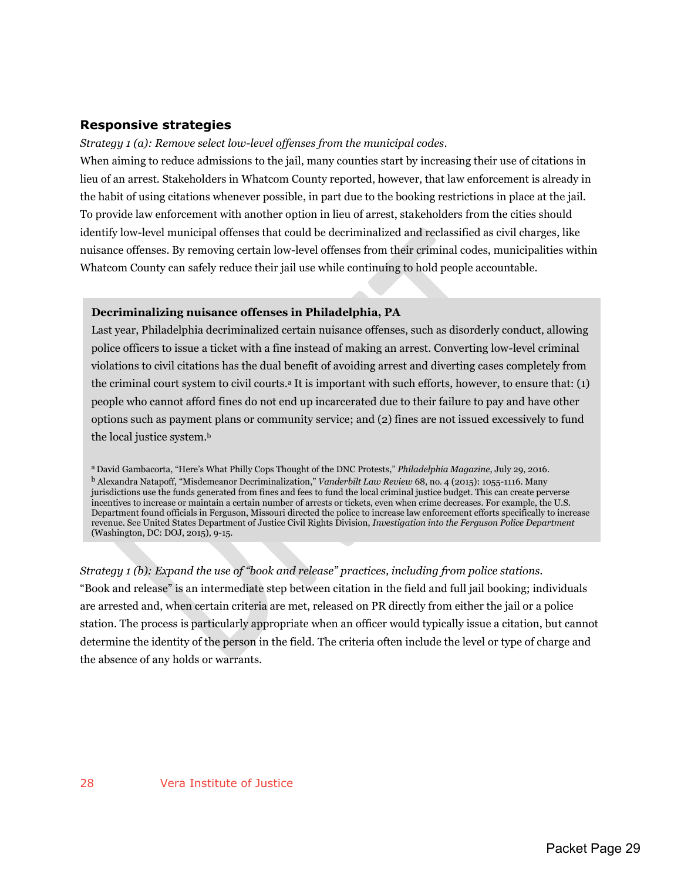### Responsive strategies

*Strategy 1 (a): Remove select low-level offenses from the municipal codes.*

When aiming to reduce admissions to the jail, many counties start by increasing their use of citations in lieu of an arrest. Stakeholders in Whatcom County reported, however, that law enforcement is already in the habit of using citations whenever possible, in part due to the booking restrictions in place at the jail. To provide law enforcement with another option in lieu of arrest, stakeholders from the cities should identify low-level municipal offenses that could be decriminalized and reclassified as civil charges, like nuisance offenses. By removing certain low-level offenses from their criminal codes, municipalities within Whatcom County can safely reduce their jail use while continuing to hold people accountable.

> **Decriminalizing nuisance offenses in Philadelphia, PA**
>
> Last year, Philadelphia decriminalized certain nuisance offenses, such as disorderly conduct, allowing police officers to issue a ticket with a fine instead of making an arrest. Converting low-level criminal violations to civil citations has the dual benefit of avoiding arrest and diverting cases completely from the criminal court system to civil courts.[a] It is important with such efforts, however, to ensure that: (1) people who cannot afford fines do not end up incarcerated due to their failure to pay and have other options such as payment plans or community service; and (2) fines are not issued excessively to fund the local justice system.[b]
>
> [a] David Gambacorta, "Here's What Philly Cops Thought of the DNC Protests," *Philadelphia Magazine*, July 29, 2016.
>
> [b] Alexandra Natapoff, "Misdemeanor Decriminalization," *Vanderbilt Law Review* 68, no. 4 (2015): 1055-1116. Many jurisdictions use the funds generated from fines and fees to fund the local criminal justice budget. This can create perverse incentives to increase or maintain a certain number of arrests or tickets, even when crime decreases. For example, the U.S. Department found officials in Ferguson, Missouri directed the police to increase law enforcement efforts specifically to increase revenue. See United States Department of Justice Civil Rights Division, *Investigation into the Ferguson Police Department* (Washington, DC: DOJ, 2015), 9-15.

*Strategy 1 (b): Expand the use of "book and release" practices, including from police stations.*

"Book and release" is an intermediate step between citation in the field and full jail booking; individuals are arrested and, when certain criteria are met, released on PR directly from either the jail or a police station. The process is particularly appropriate when an officer would typically issue a citation, but cannot determine the identity of the person in the field. The criteria often include the level or type of charge and the absence of any holds or warrants.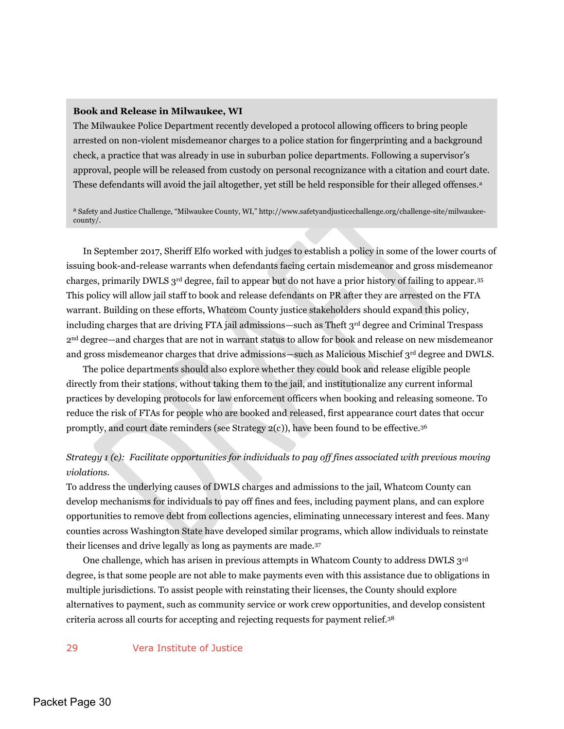**Book and Release in Milwaukee, WI**

The Milwaukee Police Department recently developed a protocol allowing officers to bring people arrested on non-violent misdemeanor charges to a police station for fingerprinting and a background check, a practice that was already in use in suburban police departments. Following a supervisor's approval, people will be released from custody on personal recognizance with a citation and court date. These defendants will avoid the jail altogether, yet still be held responsible for their alleged offenses.[a]

[a] Safety and Justice Challenge, "Milwaukee County, WI," http://www.safetyandjusticechallenge.org/challenge-site/milwaukee-county/.

In September 2017, Sheriff Elfo worked with judges to establish a policy in some of the lower courts of issuing book-and-release warrants when defendants facing certain misdemeanor and gross misdemeanor charges, primarily DWLS 3rd degree, fail to appear but do not have a prior history of failing to appear.[35] This policy will allow jail staff to book and release defendants on PR after they are arrested on the FTA warrant. Building on these efforts, Whatcom County justice stakeholders should expand this policy, including charges that are driving FTA jail admissions—such as Theft 3rd degree and Criminal Trespass 2nd degree—and charges that are not in warrant status to allow for book and release on new misdemeanor and gross misdemeanor charges that drive admissions—such as Malicious Mischief 3rd degree and DWLS.

The police departments should also explore whether they could book and release eligible people directly from their stations, without taking them to the jail, and institutionalize any current informal practices by developing protocols for law enforcement officers when booking and releasing someone. To reduce the risk of FTAs for people who are booked and released, first appearance court dates that occur promptly, and court date reminders (see Strategy 2(c)), have been found to be effective.[36]

*Strategy 1 (c): Facilitate opportunities for individuals to pay off fines associated with previous moving violations.*

To address the underlying causes of DWLS charges and admissions to the jail, Whatcom County can develop mechanisms for individuals to pay off fines and fees, including payment plans, and can explore opportunities to remove debt from collections agencies, eliminating unnecessary interest and fees. Many counties across Washington State have developed similar programs, which allow individuals to reinstate their licenses and drive legally as long as payments are made.[37]

One challenge, which has arisen in previous attempts in Whatcom County to address DWLS 3rd degree, is that some people are not able to make payments even with this assistance due to obligations in multiple jurisdictions. To assist people with reinstating their licenses, the County should explore alternatives to payment, such as community service or work crew opportunities, and develop consistent criteria across all courts for accepting and rejecting requests for payment relief.[38]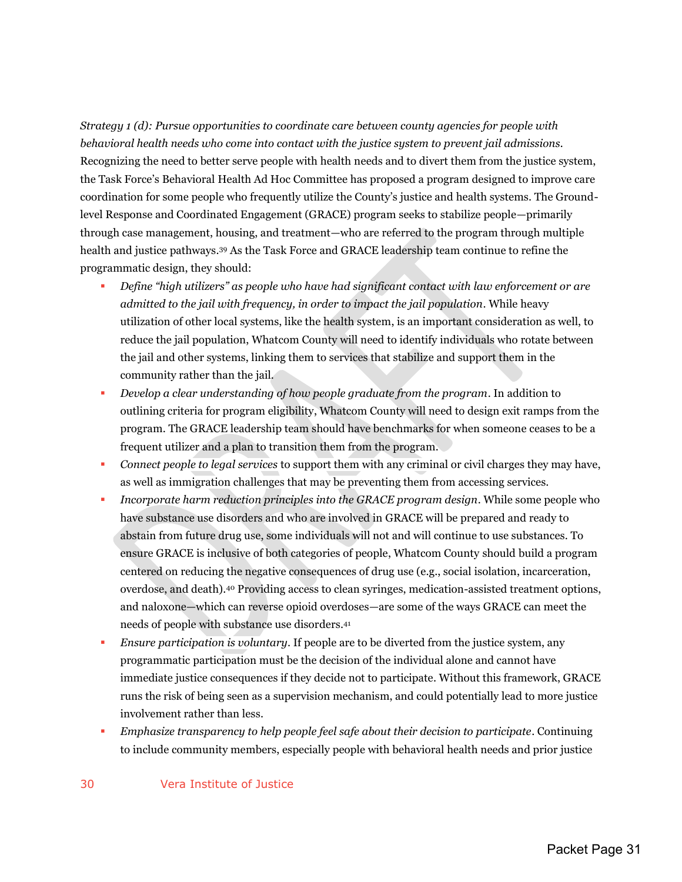*Strategy 1 (d): Pursue opportunities to coordinate care between county agencies for people with behavioral health needs who come into contact with the justice system to prevent jail admissions.* Recognizing the need to better serve people with health needs and to divert them from the justice system, the Task Force's Behavioral Health Ad Hoc Committee has proposed a program designed to improve care coordination for some people who frequently utilize the County's justice and health systems. The Ground-level Response and Coordinated Engagement (GRACE) program seeks to stabilize people—primarily through case management, housing, and treatment—who are referred to the program through multiple health and justice pathways.[39] As the Task Force and GRACE leadership team continue to refine the programmatic design, they should:

- *Define "high utilizers" as people who have had significant contact with law enforcement or are admitted to the jail with frequency, in order to impact the jail population*. While heavy utilization of other local systems, like the health system, is an important consideration as well, to reduce the jail population, Whatcom County will need to identify individuals who rotate between the jail and other systems, linking them to services that stabilize and support them in the community rather than the jail.
- *Develop a clear understanding of how people graduate from the program*. In addition to outlining criteria for program eligibility, Whatcom County will need to design exit ramps from the program. The GRACE leadership team should have benchmarks for when someone ceases to be a frequent utilizer and a plan to transition them from the program.
- *Connect people to legal services* to support them with any criminal or civil charges they may have, as well as immigration challenges that may be preventing them from accessing services.
- *Incorporate harm reduction principles into the GRACE program design*. While some people who have substance use disorders and who are involved in GRACE will be prepared and ready to abstain from future drug use, some individuals will not and will continue to use substances. To ensure GRACE is inclusive of both categories of people, Whatcom County should build a program centered on reducing the negative consequences of drug use (e.g., social isolation, incarceration, overdose, and death).[40] Providing access to clean syringes, medication-assisted treatment options, and naloxone—which can reverse opioid overdoses—are some of the ways GRACE can meet the needs of people with substance use disorders.[41]
- *Ensure participation is voluntary*. If people are to be diverted from the justice system, any programmatic participation must be the decision of the individual alone and cannot have immediate justice consequences if they decide not to participate. Without this framework, GRACE runs the risk of being seen as a supervision mechanism, and could potentially lead to more justice involvement rather than less.
- *Emphasize transparency to help people feel safe about their decision to participate*. Continuing to include community members, especially people with behavioral health needs and prior justice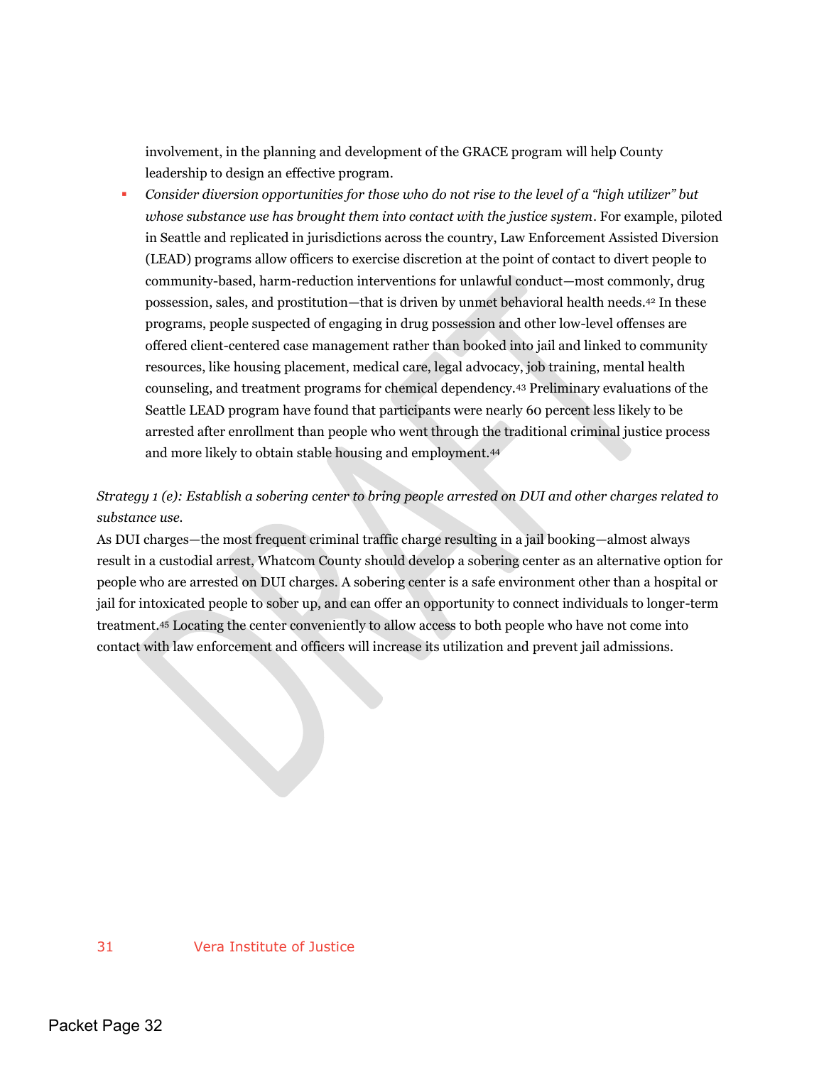involvement, in the planning and development of the GRACE program will help County leadership to design an effective program.

- *Consider diversion opportunities for those who do not rise to the level of a "high utilizer" but whose substance use has brought them into contact with the justice system*. For example, piloted in Seattle and replicated in jurisdictions across the country, Law Enforcement Assisted Diversion (LEAD) programs allow officers to exercise discretion at the point of contact to divert people to community-based, harm-reduction interventions for unlawful conduct—most commonly, drug possession, sales, and prostitution—that is driven by unmet behavioral health needs.[42] In these programs, people suspected of engaging in drug possession and other low-level offenses are offered client-centered case management rather than booked into jail and linked to community resources, like housing placement, medical care, legal advocacy, job training, mental health counseling, and treatment programs for chemical dependency.[43] Preliminary evaluations of the Seattle LEAD program have found that participants were nearly 60 percent less likely to be arrested after enrollment than people who went through the traditional criminal justice process and more likely to obtain stable housing and employment.[44]

*Strategy 1 (e): Establish a sobering center to bring people arrested on DUI and other charges related to substance use.*

As DUI charges—the most frequent criminal traffic charge resulting in a jail booking—almost always result in a custodial arrest, Whatcom County should develop a sobering center as an alternative option for people who are arrested on DUI charges. A sobering center is a safe environment other than a hospital or jail for intoxicated people to sober up, and can offer an opportunity to connect individuals to longer-term treatment.[45] Locating the center conveniently to allow access to both people who have not come into contact with law enforcement and officers will increase its utilization and prevent jail admissions.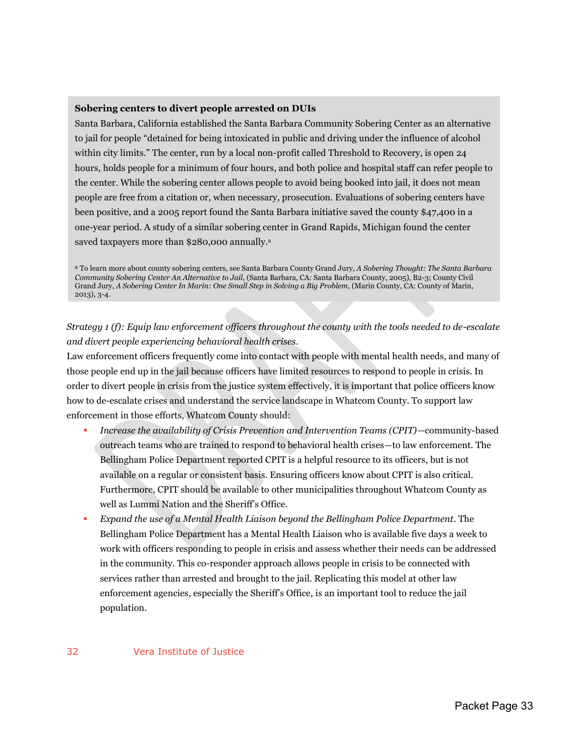**Sobering centers to divert people arrested on DUIs**

Santa Barbara, California established the Santa Barbara Community Sobering Center as an alternative to jail for people "detained for being intoxicated in public and driving under the influence of alcohol within city limits." The center, run by a local non-profit called Threshold to Recovery, is open 24 hours, holds people for a minimum of four hours, and both police and hospital staff can refer people to the center. While the sobering center allows people to avoid being booked into jail, it does not mean people are free from a citation or, when necessary, prosecution. Evaluations of sobering centers have been positive, and a 2005 report found the Santa Barbara initiative saved the county $47,400 in a one-year period. A study of a similar sobering center in Grand Rapids, Michigan found the center saved taxpayers more than $280,000 annually.[a]

[a] To learn more about county sobering centers, see Santa Barbara County Grand Jury, *A Sobering Thought: The Santa Barbara Community Sobering Center An Alternative to Jail*, (Santa Barbara, CA: Santa Barbara County, 2005), B2-3; County Civil Grand Jury, *A Sobering Center In Marin: One Small Step in Solving a Big Problem*, (Marin County, CA: County of Marin, 2013), 3-4.

*Strategy 1 (f): Equip law enforcement officers throughout the county with the tools needed to de-escalate and divert people experiencing behavioral health crises.*

Law enforcement officers frequently come into contact with people with mental health needs, and many of those people end up in the jail because officers have limited resources to respond to people in crisis. In order to divert people in crisis from the justice system effectively, it is important that police officers know how to de-escalate crises and understand the service landscape in Whatcom County. To support law enforcement in those efforts, Whatcom County should:

- *Increase the availability of Crisis Prevention and Intervention Teams (CPIT)*—community-based outreach teams who are trained to respond to behavioral health crises—to law enforcement. The Bellingham Police Department reported CPIT is a helpful resource to its officers, but is not available on a regular or consistent basis. Ensuring officers know about CPIT is also critical. Furthermore, CPIT should be available to other municipalities throughout Whatcom County as well as Lummi Nation and the Sheriff's Office.
- *Expand the use of a Mental Health Liaison beyond the Bellingham Police Department*. The Bellingham Police Department has a Mental Health Liaison who is available five days a week to work with officers responding to people in crisis and assess whether their needs can be addressed in the community. This co-responder approach allows people in crisis to be connected with services rather than arrested and brought to the jail. Replicating this model at other law enforcement agencies, especially the Sheriff's Office, is an important tool to reduce the jail population.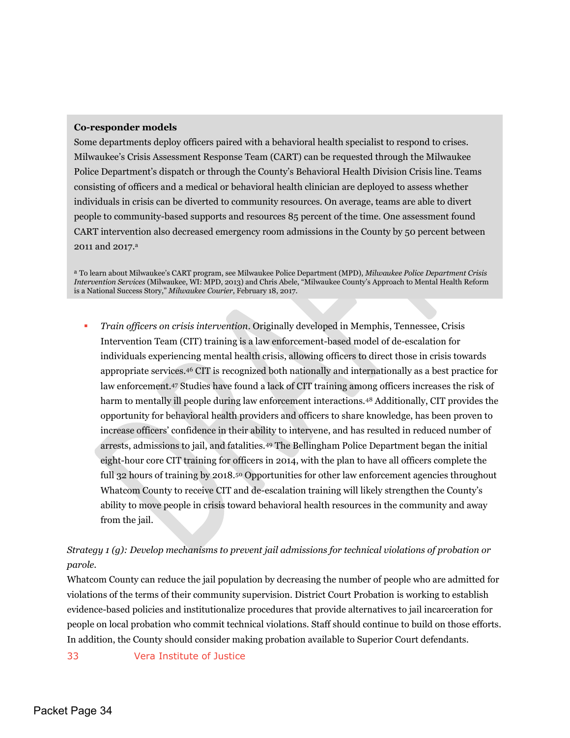**Co-responder models**

Some departments deploy officers paired with a behavioral health specialist to respond to crises. Milwaukee's Crisis Assessment Response Team (CART) can be requested through the Milwaukee Police Department's dispatch or through the County's Behavioral Health Division Crisis line. Teams consisting of officers and a medical or behavioral health clinician are deployed to assess whether individuals in crisis can be diverted to community resources. On average, teams are able to divert people to community-based supports and resources 85 percent of the time. One assessment found CART intervention also decreased emergency room admissions in the County by 50 percent between 2011 and 2017.[a]

[a] To learn about Milwaukee's CART program, see Milwaukee Police Department (MPD), *Milwaukee Police Department Crisis Intervention Services* (Milwaukee, WI: MPD, 2013) and Chris Abele, "Milwaukee County's Approach to Mental Health Reform is a National Success Story," *Milwaukee Courier*, February 18, 2017.

- *Train officers on crisis intervention.* Originally developed in Memphis, Tennessee, Crisis Intervention Team (CIT) training is a law enforcement-based model of de-escalation for individuals experiencing mental health crisis, allowing officers to direct those in crisis towards appropriate services.[46] CIT is recognized both nationally and internationally as a best practice for law enforcement.[47] Studies have found a lack of CIT training among officers increases the risk of harm to mentally ill people during law enforcement interactions.[48] Additionally, CIT provides the opportunity for behavioral health providers and officers to share knowledge, has been proven to increase officers' confidence in their ability to intervene, and has resulted in reduced number of arrests, admissions to jail, and fatalities.[49] The Bellingham Police Department began the initial eight-hour core CIT training for officers in 2014, with the plan to have all officers complete the full 32 hours of training by 2018.[50] Opportunities for other law enforcement agencies throughout Whatcom County to receive CIT and de-escalation training will likely strengthen the County's ability to move people in crisis toward behavioral health resources in the community and away from the jail.

*Strategy 1 (g): Develop mechanisms to prevent jail admissions for technical violations of probation or parole.*

Whatcom County can reduce the jail population by decreasing the number of people who are admitted for violations of the terms of their community supervision. District Court Probation is working to establish evidence-based policies and institutionalize procedures that provide alternatives to jail incarceration for people on local probation who commit technical violations. Staff should continue to build on those efforts. In addition, the County should consider making probation available to Superior Court defendants.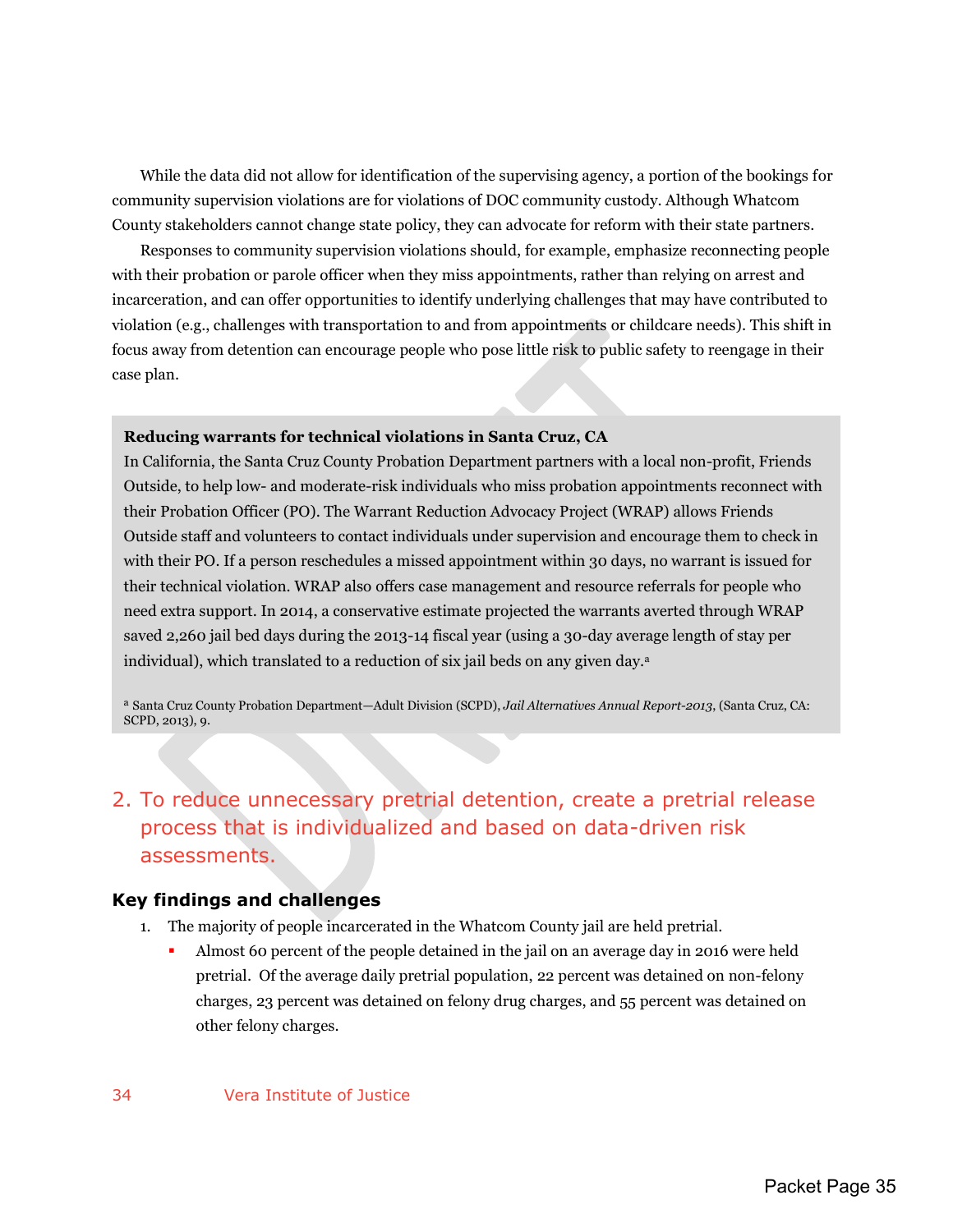While the data did not allow for identification of the supervising agency, a portion of the bookings for community supervision violations are for violations of DOC community custody. Although Whatcom County stakeholders cannot change state policy, they can advocate for reform with their state partners.

Responses to community supervision violations should, for example, emphasize reconnecting people with their probation or parole officer when they miss appointments, rather than relying on arrest and incarceration, and can offer opportunities to identify underlying challenges that may have contributed to violation (e.g., challenges with transportation to and from appointments or childcare needs). This shift in focus away from detention can encourage people who pose little risk to public safety to reengage in their case plan.

**Reducing warrants for technical violations in Santa Cruz, CA**

In California, the Santa Cruz County Probation Department partners with a local non-profit, Friends Outside, to help low- and moderate-risk individuals who miss probation appointments reconnect with their Probation Officer (PO). The Warrant Reduction Advocacy Project (WRAP) allows Friends Outside staff and volunteers to contact individuals under supervision and encourage them to check in with their PO. If a person reschedules a missed appointment within 30 days, no warrant is issued for their technical violation. WRAP also offers case management and resource referrals for people who need extra support. In 2014, a conservative estimate projected the warrants averted through WRAP saved 2,260 jail bed days during the 2013-14 fiscal year (using a 30-day average length of stay per individual), which translated to a reduction of six jail beds on any given day.[a]

[a] Santa Cruz County Probation Department—Adult Division (SCPD), *Jail Alternatives Annual Report-2013*, (Santa Cruz, CA: SCPD, 2013), 9.

## 2. To reduce unnecessary pretrial detention, create a pretrial release process that is individualized and based on data-driven risk assessments.

### Key findings and challenges

1. The majority of people incarcerated in the Whatcom County jail are held pretrial.
   - Almost 60 percent of the people detained in the jail on an average day in 2016 were held pretrial. Of the average daily pretrial population, 22 percent was detained on non-felony charges, 23 percent was detained on felony drug charges, and 55 percent was detained on other felony charges.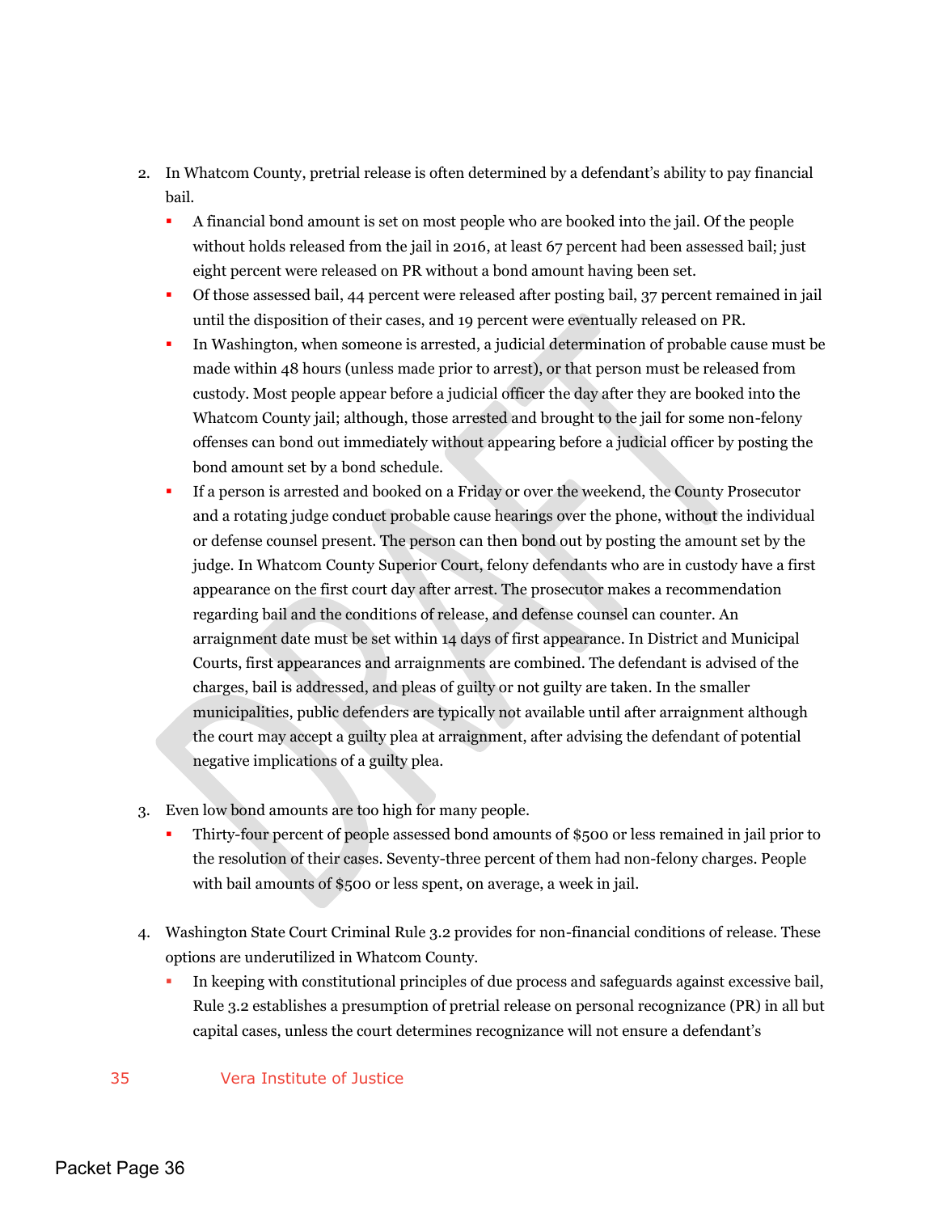2. In Whatcom County, pretrial release is often determined by a defendant's ability to pay financial bail.
   - A financial bond amount is set on most people who are booked into the jail. Of the people without holds released from the jail in 2016, at least 67 percent had been assessed bail; just eight percent were released on PR without a bond amount having been set.
   - Of those assessed bail, 44 percent were released after posting bail, 37 percent remained in jail until the disposition of their cases, and 19 percent were eventually released on PR.
   - In Washington, when someone is arrested, a judicial determination of probable cause must be made within 48 hours (unless made prior to arrest), or that person must be released from custody. Most people appear before a judicial officer the day after they are booked into the Whatcom County jail; although, those arrested and brought to the jail for some non-felony offenses can bond out immediately without appearing before a judicial officer by posting the bond amount set by a bond schedule.
   - If a person is arrested and booked on a Friday or over the weekend, the County Prosecutor and a rotating judge conduct probable cause hearings over the phone, without the individual or defense counsel present. The person can then bond out by posting the amount set by the judge. In Whatcom County Superior Court, felony defendants who are in custody have a first appearance on the first court day after arrest. The prosecutor makes a recommendation regarding bail and the conditions of release, and defense counsel can counter. An arraignment date must be set within 14 days of first appearance. In District and Municipal Courts, first appearances and arraignments are combined. The defendant is advised of the charges, bail is addressed, and pleas of guilty or not guilty are taken. In the smaller municipalities, public defenders are typically not available until after arraignment although the court may accept a guilty plea at arraignment, after advising the defendant of potential negative implications of a guilty plea.

3. Even low bond amounts are too high for many people.
   - Thirty-four percent of people assessed bond amounts of $500 or less remained in jail prior to the resolution of their cases. Seventy-three percent of them had non-felony charges. People with bail amounts of $500 or less spent, on average, a week in jail.

4. Washington State Court Criminal Rule 3.2 provides for non-financial conditions of release. These options are underutilized in Whatcom County.
   - In keeping with constitutional principles of due process and safeguards against excessive bail, Rule 3.2 establishes a presumption of pretrial release on personal recognizance (PR) in all but capital cases, unless the court determines recognizance will not ensure a defendant's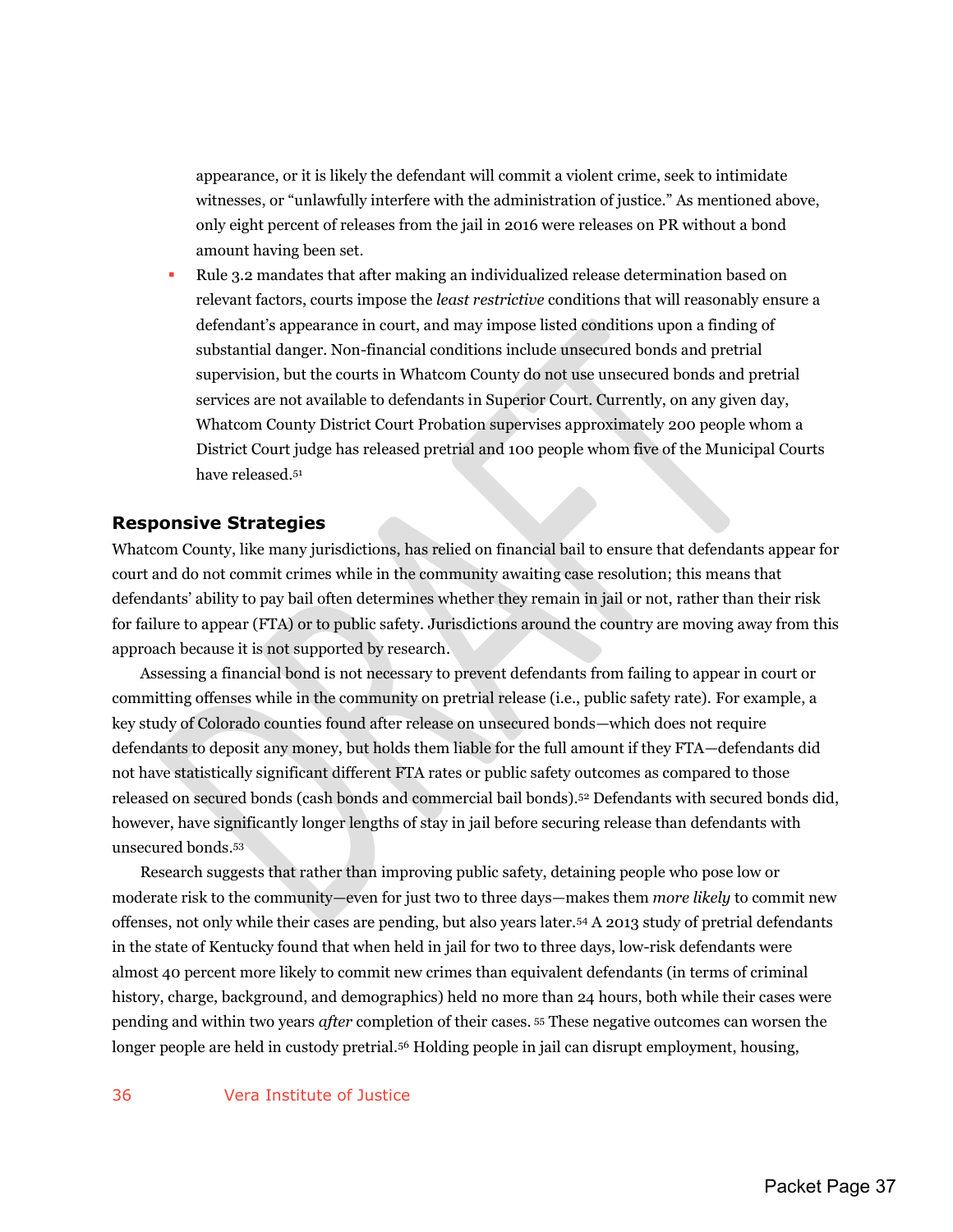appearance, or it is likely the defendant will commit a violent crime, seek to intimidate witnesses, or “unlawfully interfere with the administration of justice.” As mentioned above, only eight percent of releases from the jail in 2016 were releases on PR without a bond amount having been set.

- Rule 3.2 mandates that after making an individualized release determination based on relevant factors, courts impose the *least restrictive* conditions that will reasonably ensure a defendant’s appearance in court, and may impose listed conditions upon a finding of substantial danger. Non-financial conditions include unsecured bonds and pretrial supervision, but the courts in Whatcom County do not use unsecured bonds and pretrial services are not available to defendants in Superior Court. Currently, on any given day, Whatcom County District Court Probation supervises approximately 200 people whom a District Court judge has released pretrial and 100 people whom five of the Municipal Courts have released.[51]

## Responsive Strategies

Whatcom County, like many jurisdictions, has relied on financial bail to ensure that defendants appear for court and do not commit crimes while in the community awaiting case resolution; this means that defendants’ ability to pay bail often determines whether they remain in jail or not, rather than their risk for failure to appear (FTA) or to public safety. Jurisdictions around the country are moving away from this approach because it is not supported by research.

Assessing a financial bond is not necessary to prevent defendants from failing to appear in court or committing offenses while in the community on pretrial release (i.e., public safety rate). For example, a key study of Colorado counties found after release on unsecured bonds—which does not require defendants to deposit any money, but holds them liable for the full amount if they FTA—defendants did not have statistically significant different FTA rates or public safety outcomes as compared to those released on secured bonds (cash bonds and commercial bail bonds).[52] Defendants with secured bonds did, however, have significantly longer lengths of stay in jail before securing release than defendants with unsecured bonds.[53]

Research suggests that rather than improving public safety, detaining people who pose low or moderate risk to the community—even for just two to three days—makes them *more likely* to commit new offenses, not only while their cases are pending, but also years later.[54] A 2013 study of pretrial defendants in the state of Kentucky found that when held in jail for two to three days, low-risk defendants were almost 40 percent more likely to commit new crimes than equivalent defendants (in terms of criminal history, charge, background, and demographics) held no more than 24 hours, both while their cases were pending and within two years *after* completion of their cases.[55] These negative outcomes can worsen the longer people are held in custody pretrial.[56] Holding people in jail can disrupt employment, housing,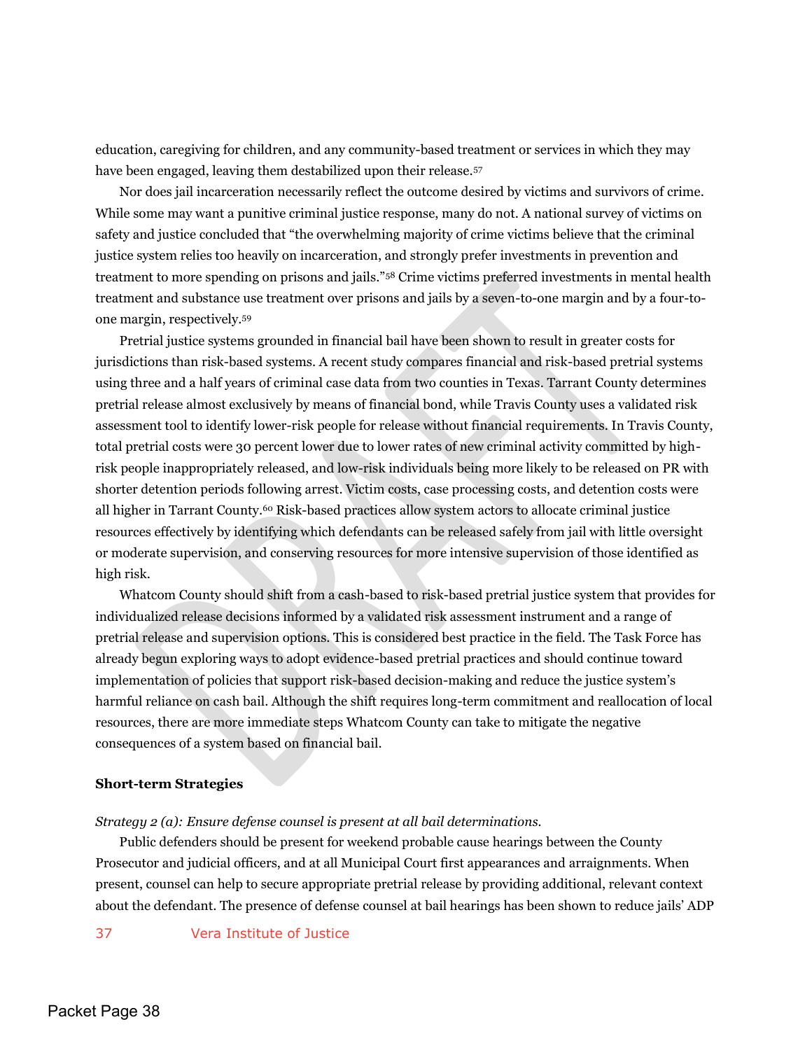education, caregiving for children, and any community-based treatment or services in which they may have been engaged, leaving them destabilized upon their release.[57]

Nor does jail incarceration necessarily reflect the outcome desired by victims and survivors of crime. While some may want a punitive criminal justice response, many do not. A national survey of victims on safety and justice concluded that "the overwhelming majority of crime victims believe that the criminal justice system relies too heavily on incarceration, and strongly prefer investments in prevention and treatment to more spending on prisons and jails."[58] Crime victims preferred investments in mental health treatment and substance use treatment over prisons and jails by a seven-to-one margin and by a four-to-one margin, respectively.[59]

Pretrial justice systems grounded in financial bail have been shown to result in greater costs for jurisdictions than risk-based systems. A recent study compares financial and risk-based pretrial systems using three and a half years of criminal case data from two counties in Texas. Tarrant County determines pretrial release almost exclusively by means of financial bond, while Travis County uses a validated risk assessment tool to identify lower-risk people for release without financial requirements. In Travis County, total pretrial costs were 30 percent lower due to lower rates of new criminal activity committed by high-risk people inappropriately released, and low-risk individuals being more likely to be released on PR with shorter detention periods following arrest. Victim costs, case processing costs, and detention costs were all higher in Tarrant County.[60] Risk-based practices allow system actors to allocate criminal justice resources effectively by identifying which defendants can be released safely from jail with little oversight or moderate supervision, and conserving resources for more intensive supervision of those identified as high risk.

Whatcom County should shift from a cash-based to risk-based pretrial justice system that provides for individualized release decisions informed by a validated risk assessment instrument and a range of pretrial release and supervision options. This is considered best practice in the field. The Task Force has already begun exploring ways to adopt evidence-based pretrial practices and should continue toward implementation of policies that support risk-based decision-making and reduce the justice system's harmful reliance on cash bail. Although the shift requires long-term commitment and reallocation of local resources, there are more immediate steps Whatcom County can take to mitigate the negative consequences of a system based on financial bail.

**Short-term Strategies**

*Strategy 2 (a): Ensure defense counsel is present at all bail determinations.*

Public defenders should be present for weekend probable cause hearings between the County Prosecutor and judicial officers, and at all Municipal Court first appearances and arraignments. When present, counsel can help to secure appropriate pretrial release by providing additional, relevant context about the defendant. The presence of defense counsel at bail hearings has been shown to reduce jails' ADP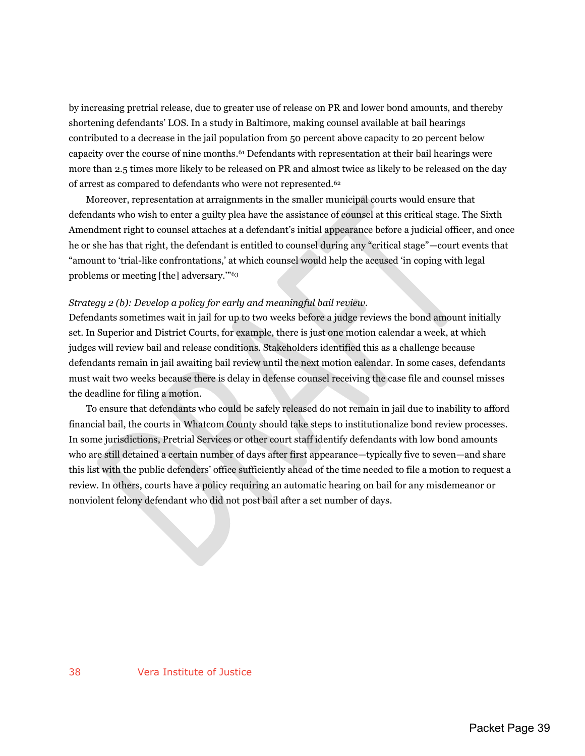by increasing pretrial release, due to greater use of release on PR and lower bond amounts, and thereby shortening defendants' LOS. In a study in Baltimore, making counsel available at bail hearings contributed to a decrease in the jail population from 50 percent above capacity to 20 percent below capacity over the course of nine months.[61] Defendants with representation at their bail hearings were more than 2.5 times more likely to be released on PR and almost twice as likely to be released on the day of arrest as compared to defendants who were not represented.[62]

Moreover, representation at arraignments in the smaller municipal courts would ensure that defendants who wish to enter a guilty plea have the assistance of counsel at this critical stage. The Sixth Amendment right to counsel attaches at a defendant's initial appearance before a judicial officer, and once he or she has that right, the defendant is entitled to counsel during any "critical stage"—court events that "amount to 'trial-like confrontations,' at which counsel would help the accused 'in coping with legal problems or meeting [the] adversary.'"[63]

*Strategy 2 (b): Develop a policy for early and meaningful bail review.*

Defendants sometimes wait in jail for up to two weeks before a judge reviews the bond amount initially set. In Superior and District Courts, for example, there is just one motion calendar a week, at which judges will review bail and release conditions. Stakeholders identified this as a challenge because defendants remain in jail awaiting bail review until the next motion calendar. In some cases, defendants must wait two weeks because there is delay in defense counsel receiving the case file and counsel misses the deadline for filing a motion.

To ensure that defendants who could be safely released do not remain in jail due to inability to afford financial bail, the courts in Whatcom County should take steps to institutionalize bond review processes. In some jurisdictions, Pretrial Services or other court staff identify defendants with low bond amounts who are still detained a certain number of days after first appearance—typically five to seven—and share this list with the public defenders' office sufficiently ahead of the time needed to file a motion to request a review. In others, courts have a policy requiring an automatic hearing on bail for any misdemeanor or nonviolent felony defendant who did not post bail after a set number of days.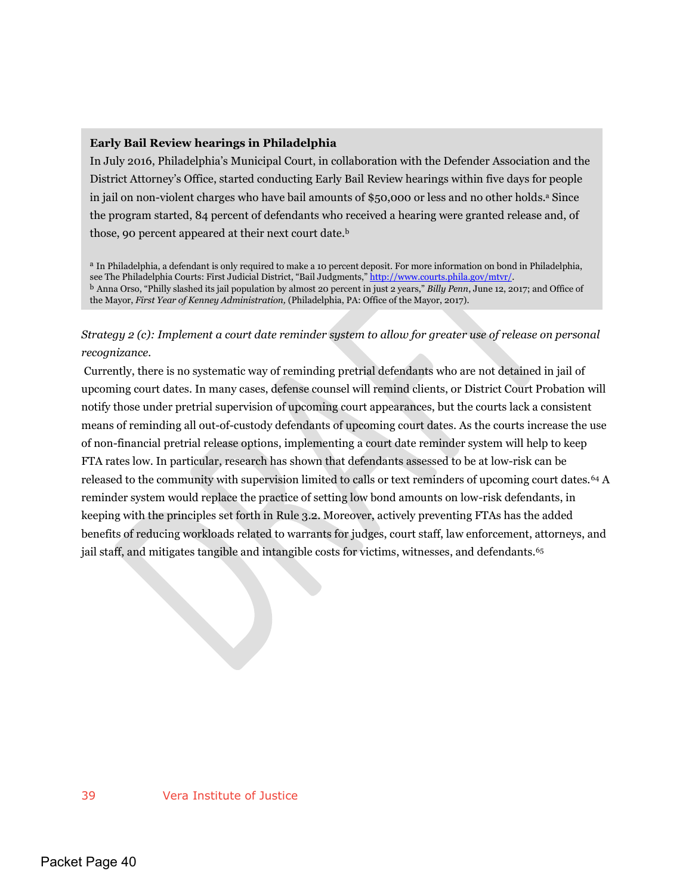**Early Bail Review hearings in Philadelphia**

In July 2016, Philadelphia's Municipal Court, in collaboration with the Defender Association and the District Attorney's Office, started conducting Early Bail Review hearings within five days for people in jail on non-violent charges who have bail amounts of $50,000 or less and no other holds.[a] Since the program started, 84 percent of defendants who received a hearing were granted release and, of those, 90 percent appeared at their next court date.[b]

[a] In Philadelphia, a defendant is only required to make a 10 percent deposit. For more information on bond in Philadelphia, see The Philadelphia Courts: First Judicial District, "Bail Judgments," http://www.courts.phila.gov/mtvr/.
[b] Anna Orso, "Philly slashed its jail population by almost 20 percent in just 2 years," *Billy Penn*, June 12, 2017; and Office of the Mayor, *First Year of Kenney Administration,* (Philadelphia, PA: Office of the Mayor, 2017).

*Strategy 2 (c): Implement a court date reminder system to allow for greater use of release on personal recognizance.*

Currently, there is no systematic way of reminding pretrial defendants who are not detained in jail of upcoming court dates. In many cases, defense counsel will remind clients, or District Court Probation will notify those under pretrial supervision of upcoming court appearances, but the courts lack a consistent means of reminding all out-of-custody defendants of upcoming court dates. As the courts increase the use of non-financial pretrial release options, implementing a court date reminder system will help to keep FTA rates low. In particular, research has shown that defendants assessed to be at low-risk can be released to the community with supervision limited to calls or text reminders of upcoming court dates.[64] A reminder system would replace the practice of setting low bond amounts on low-risk defendants, in keeping with the principles set forth in Rule 3.2. Moreover, actively preventing FTAs has the added benefits of reducing workloads related to warrants for judges, court staff, law enforcement, attorneys, and jail staff, and mitigates tangible and intangible costs for victims, witnesses, and defendants.[65]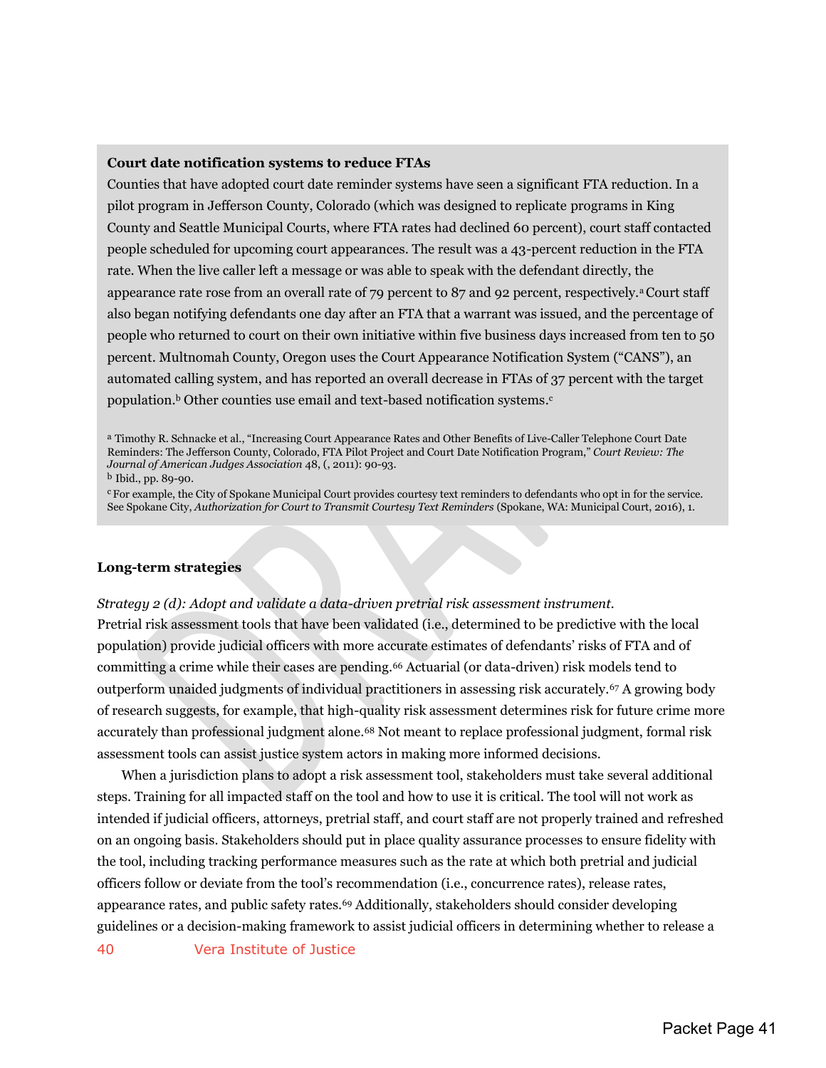**Court date notification systems to reduce FTAs**

Counties that have adopted court date reminder systems have seen a significant FTA reduction. In a pilot program in Jefferson County, Colorado (which was designed to replicate programs in King County and Seattle Municipal Courts, where FTA rates had declined 60 percent), court staff contacted people scheduled for upcoming court appearances. The result was a 43-percent reduction in the FTA rate. When the live caller left a message or was able to speak with the defendant directly, the appearance rate rose from an overall rate of 79 percent to 87 and 92 percent, respectively.[a] Court staff also began notifying defendants one day after an FTA that a warrant was issued, and the percentage of people who returned to court on their own initiative within five business days increased from ten to 50 percent. Multnomah County, Oregon uses the Court Appearance Notification System ("CANS"), an automated calling system, and has reported an overall decrease in FTAs of 37 percent with the target population.[b] Other counties use email and text-based notification systems.[c]

[a] Timothy R. Schnacke et al., "Increasing Court Appearance Rates and Other Benefits of Live-Caller Telephone Court Date Reminders: The Jefferson County, Colorado, FTA Pilot Project and Court Date Notification Program," *Court Review: The Journal of American Judges Association* 48, (, 2011): 90-93.

[b] Ibid., pp. 89-90.

[c] For example, the City of Spokane Municipal Court provides courtesy text reminders to defendants who opt in for the service. See Spokane City, *Authorization for Court to Transmit Courtesy Text Reminders* (Spokane, WA: Municipal Court, 2016), 1.

**Long-term strategies**

*Strategy 2 (d): Adopt and validate a data-driven pretrial risk assessment instrument.*

Pretrial risk assessment tools that have been validated (i.e., determined to be predictive with the local population) provide judicial officers with more accurate estimates of defendants' risks of FTA and of committing a crime while their cases are pending.[66] Actuarial (or data-driven) risk models tend to outperform unaided judgments of individual practitioners in assessing risk accurately.[67] A growing body of research suggests, for example, that high-quality risk assessment determines risk for future crime more accurately than professional judgment alone.[68] Not meant to replace professional judgment, formal risk assessment tools can assist justice system actors in making more informed decisions.

When a jurisdiction plans to adopt a risk assessment tool, stakeholders must take several additional steps. Training for all impacted staff on the tool and how to use it is critical. The tool will not work as intended if judicial officers, attorneys, pretrial staff, and court staff are not properly trained and refreshed on an ongoing basis. Stakeholders should put in place quality assurance processes to ensure fidelity with the tool, including tracking performance measures such as the rate at which both pretrial and judicial officers follow or deviate from the tool's recommendation (i.e., concurrence rates), release rates, appearance rates, and public safety rates.[69] Additionally, stakeholders should consider developing guidelines or a decision-making framework to assist judicial officers in determining whether to release a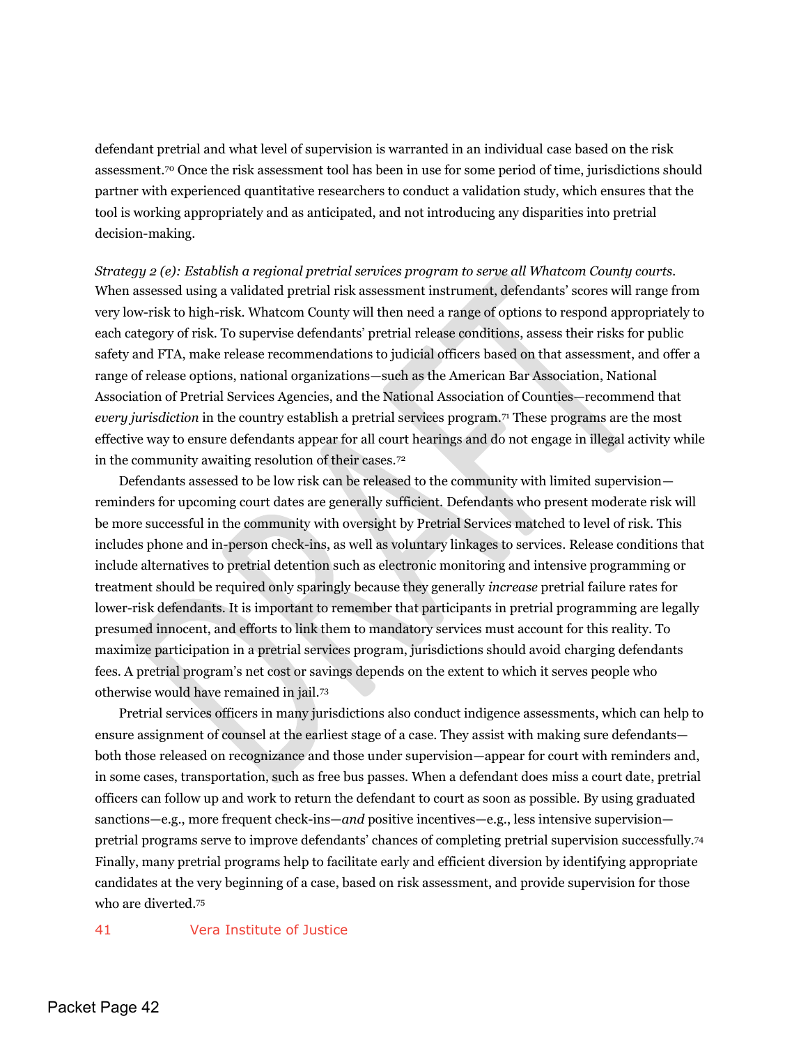defendant pretrial and what level of supervision is warranted in an individual case based on the risk assessment.[70] Once the risk assessment tool has been in use for some period of time, jurisdictions should partner with experienced quantitative researchers to conduct a validation study, which ensures that the tool is working appropriately and as anticipated, and not introducing any disparities into pretrial decision-making.

*Strategy 2 (e): Establish a regional pretrial services program to serve all Whatcom County courts.* When assessed using a validated pretrial risk assessment instrument, defendants' scores will range from very low-risk to high-risk. Whatcom County will then need a range of options to respond appropriately to each category of risk. To supervise defendants' pretrial release conditions, assess their risks for public safety and FTA, make release recommendations to judicial officers based on that assessment, and offer a range of release options, national organizations—such as the American Bar Association, National Association of Pretrial Services Agencies, and the National Association of Counties—recommend that *every jurisdiction* in the country establish a pretrial services program.[71] These programs are the most effective way to ensure defendants appear for all court hearings and do not engage in illegal activity while in the community awaiting resolution of their cases.[72]

Defendants assessed to be low risk can be released to the community with limited supervision—reminders for upcoming court dates are generally sufficient. Defendants who present moderate risk will be more successful in the community with oversight by Pretrial Services matched to level of risk. This includes phone and in-person check-ins, as well as voluntary linkages to services. Release conditions that include alternatives to pretrial detention such as electronic monitoring and intensive programming or treatment should be required only sparingly because they generally *increase* pretrial failure rates for lower-risk defendants. It is important to remember that participants in pretrial programming are legally presumed innocent, and efforts to link them to mandatory services must account for this reality. To maximize participation in a pretrial services program, jurisdictions should avoid charging defendants fees. A pretrial program's net cost or savings depends on the extent to which it serves people who otherwise would have remained in jail.[73]

Pretrial services officers in many jurisdictions also conduct indigence assessments, which can help to ensure assignment of counsel at the earliest stage of a case. They assist with making sure defendants—both those released on recognizance and those under supervision—appear for court with reminders and, in some cases, transportation, such as free bus passes. When a defendant does miss a court date, pretrial officers can follow up and work to return the defendant to court as soon as possible. By using graduated sanctions—e.g., more frequent check-ins—*and* positive incentives—e.g., less intensive supervision—pretrial programs serve to improve defendants' chances of completing pretrial supervision successfully.[74] Finally, many pretrial programs help to facilitate early and efficient diversion by identifying appropriate candidates at the very beginning of a case, based on risk assessment, and provide supervision for those who are diverted.[75]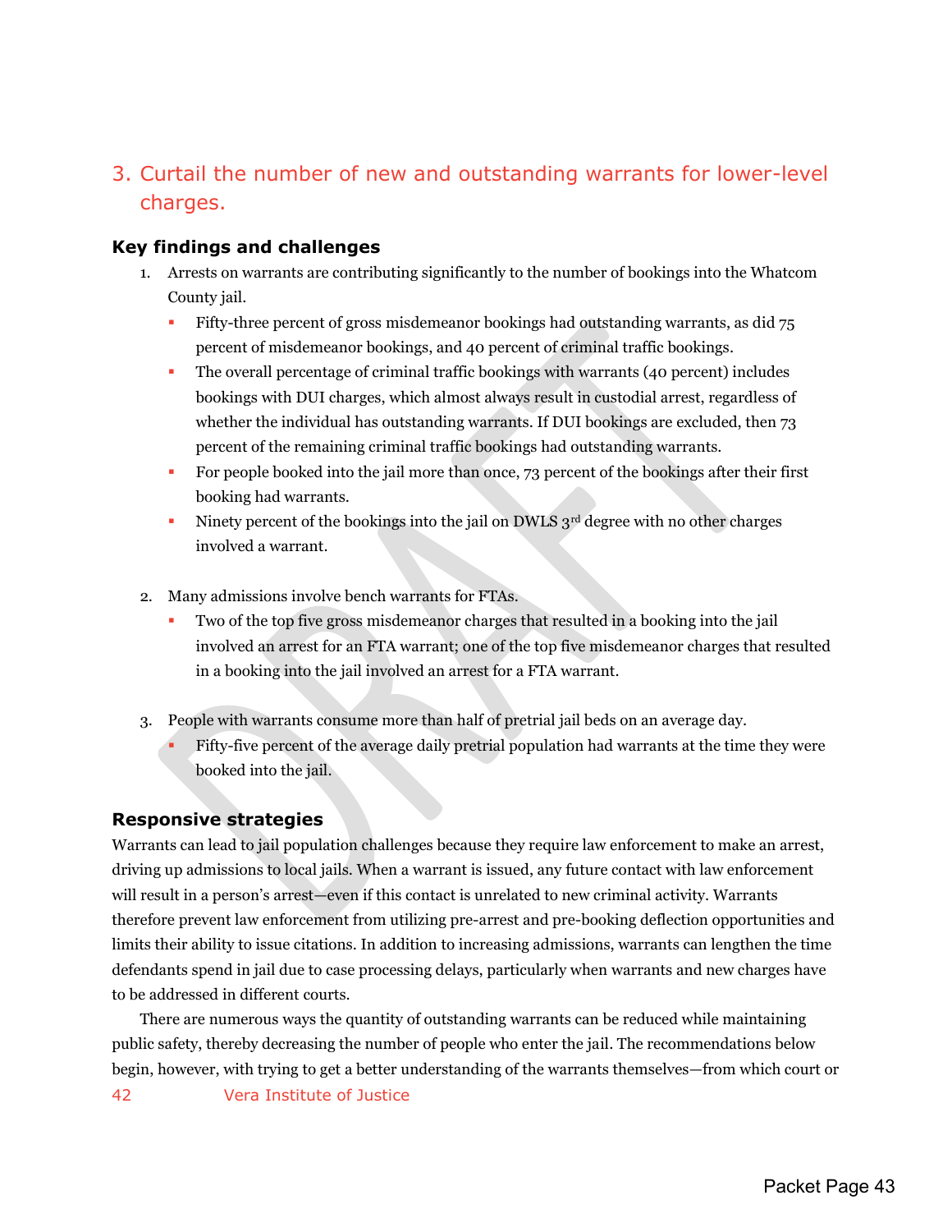## 3. Curtail the number of new and outstanding warrants for lower-level charges.

### Key findings and challenges

1. Arrests on warrants are contributing significantly to the number of bookings into the Whatcom County jail.
   - Fifty-three percent of gross misdemeanor bookings had outstanding warrants, as did 75 percent of misdemeanor bookings, and 40 percent of criminal traffic bookings.
   - The overall percentage of criminal traffic bookings with warrants (40 percent) includes bookings with DUI charges, which almost always result in custodial arrest, regardless of whether the individual has outstanding warrants. If DUI bookings are excluded, then 73 percent of the remaining criminal traffic bookings had outstanding warrants.
   - For people booked into the jail more than once, 73 percent of the bookings after their first booking had warrants.
   - Ninety percent of the bookings into the jail on DWLS 3rd degree with no other charges involved a warrant.

2. Many admissions involve bench warrants for FTAs.
   - Two of the top five gross misdemeanor charges that resulted in a booking into the jail involved an arrest for an FTA warrant; one of the top five misdemeanor charges that resulted in a booking into the jail involved an arrest for a FTA warrant.

3. People with warrants consume more than half of pretrial jail beds on an average day.
   - Fifty-five percent of the average daily pretrial population had warrants at the time they were booked into the jail.

### Responsive strategies

Warrants can lead to jail population challenges because they require law enforcement to make an arrest, driving up admissions to local jails. When a warrant is issued, any future contact with law enforcement will result in a person's arrest—even if this contact is unrelated to new criminal activity. Warrants therefore prevent law enforcement from utilizing pre-arrest and pre-booking deflection opportunities and limits their ability to issue citations. In addition to increasing admissions, warrants can lengthen the time defendants spend in jail due to case processing delays, particularly when warrants and new charges have to be addressed in different courts.

There are numerous ways the quantity of outstanding warrants can be reduced while maintaining public safety, thereby decreasing the number of people who enter the jail. The recommendations below begin, however, with trying to get a better understanding of the warrants themselves—from which court or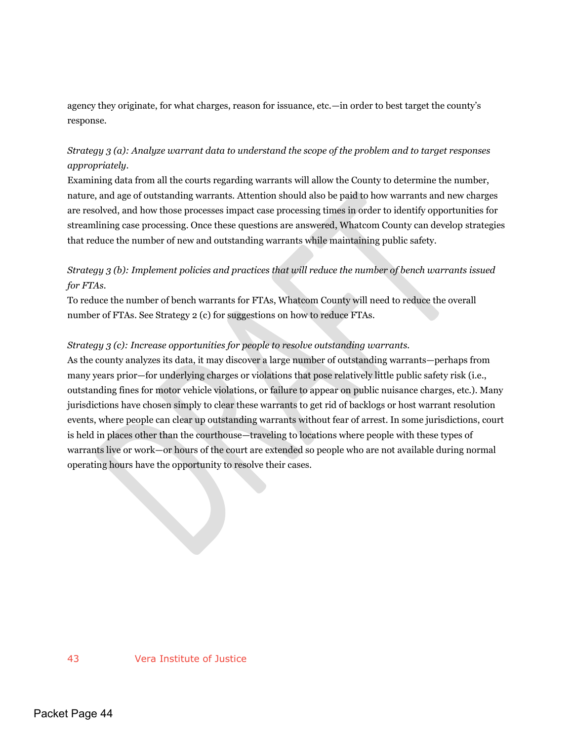agency they originate, for what charges, reason for issuance, etc.—in order to best target the county's response.

*Strategy 3 (a): Analyze warrant data to understand the scope of the problem and to target responses appropriately.*
Examining data from all the courts regarding warrants will allow the County to determine the number, nature, and age of outstanding warrants. Attention should also be paid to how warrants and new charges are resolved, and how those processes impact case processing times in order to identify opportunities for streamlining case processing. Once these questions are answered, Whatcom County can develop strategies that reduce the number of new and outstanding warrants while maintaining public safety.

*Strategy 3 (b): Implement policies and practices that will reduce the number of bench warrants issued for FTAs.*
To reduce the number of bench warrants for FTAs, Whatcom County will need to reduce the overall number of FTAs. See Strategy 2 (c) for suggestions on how to reduce FTAs.

*Strategy 3 (c): Increase opportunities for people to resolve outstanding warrants.*
As the county analyzes its data, it may discover a large number of outstanding warrants—perhaps from many years prior—for underlying charges or violations that pose relatively little public safety risk (i.e., outstanding fines for motor vehicle violations, or failure to appear on public nuisance charges, etc.). Many jurisdictions have chosen simply to clear these warrants to get rid of backlogs or host warrant resolution events, where people can clear up outstanding warrants without fear of arrest. In some jurisdictions, court is held in places other than the courthouse—traveling to locations where people with these types of warrants live or work—or hours of the court are extended so people who are not available during normal operating hours have the opportunity to resolve their cases.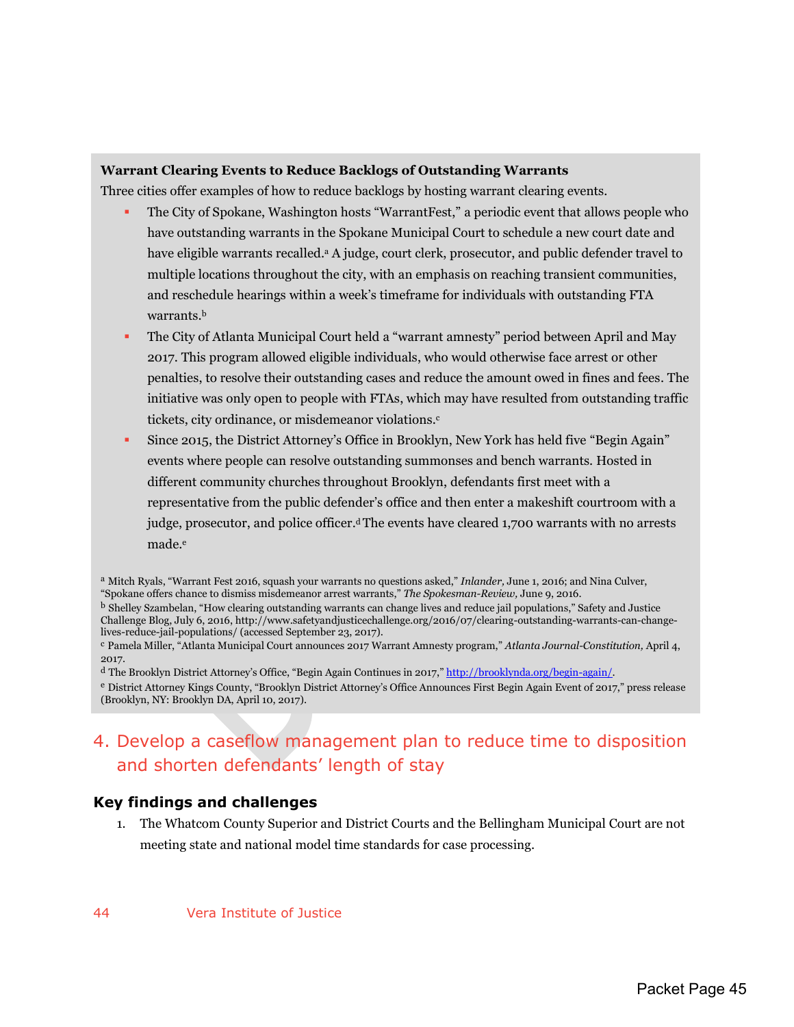**Warrant Clearing Events to Reduce Backlogs of Outstanding Warrants**

Three cities offer examples of how to reduce backlogs by hosting warrant clearing events.

- The City of Spokane, Washington hosts "WarrantFest," a periodic event that allows people who have outstanding warrants in the Spokane Municipal Court to schedule a new court date and have eligible warrants recalled.[a] A judge, court clerk, prosecutor, and public defender travel to multiple locations throughout the city, with an emphasis on reaching transient communities, and reschedule hearings within a week's timeframe for individuals with outstanding FTA warrants.[b]
- The City of Atlanta Municipal Court held a "warrant amnesty" period between April and May 2017. This program allowed eligible individuals, who would otherwise face arrest or other penalties, to resolve their outstanding cases and reduce the amount owed in fines and fees. The initiative was only open to people with FTAs, which may have resulted from outstanding traffic tickets, city ordinance, or misdemeanor violations.[c]
- Since 2015, the District Attorney's Office in Brooklyn, New York has held five "Begin Again" events where people can resolve outstanding summonses and bench warrants. Hosted in different community churches throughout Brooklyn, defendants first meet with a representative from the public defender's office and then enter a makeshift courtroom with a judge, prosecutor, and police officer.[d] The events have cleared 1,700 warrants with no arrests made.[e]

[a] Mitch Ryals, "Warrant Fest 2016, squash your warrants no questions asked," *Inlander,* June 1, 2016; and Nina Culver, "Spokane offers chance to dismiss misdemeanor arrest warrants," *The Spokesman-Review,* June 9, 2016.

[b] Shelley Szambelan, "How clearing outstanding warrants can change lives and reduce jail populations," Safety and Justice Challenge Blog, July 6, 2016, http://www.safetyandjusticechallenge.org/2016/07/clearing-outstanding-warrants-can-change-lives-reduce-jail-populations/ (accessed September 23, 2017).

[c] Pamela Miller, "Atlanta Municipal Court announces 2017 Warrant Amnesty program," *Atlanta Journal-Constitution,* April 4, 2017.

[d] The Brooklyn District Attorney's Office, "Begin Again Continues in 2017," http://brooklynda.org/begin-again/.

[e] District Attorney Kings County, "Brooklyn District Attorney's Office Announces First Begin Again Event of 2017," press release (Brooklyn, NY: Brooklyn DA, April 10, 2017).

## 4. Develop a caseflow management plan to reduce time to disposition and shorten defendants' length of stay

### Key findings and challenges

1. The Whatcom County Superior and District Courts and the Bellingham Municipal Court are not meeting state and national model time standards for case processing.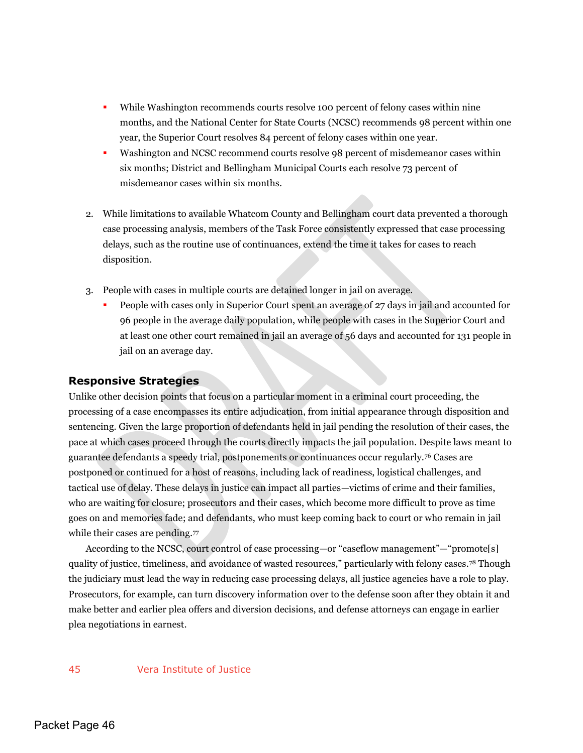- While Washington recommends courts resolve 100 percent of felony cases within nine months, and the National Center for State Courts (NCSC) recommends 98 percent within one year, the Superior Court resolves 84 percent of felony cases within one year.
- Washington and NCSC recommend courts resolve 98 percent of misdemeanor cases within six months; District and Bellingham Municipal Courts each resolve 73 percent of misdemeanor cases within six months.

2. While limitations to available Whatcom County and Bellingham court data prevented a thorough case processing analysis, members of the Task Force consistently expressed that case processing delays, such as the routine use of continuances, extend the time it takes for cases to reach disposition.

3. People with cases in multiple courts are detained longer in jail on average.
   - People with cases only in Superior Court spent an average of 27 days in jail and accounted for 96 people in the average daily population, while people with cases in the Superior Court and at least one other court remained in jail an average of 56 days and accounted for 131 people in jail on an average day.

### Responsive Strategies

Unlike other decision points that focus on a particular moment in a criminal court proceeding, the processing of a case encompasses its entire adjudication, from initial appearance through disposition and sentencing. Given the large proportion of defendants held in jail pending the resolution of their cases, the pace at which cases proceed through the courts directly impacts the jail population. Despite laws meant to guarantee defendants a speedy trial, postponements or continuances occur regularly.[76] Cases are postponed or continued for a host of reasons, including lack of readiness, logistical challenges, and tactical use of delay. These delays in justice can impact all parties—victims of crime and their families, who are waiting for closure; prosecutors and their cases, which become more difficult to prove as time goes on and memories fade; and defendants, who must keep coming back to court or who remain in jail while their cases are pending.[77]

According to the NCSC, court control of case processing—or "caseflow management"—"promote[s] quality of justice, timeliness, and avoidance of wasted resources," particularly with felony cases.[78] Though the judiciary must lead the way in reducing case processing delays, all justice agencies have a role to play. Prosecutors, for example, can turn discovery information over to the defense soon after they obtain it and make better and earlier plea offers and diversion decisions, and defense attorneys can engage in earlier plea negotiations in earnest.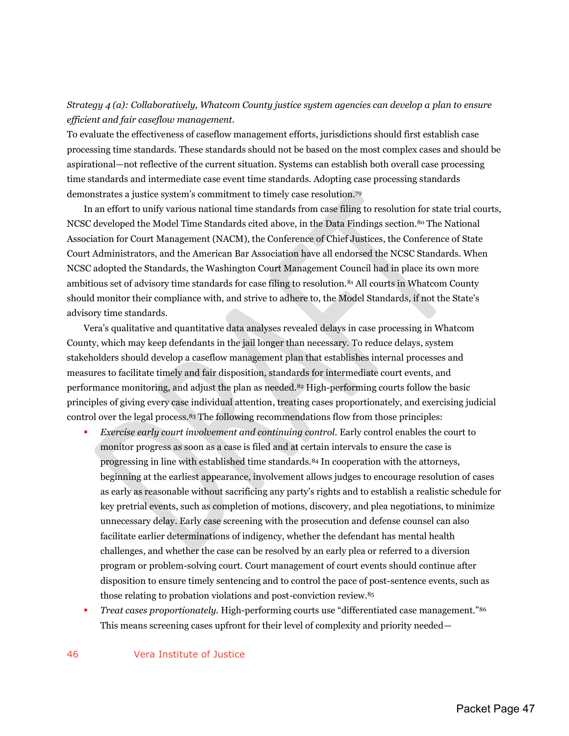*Strategy 4 (a): Collaboratively, Whatcom County justice system agencies can develop a plan to ensure efficient and fair caseflow management.*

To evaluate the effectiveness of caseflow management efforts, jurisdictions should first establish case processing time standards. These standards should not be based on the most complex cases and should be aspirational—not reflective of the current situation. Systems can establish both overall case processing time standards and intermediate case event time standards. Adopting case processing standards demonstrates a justice system's commitment to timely case resolution.[79]

In an effort to unify various national time standards from case filing to resolution for state trial courts, NCSC developed the Model Time Standards cited above, in the Data Findings section.[80] The National Association for Court Management (NACM), the Conference of Chief Justices, the Conference of State Court Administrators, and the American Bar Association have all endorsed the NCSC Standards. When NCSC adopted the Standards, the Washington Court Management Council had in place its own more ambitious set of advisory time standards for case filing to resolution.[81] All courts in Whatcom County should monitor their compliance with, and strive to adhere to, the Model Standards, if not the State's advisory time standards.

Vera's qualitative and quantitative data analyses revealed delays in case processing in Whatcom County, which may keep defendants in the jail longer than necessary. To reduce delays, system stakeholders should develop a caseflow management plan that establishes internal processes and measures to facilitate timely and fair disposition, standards for intermediate court events, and performance monitoring, and adjust the plan as needed.[82] High-performing courts follow the basic principles of giving every case individual attention, treating cases proportionately, and exercising judicial control over the legal process.[83] The following recommendations flow from those principles:

- *Exercise early court involvement and continuing control.* Early control enables the court to monitor progress as soon as a case is filed and at certain intervals to ensure the case is progressing in line with established time standards.[84] In cooperation with the attorneys, beginning at the earliest appearance, involvement allows judges to encourage resolution of cases as early as reasonable without sacrificing any party's rights and to establish a realistic schedule for key pretrial events, such as completion of motions, discovery, and plea negotiations, to minimize unnecessary delay. Early case screening with the prosecution and defense counsel can also facilitate earlier determinations of indigency, whether the defendant has mental health challenges, and whether the case can be resolved by an early plea or referred to a diversion program or problem-solving court. Court management of court events should continue after disposition to ensure timely sentencing and to control the pace of post-sentence events, such as those relating to probation violations and post-conviction review.[85]
- *Treat cases proportionately.* High-performing courts use "differentiated case management."[86] This means screening cases upfront for their level of complexity and priority needed—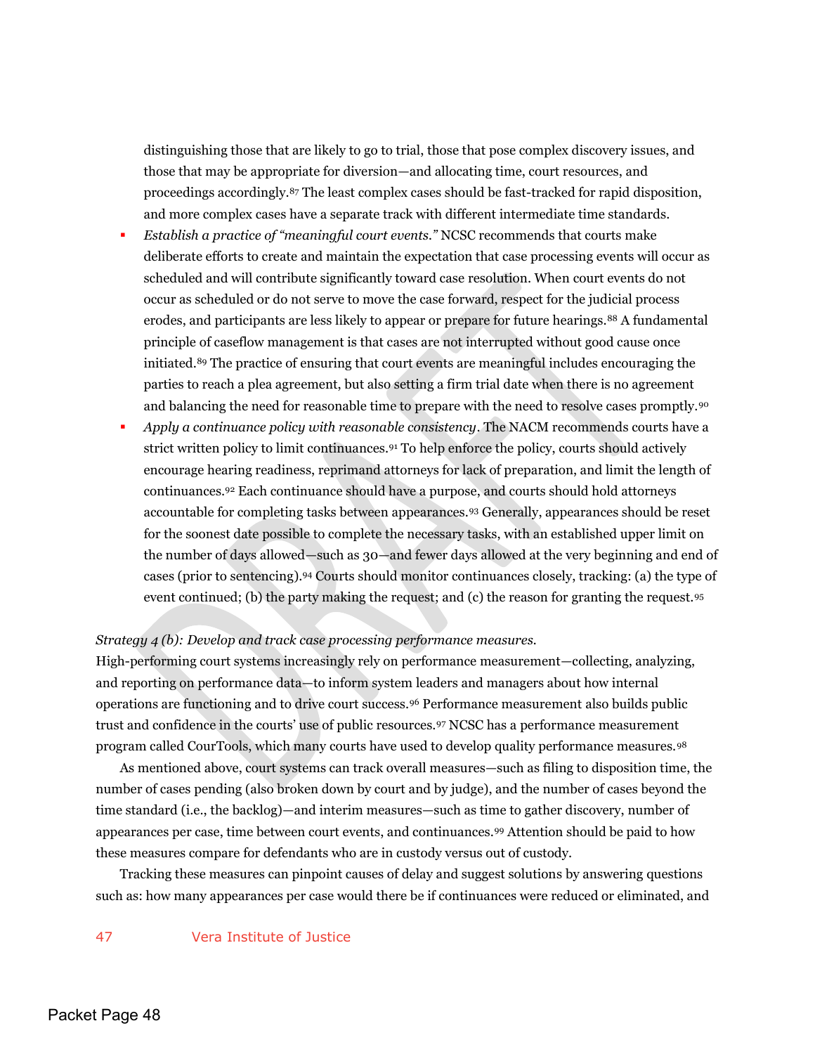distinguishing those that are likely to go to trial, those that pose complex discovery issues, and those that may be appropriate for diversion—and allocating time, court resources, and proceedings accordingly.[87] The least complex cases should be fast-tracked for rapid disposition, and more complex cases have a separate track with different intermediate time standards.

- *Establish a practice of "meaningful court events."* NCSC recommends that courts make deliberate efforts to create and maintain the expectation that case processing events will occur as scheduled and will contribute significantly toward case resolution. When court events do not occur as scheduled or do not serve to move the case forward, respect for the judicial process erodes, and participants are less likely to appear or prepare for future hearings.[88] A fundamental principle of caseflow management is that cases are not interrupted without good cause once initiated.[89] The practice of ensuring that court events are meaningful includes encouraging the parties to reach a plea agreement, but also setting a firm trial date when there is no agreement and balancing the need for reasonable time to prepare with the need to resolve cases promptly.[90]
- *Apply a continuance policy with reasonable consistency*. The NACM recommends courts have a strict written policy to limit continuances.[91] To help enforce the policy, courts should actively encourage hearing readiness, reprimand attorneys for lack of preparation, and limit the length of continuances.[92] Each continuance should have a purpose, and courts should hold attorneys accountable for completing tasks between appearances.[93] Generally, appearances should be reset for the soonest date possible to complete the necessary tasks, with an established upper limit on the number of days allowed—such as 30—and fewer days allowed at the very beginning and end of cases (prior to sentencing).[94] Courts should monitor continuances closely, tracking: (a) the type of event continued; (b) the party making the request; and (c) the reason for granting the request.[95]

*Strategy 4 (b): Develop and track case processing performance measures.*

High-performing court systems increasingly rely on performance measurement—collecting, analyzing, and reporting on performance data—to inform system leaders and managers about how internal operations are functioning and to drive court success.[96] Performance measurement also builds public trust and confidence in the courts' use of public resources.[97] NCSC has a performance measurement program called CourTools, which many courts have used to develop quality performance measures.[98]

As mentioned above, court systems can track overall measures—such as filing to disposition time, the number of cases pending (also broken down by court and by judge), and the number of cases beyond the time standard (i.e., the backlog)—and interim measures—such as time to gather discovery, number of appearances per case, time between court events, and continuances.[99] Attention should be paid to how these measures compare for defendants who are in custody versus out of custody.

Tracking these measures can pinpoint causes of delay and suggest solutions by answering questions such as: how many appearances per case would there be if continuances were reduced or eliminated, and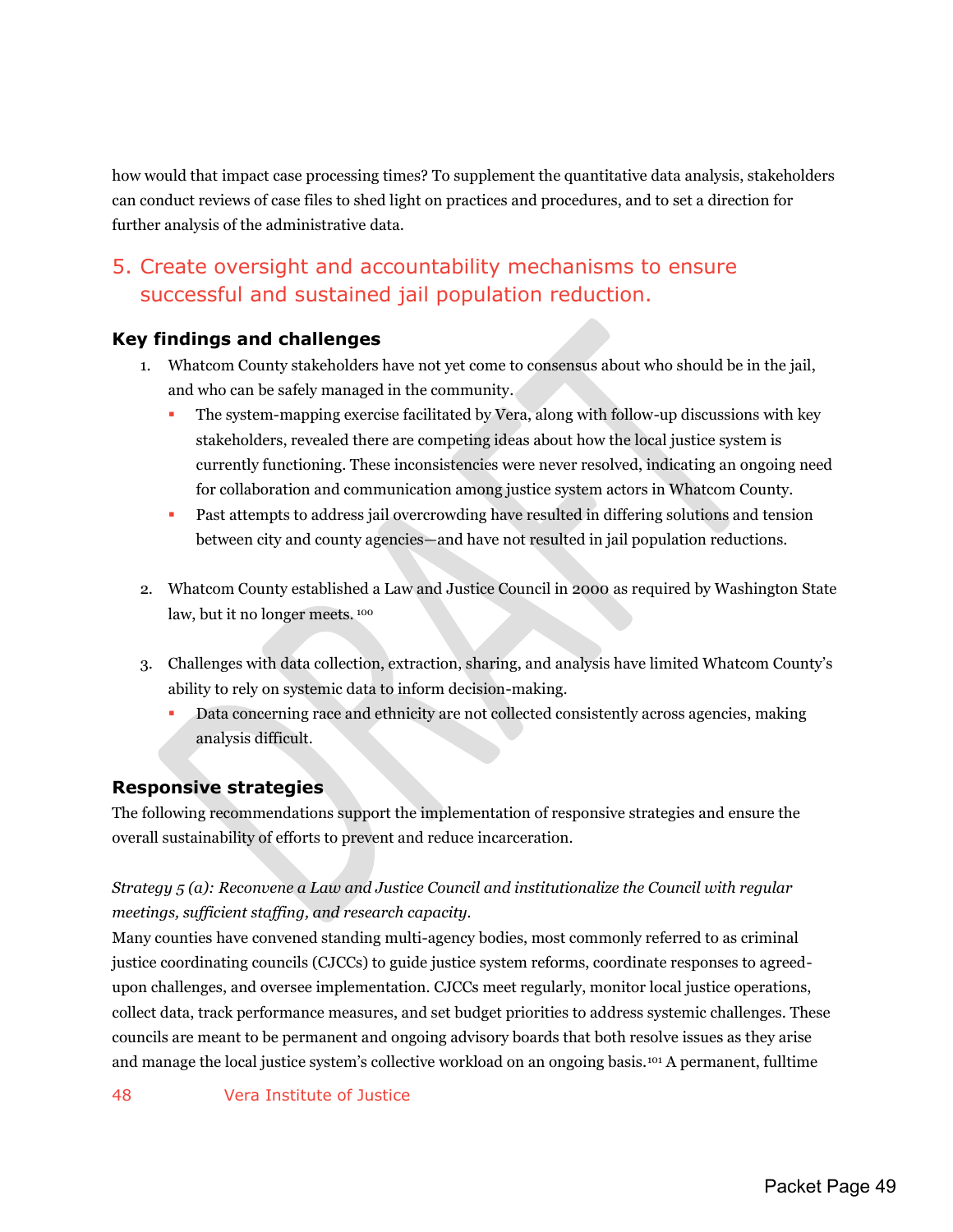how would that impact case processing times? To supplement the quantitative data analysis, stakeholders can conduct reviews of case files to shed light on practices and procedures, and to set a direction for further analysis of the administrative data.

## 5. Create oversight and accountability mechanisms to ensure successful and sustained jail population reduction.

### Key findings and challenges

1. Whatcom County stakeholders have not yet come to consensus about who should be in the jail, and who can be safely managed in the community.
   - The system-mapping exercise facilitated by Vera, along with follow-up discussions with key stakeholders, revealed there are competing ideas about how the local justice system is currently functioning. These inconsistencies were never resolved, indicating an ongoing need for collaboration and communication among justice system actors in Whatcom County.
   - Past attempts to address jail overcrowding have resulted in differing solutions and tension between city and county agencies—and have not resulted in jail population reductions.

2. Whatcom County established a Law and Justice Council in 2000 as required by Washington State law, but it no longer meets.[100]

3. Challenges with data collection, extraction, sharing, and analysis have limited Whatcom County's ability to rely on systemic data to inform decision-making.
   - Data concerning race and ethnicity are not collected consistently across agencies, making analysis difficult.

### Responsive strategies

The following recommendations support the implementation of responsive strategies and ensure the overall sustainability of efforts to prevent and reduce incarceration.

*Strategy 5 (a): Reconvene a Law and Justice Council and institutionalize the Council with regular meetings, sufficient staffing, and research capacity.*

Many counties have convened standing multi-agency bodies, most commonly referred to as criminal justice coordinating councils (CJCCs) to guide justice system reforms, coordinate responses to agreed-upon challenges, and oversee implementation. CJCCs meet regularly, monitor local justice operations, collect data, track performance measures, and set budget priorities to address systemic challenges. These councils are meant to be permanent and ongoing advisory boards that both resolve issues as they arise and manage the local justice system's collective workload on an ongoing basis.[101] A permanent, fulltime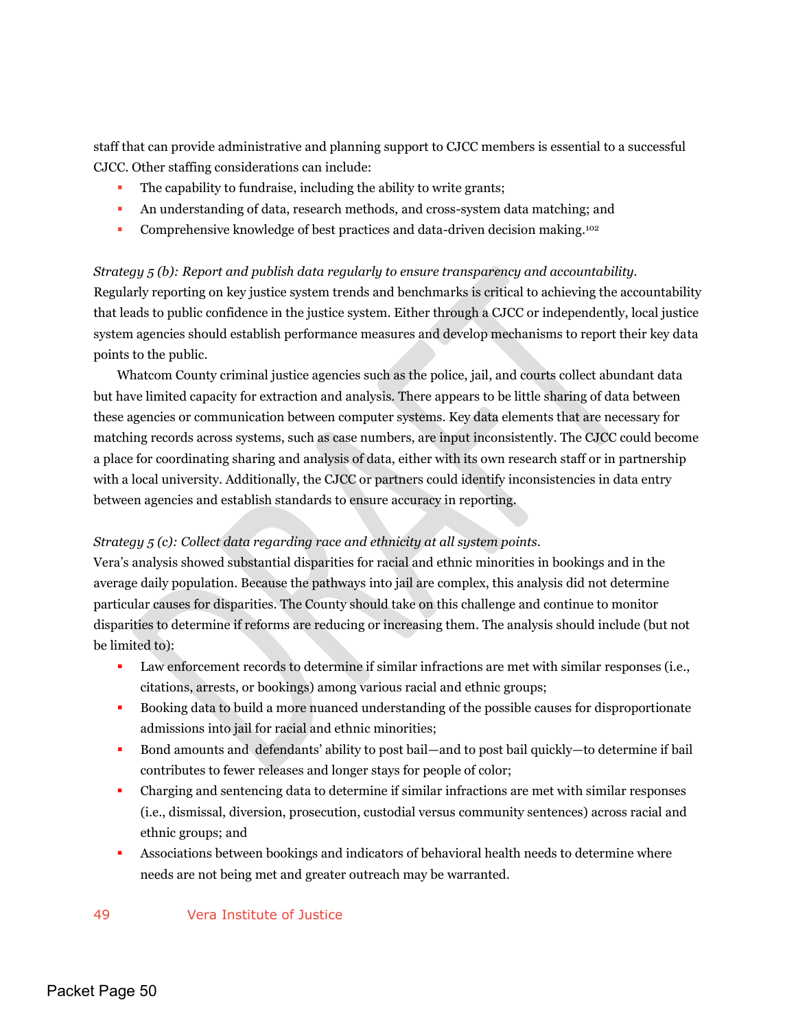staff that can provide administrative and planning support to CJCC members is essential to a successful CJCC. Other staffing considerations can include:

- The capability to fundraise, including the ability to write grants;
- An understanding of data, research methods, and cross-system data matching; and
- Comprehensive knowledge of best practices and data-driven decision making.[102]

*Strategy 5 (b): Report and publish data regularly to ensure transparency and accountability.*
Regularly reporting on key justice system trends and benchmarks is critical to achieving the accountability that leads to public confidence in the justice system. Either through a CJCC or independently, local justice system agencies should establish performance measures and develop mechanisms to report their key data points to the public.

Whatcom County criminal justice agencies such as the police, jail, and courts collect abundant data but have limited capacity for extraction and analysis. There appears to be little sharing of data between these agencies or communication between computer systems. Key data elements that are necessary for matching records across systems, such as case numbers, are input inconsistently. The CJCC could become a place for coordinating sharing and analysis of data, either with its own research staff or in partnership with a local university. Additionally, the CJCC or partners could identify inconsistencies in data entry between agencies and establish standards to ensure accuracy in reporting.

*Strategy 5 (c): Collect data regarding race and ethnicity at all system points.*
Vera's analysis showed substantial disparities for racial and ethnic minorities in bookings and in the average daily population. Because the pathways into jail are complex, this analysis did not determine particular causes for disparities. The County should take on this challenge and continue to monitor disparities to determine if reforms are reducing or increasing them. The analysis should include (but not be limited to):

- Law enforcement records to determine if similar infractions are met with similar responses (i.e., citations, arrests, or bookings) among various racial and ethnic groups;
- Booking data to build a more nuanced understanding of the possible causes for disproportionate admissions into jail for racial and ethnic minorities;
- Bond amounts and defendants' ability to post bail—and to post bail quickly—to determine if bail contributes to fewer releases and longer stays for people of color;
- Charging and sentencing data to determine if similar infractions are met with similar responses (i.e., dismissal, diversion, prosecution, custodial versus community sentences) across racial and ethnic groups; and
- Associations between bookings and indicators of behavioral health needs to determine where needs are not being met and greater outreach may be warranted.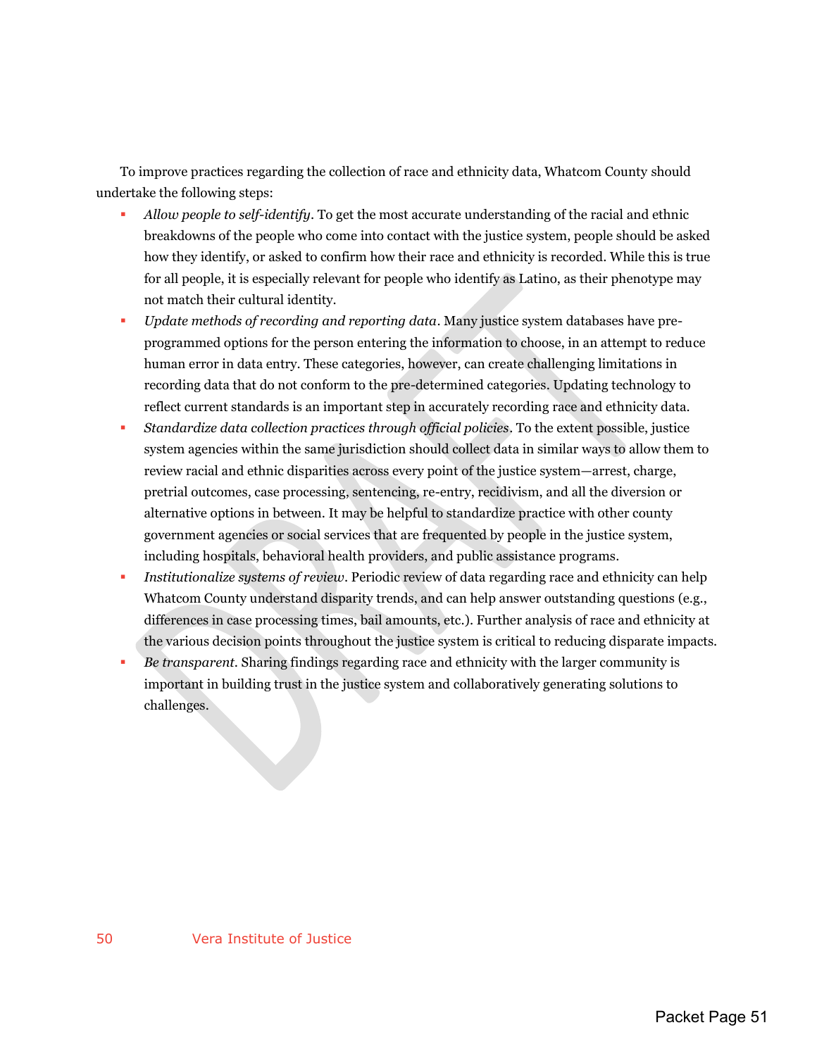To improve practices regarding the collection of race and ethnicity data, Whatcom County should undertake the following steps:

- *Allow people to self-identify*. To get the most accurate understanding of the racial and ethnic breakdowns of the people who come into contact with the justice system, people should be asked how they identify, or asked to confirm how their race and ethnicity is recorded. While this is true for all people, it is especially relevant for people who identify as Latino, as their phenotype may not match their cultural identity.
- *Update methods of recording and reporting data*. Many justice system databases have pre-programmed options for the person entering the information to choose, in an attempt to reduce human error in data entry. These categories, however, can create challenging limitations in recording data that do not conform to the pre-determined categories. Updating technology to reflect current standards is an important step in accurately recording race and ethnicity data.
- *Standardize data collection practices through official policies*. To the extent possible, justice system agencies within the same jurisdiction should collect data in similar ways to allow them to review racial and ethnic disparities across every point of the justice system—arrest, charge, pretrial outcomes, case processing, sentencing, re-entry, recidivism, and all the diversion or alternative options in between. It may be helpful to standardize practice with other county government agencies or social services that are frequented by people in the justice system, including hospitals, behavioral health providers, and public assistance programs.
- *Institutionalize systems of review*. Periodic review of data regarding race and ethnicity can help Whatcom County understand disparity trends, and can help answer outstanding questions (e.g., differences in case processing times, bail amounts, etc.). Further analysis of race and ethnicity at the various decision points throughout the justice system is critical to reducing disparate impacts.
- *Be transparent*. Sharing findings regarding race and ethnicity with the larger community is important in building trust in the justice system and collaboratively generating solutions to challenges.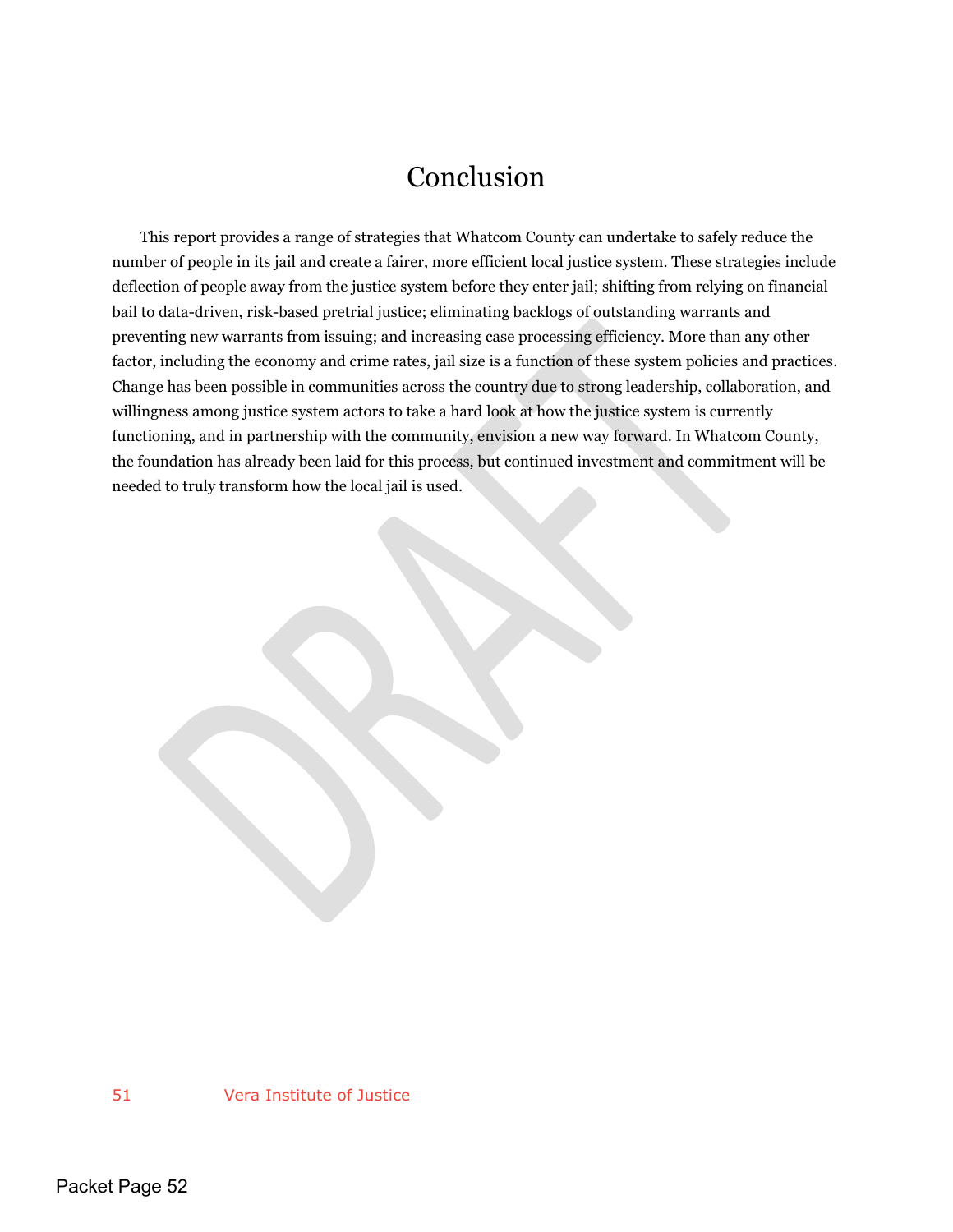# Conclusion

This report provides a range of strategies that Whatcom County can undertake to safely reduce the number of people in its jail and create a fairer, more efficient local justice system. These strategies include deflection of people away from the justice system before they enter jail; shifting from relying on financial bail to data-driven, risk-based pretrial justice; eliminating backlogs of outstanding warrants and preventing new warrants from issuing; and increasing case processing efficiency. More than any other factor, including the economy and crime rates, jail size is a function of these system policies and practices. Change has been possible in communities across the country due to strong leadership, collaboration, and willingness among justice system actors to take a hard look at how the justice system is currently functioning, and in partnership with the community, envision a new way forward. In Whatcom County, the foundation has already been laid for this process, but continued investment and commitment will be needed to truly transform how the local jail is used.